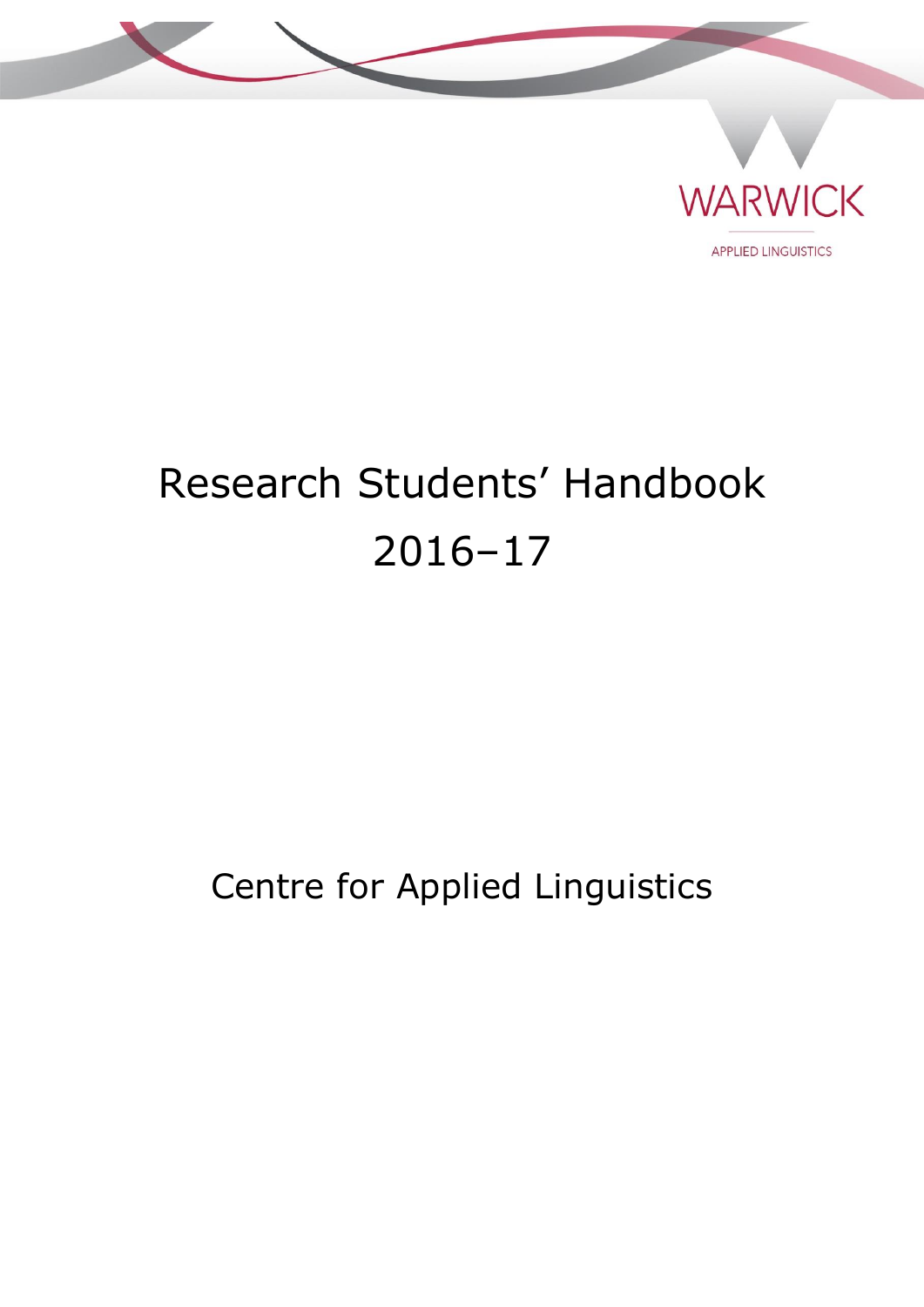WARWICK

APPLIED LINGUISTICS

# Research Students' Handbook 2016–17

## Centre for Applied Linguistics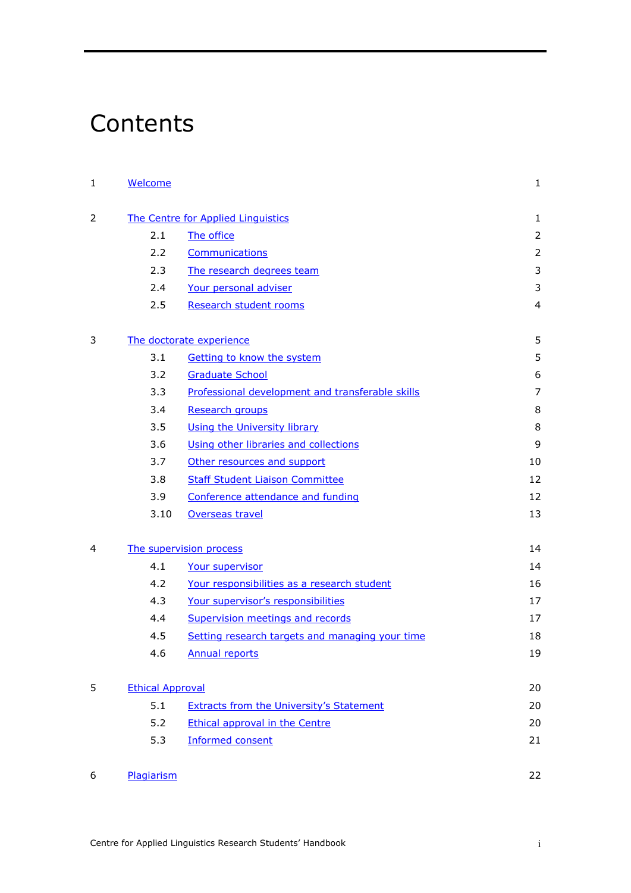# Contents

| | | |
|---|---|---|
| 1 | Welcome | 1 |
| 2 | The Centre for Applied Linguistics | 1 |
| 2.1 | The office | 2 |
| 2.2 | Communications | 2 |
| 2.3 | The research degrees team | 3 |
| 2.4 | Your personal adviser | 3 |
| 2.5 | Research student rooms | 4 |
| 3 | The doctorate experience | 5 |
| 3.1 | Getting to know the system | 5 |
| 3.2 | Graduate School | 6 |
| 3.3 | Professional development and transferable skills | 7 |
| 3.4 | Research groups | 8 |
| 3.5 | Using the University library | 8 |
| 3.6 | Using other libraries and collections | 9 |
| 3.7 | Other resources and support | 10 |
| 3.8 | Staff Student Liaison Committee | 12 |
| 3.9 | Conference attendance and funding | 12 |
| 3.10 | Overseas travel | 13 |
| 4 | The supervision process | 14 |
| 4.1 | Your supervisor | 14 |
| 4.2 | Your responsibilities as a research student | 16 |
| 4.3 | Your supervisor's responsibilities | 17 |
| 4.4 | Supervision meetings and records | 17 |
| 4.5 | Setting research targets and managing your time | 18 |
| 4.6 | Annual reports | 19 |
| 5 | Ethical Approval | 20 |
| 5.1 | Extracts from the University's Statement | 20 |
| 5.2 | Ethical approval in the Centre | 20 |
| 5.3 | Informed consent | 21 |
| 6 | Plagiarism | 22 |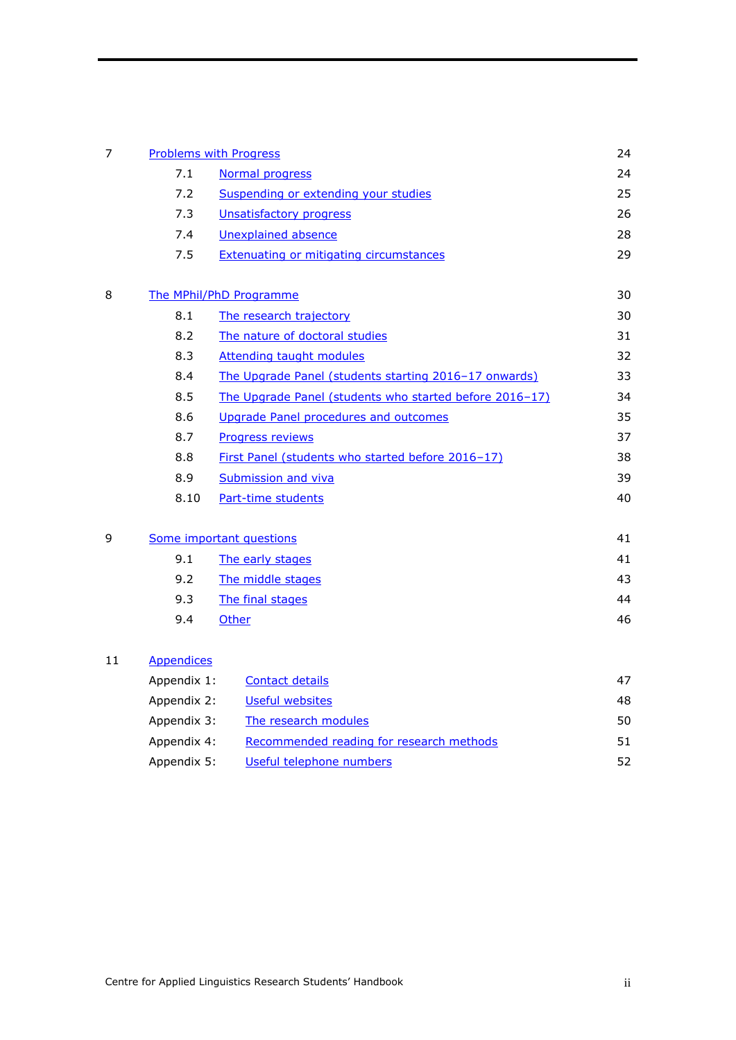| | | |
|---|---|---|
| 7 | Problems with Progress | 24 |
| 7.1 | Normal progress | 24 |
| 7.2 | Suspending or extending your studies | 25 |
| 7.3 | Unsatisfactory progress | 26 |
| 7.4 | Unexplained absence | 28 |
| 7.5 | Extenuating or mitigating circumstances | 29 |
| 8 | The MPhil/PhD Programme | 30 |
| 8.1 | The research trajectory | 30 |
| 8.2 | The nature of doctoral studies | 31 |
| 8.3 | Attending taught modules | 32 |
| 8.4 | The Upgrade Panel (students starting 2016–17 onwards) | 33 |
| 8.5 | The Upgrade Panel (students who started before 2016–17) | 34 |
| 8.6 | Upgrade Panel procedures and outcomes | 35 |
| 8.7 | Progress reviews | 37 |
| 8.8 | First Panel (students who started before 2016–17) | 38 |
| 8.9 | Submission and viva | 39 |
| 8.10 | Part-time students | 40 |
| 9 | Some important questions | 41 |
| 9.1 | The early stages | 41 |
| 9.2 | The middle stages | 43 |
| 9.3 | The final stages | 44 |
| 9.4 | Other | 46 |
| 11 | Appendices | |
| Appendix 1: | Contact details | 47 |
| Appendix 2: | Useful websites | 48 |
| Appendix 3: | The research modules | 50 |
| Appendix 4: | Recommended reading for research methods | 51 |
| Appendix 5: | Useful telephone numbers | 52 |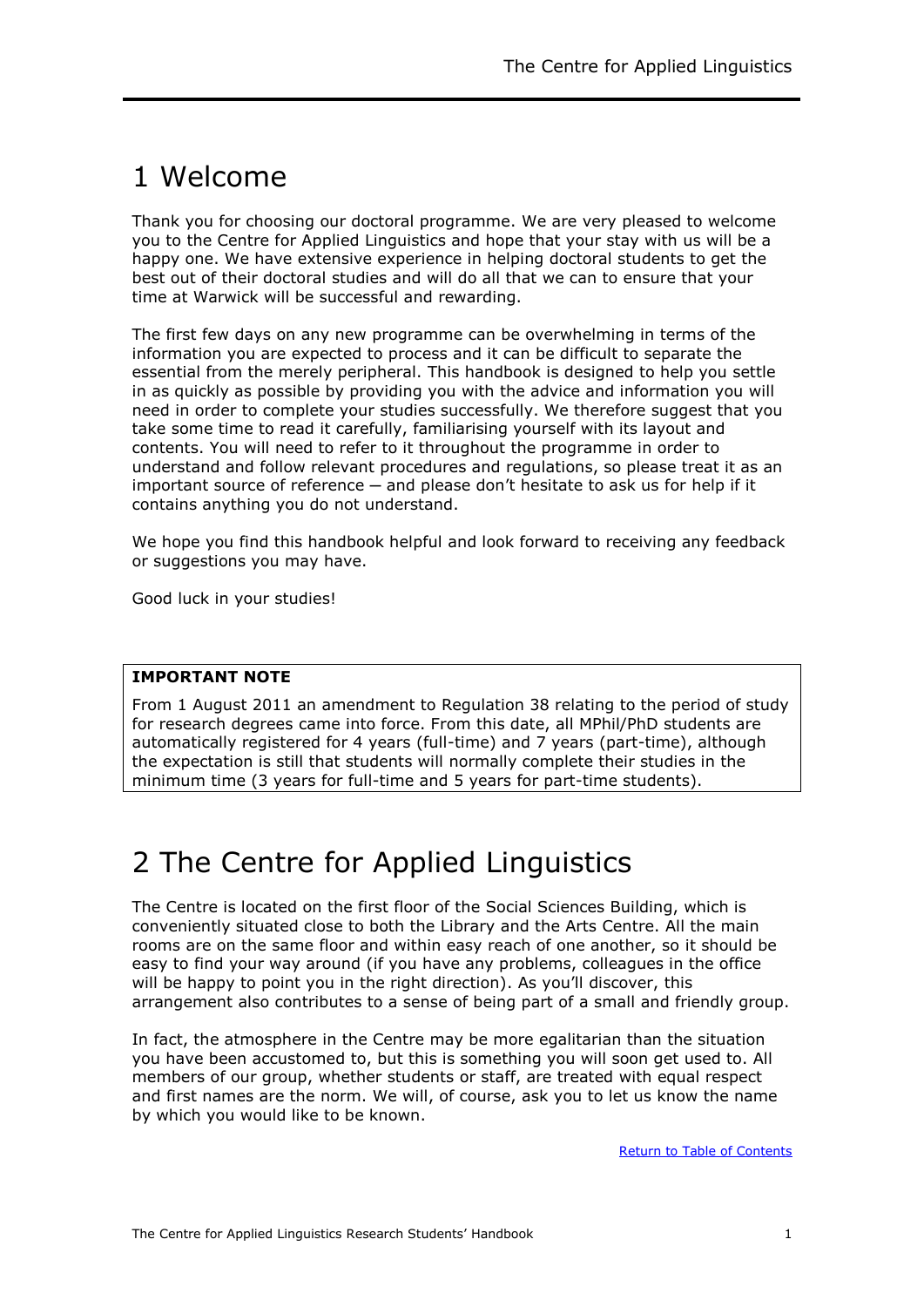# 1 Welcome

Thank you for choosing our doctoral programme. We are very pleased to welcome you to the Centre for Applied Linguistics and hope that your stay with us will be a happy one. We have extensive experience in helping doctoral students to get the best out of their doctoral studies and will do all that we can to ensure that your time at Warwick will be successful and rewarding.

The first few days on any new programme can be overwhelming in terms of the information you are expected to process and it can be difficult to separate the essential from the merely peripheral. This handbook is designed to help you settle in as quickly as possible by providing you with the advice and information you will need in order to complete your studies successfully. We therefore suggest that you take some time to read it carefully, familiarising yourself with its layout and contents. You will need to refer to it throughout the programme in order to understand and follow relevant procedures and regulations, so please treat it as an important source of reference – and please don't hesitate to ask us for help if it contains anything you do not understand.

We hope you find this handbook helpful and look forward to receiving any feedback or suggestions you may have.

Good luck in your studies!

**IMPORTANT NOTE**

From 1 August 2011 an amendment to Regulation 38 relating to the period of study for research degrees came into force. From this date, all MPhil/PhD students are automatically registered for 4 years (full-time) and 7 years (part-time), although the expectation is still that students will normally complete their studies in the minimum time (3 years for full-time and 5 years for part-time students).

# 2 The Centre for Applied Linguistics

The Centre is located on the first floor of the Social Sciences Building, which is conveniently situated close to both the Library and the Arts Centre. All the main rooms are on the same floor and within easy reach of one another, so it should be easy to find your way around (if you have any problems, colleagues in the office will be happy to point you in the right direction). As you'll discover, this arrangement also contributes to a sense of being part of a small and friendly group.

In fact, the atmosphere in the Centre may be more egalitarian than the situation you have been accustomed to, but this is something you will soon get used to. All members of our group, whether students or staff, are treated with equal respect and first names are the norm. We will, of course, ask you to let us know the name by which you would like to be known.

Return to Table of Contents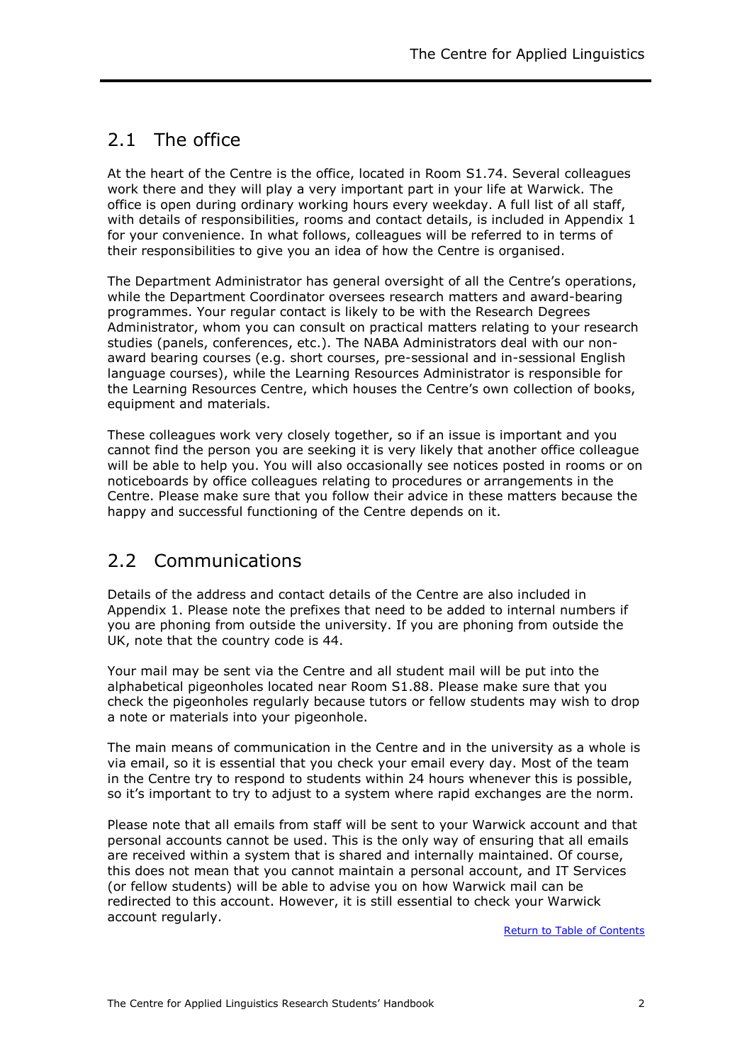## 2.1 The office

At the heart of the Centre is the office, located in Room S1.74. Several colleagues work there and they will play a very important part in your life at Warwick. The office is open during ordinary working hours every weekday. A full list of all staff, with details of responsibilities, rooms and contact details, is included in Appendix 1 for your convenience. In what follows, colleagues will be referred to in terms of their responsibilities to give you an idea of how the Centre is organised.

The Department Administrator has general oversight of all the Centre's operations, while the Department Coordinator oversees research matters and award-bearing programmes. Your regular contact is likely to be with the Research Degrees Administrator, whom you can consult on practical matters relating to your research studies (panels, conferences, etc.). The NABA Administrators deal with our non-award bearing courses (e.g. short courses, pre-sessional and in-sessional English language courses), while the Learning Resources Administrator is responsible for the Learning Resources Centre, which houses the Centre's own collection of books, equipment and materials.

These colleagues work very closely together, so if an issue is important and you cannot find the person you are seeking it is very likely that another office colleague will be able to help you. You will also occasionally see notices posted in rooms or on noticeboards by office colleagues relating to procedures or arrangements in the Centre. Please make sure that you follow their advice in these matters because the happy and successful functioning of the Centre depends on it.

## 2.2 Communications

Details of the address and contact details of the Centre are also included in Appendix 1. Please note the prefixes that need to be added to internal numbers if you are phoning from outside the university. If you are phoning from outside the UK, note that the country code is 44.

Your mail may be sent via the Centre and all student mail will be put into the alphabetical pigeonholes located near Room S1.88. Please make sure that you check the pigeonholes regularly because tutors or fellow students may wish to drop a note or materials into your pigeonhole.

The main means of communication in the Centre and in the university as a whole is via email, so it is essential that you check your email every day. Most of the team in the Centre try to respond to students within 24 hours whenever this is possible, so it's important to try to adjust to a system where rapid exchanges are the norm.

Please note that all emails from staff will be sent to your Warwick account and that personal accounts cannot be used. This is the only way of ensuring that all emails are received within a system that is shared and internally maintained. Of course, this does not mean that you cannot maintain a personal account, and IT Services (or fellow students) will be able to advise you on how Warwick mail can be redirected to this account. However, it is still essential to check your Warwick account regularly.

Return to Table of Contents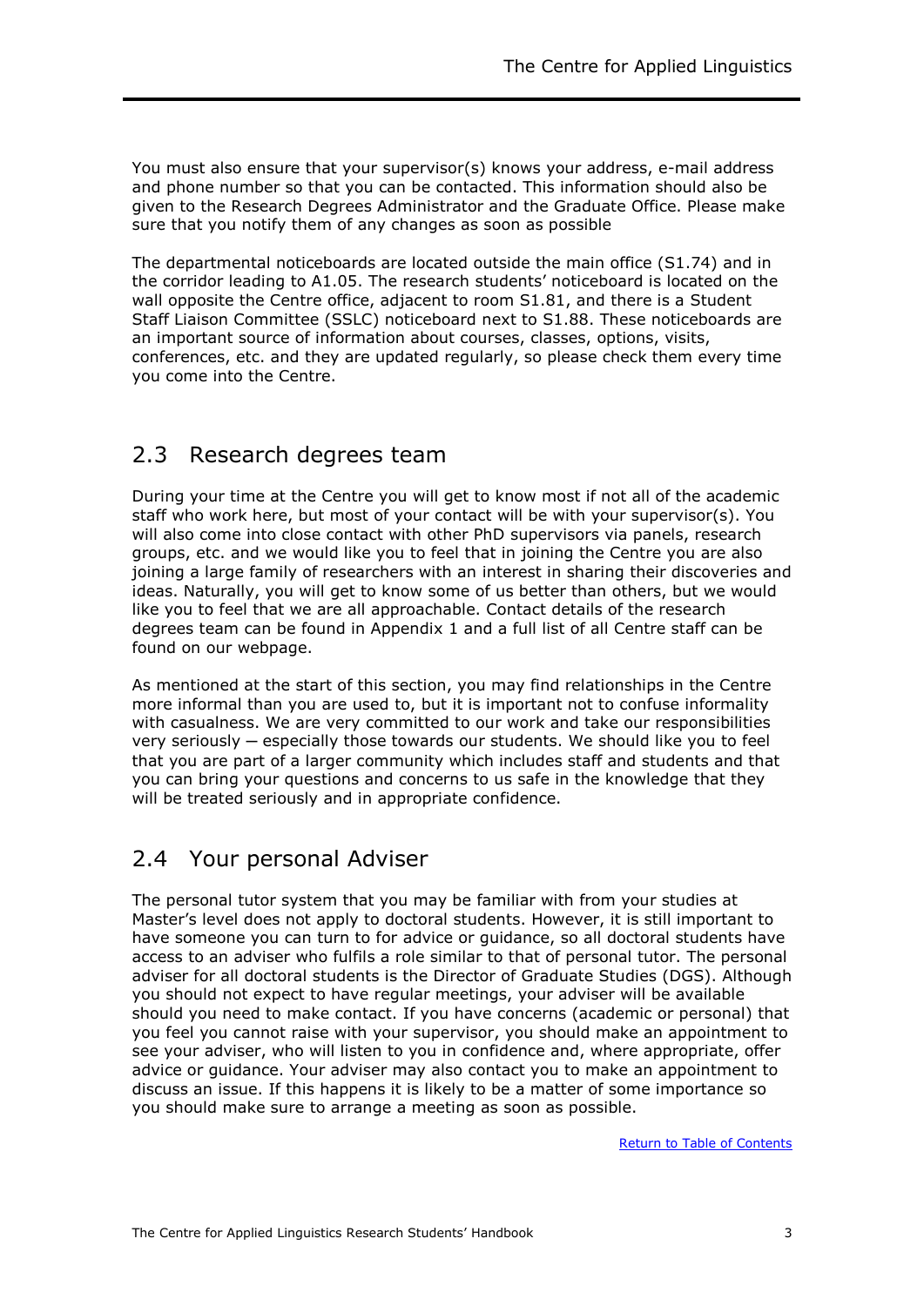You must also ensure that your supervisor(s) knows your address, e-mail address and phone number so that you can be contacted. This information should also be given to the Research Degrees Administrator and the Graduate Office. Please make sure that you notify them of any changes as soon as possible

The departmental noticeboards are located outside the main office (S1.74) and in the corridor leading to A1.05. The research students' noticeboard is located on the wall opposite the Centre office, adjacent to room S1.81, and there is a Student Staff Liaison Committee (SSLC) noticeboard next to S1.88. These noticeboards are an important source of information about courses, classes, options, visits, conferences, etc. and they are updated regularly, so please check them every time you come into the Centre.

## 2.3 Research degrees team

During your time at the Centre you will get to know most if not all of the academic staff who work here, but most of your contact will be with your supervisor(s). You will also come into close contact with other PhD supervisors via panels, research groups, etc. and we would like you to feel that in joining the Centre you are also joining a large family of researchers with an interest in sharing their discoveries and ideas. Naturally, you will get to know some of us better than others, but we would like you to feel that we are all approachable. Contact details of the research degrees team can be found in Appendix 1 and a full list of all Centre staff can be found on our webpage.

As mentioned at the start of this section, you may find relationships in the Centre more informal than you are used to, but it is important not to confuse informality with casualness. We are very committed to our work and take our responsibilities very seriously – especially those towards our students. We should like you to feel that you are part of a larger community which includes staff and students and that you can bring your questions and concerns to us safe in the knowledge that they will be treated seriously and in appropriate confidence.

## 2.4 Your personal Adviser

The personal tutor system that you may be familiar with from your studies at Master's level does not apply to doctoral students. However, it is still important to have someone you can turn to for advice or guidance, so all doctoral students have access to an adviser who fulfils a role similar to that of personal tutor. The personal adviser for all doctoral students is the Director of Graduate Studies (DGS). Although you should not expect to have regular meetings, your adviser will be available should you need to make contact. If you have concerns (academic or personal) that you feel you cannot raise with your supervisor, you should make an appointment to see your adviser, who will listen to you in confidence and, where appropriate, offer advice or guidance. Your adviser may also contact you to make an appointment to discuss an issue. If this happens it is likely to be a matter of some importance so you should make sure to arrange a meeting as soon as possible.

Return to Table of Contents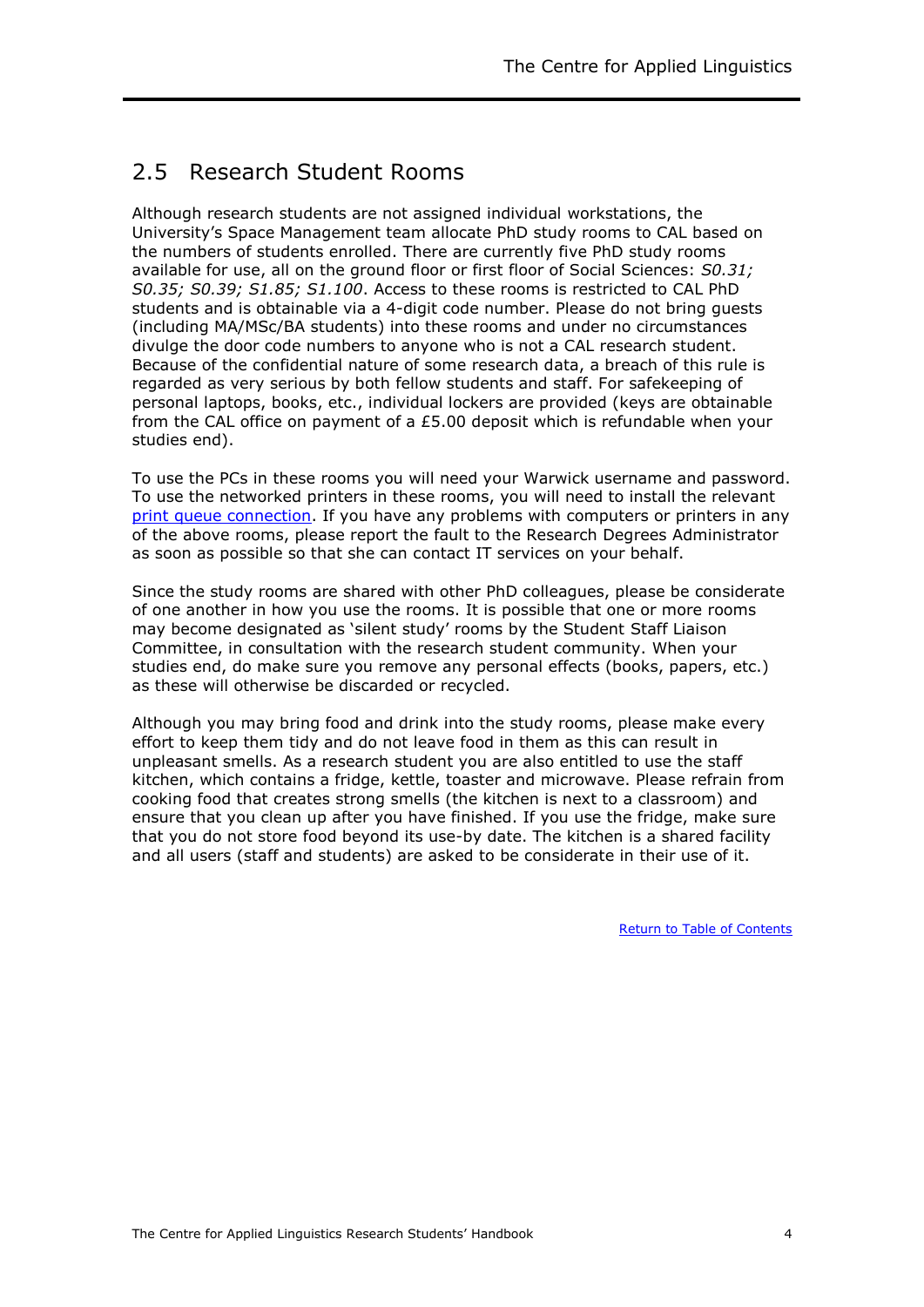## 2.5 Research Student Rooms

Although research students are not assigned individual workstations, the University's Space Management team allocate PhD study rooms to CAL based on the numbers of students enrolled. There are currently five PhD study rooms available for use, all on the ground floor or first floor of Social Sciences: *S0.31; S0.35; S0.39; S1.85; S1.100*. Access to these rooms is restricted to CAL PhD students and is obtainable via a 4-digit code number. Please do not bring guests (including MA/MSc/BA students) into these rooms and under no circumstances divulge the door code numbers to anyone who is not a CAL research student. Because of the confidential nature of some research data, a breach of this rule is regarded as very serious by both fellow students and staff. For safekeeping of personal laptops, books, etc., individual lockers are provided (keys are obtainable from the CAL office on payment of a £5.00 deposit which is refundable when your studies end).

To use the PCs in these rooms you will need your Warwick username and password. To use the networked printers in these rooms, you will need to install the relevant print queue connection. If you have any problems with computers or printers in any of the above rooms, please report the fault to the Research Degrees Administrator as soon as possible so that she can contact IT services on your behalf.

Since the study rooms are shared with other PhD colleagues, please be considerate of one another in how you use the rooms. It is possible that one or more rooms may become designated as 'silent study' rooms by the Student Staff Liaison Committee, in consultation with the research student community. When your studies end, do make sure you remove any personal effects (books, papers, etc.) as these will otherwise be discarded or recycled.

Although you may bring food and drink into the study rooms, please make every effort to keep them tidy and do not leave food in them as this can result in unpleasant smells. As a research student you are also entitled to use the staff kitchen, which contains a fridge, kettle, toaster and microwave. Please refrain from cooking food that creates strong smells (the kitchen is next to a classroom) and ensure that you clean up after you have finished. If you use the fridge, make sure that you do not store food beyond its use-by date. The kitchen is a shared facility and all users (staff and students) are asked to be considerate in their use of it.

Return to Table of Contents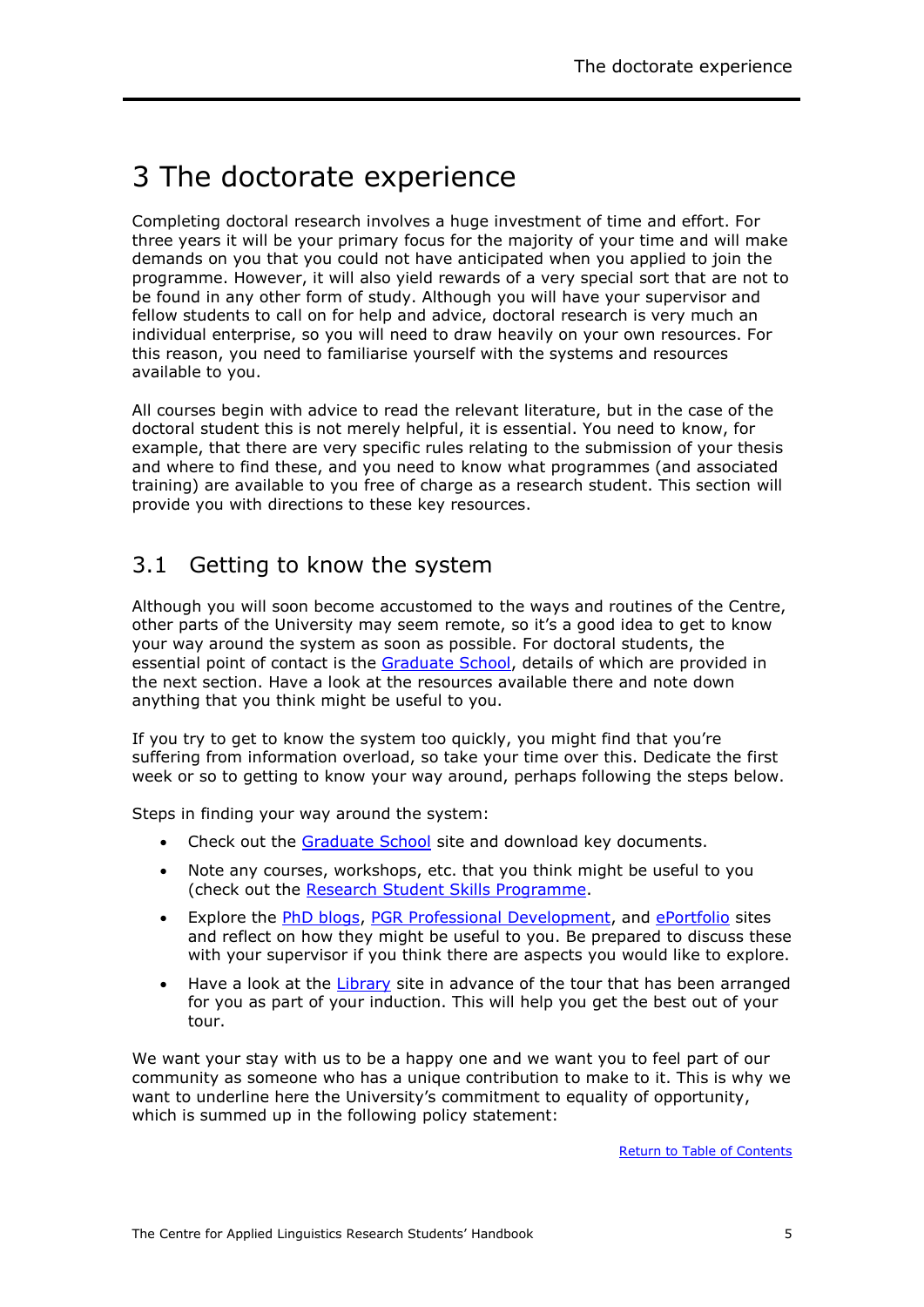# 3 The doctorate experience

Completing doctoral research involves a huge investment of time and effort. For three years it will be your primary focus for the majority of your time and will make demands on you that you could not have anticipated when you applied to join the programme. However, it will also yield rewards of a very special sort that are not to be found in any other form of study. Although you will have your supervisor and fellow students to call on for help and advice, doctoral research is very much an individual enterprise, so you will need to draw heavily on your own resources. For this reason, you need to familiarise yourself with the systems and resources available to you.

All courses begin with advice to read the relevant literature, but in the case of the doctoral student this is not merely helpful, it is essential. You need to know, for example, that there are very specific rules relating to the submission of your thesis and where to find these, and you need to know what programmes (and associated training) are available to you free of charge as a research student. This section will provide you with directions to these key resources.

## 3.1 Getting to know the system

Although you will soon become accustomed to the ways and routines of the Centre, other parts of the University may seem remote, so it's a good idea to get to know your way around the system as soon as possible. For doctoral students, the essential point of contact is the Graduate School, details of which are provided in the next section. Have a look at the resources available there and note down anything that you think might be useful to you.

If you try to get to know the system too quickly, you might find that you're suffering from information overload, so take your time over this. Dedicate the first week or so to getting to know your way around, perhaps following the steps below.

Steps in finding your way around the system:

- Check out the Graduate School site and download key documents.
- Note any courses, workshops, etc. that you think might be useful to you (check out the Research Student Skills Programme.
- Explore the PhD blogs, PGR Professional Development, and ePortfolio sites and reflect on how they might be useful to you. Be prepared to discuss these with your supervisor if you think there are aspects you would like to explore.
- Have a look at the Library site in advance of the tour that has been arranged for you as part of your induction. This will help you get the best out of your tour.

We want your stay with us to be a happy one and we want you to feel part of our community as someone who has a unique contribution to make to it. This is why we want to underline here the University's commitment to equality of opportunity, which is summed up in the following policy statement:

Return to Table of Contents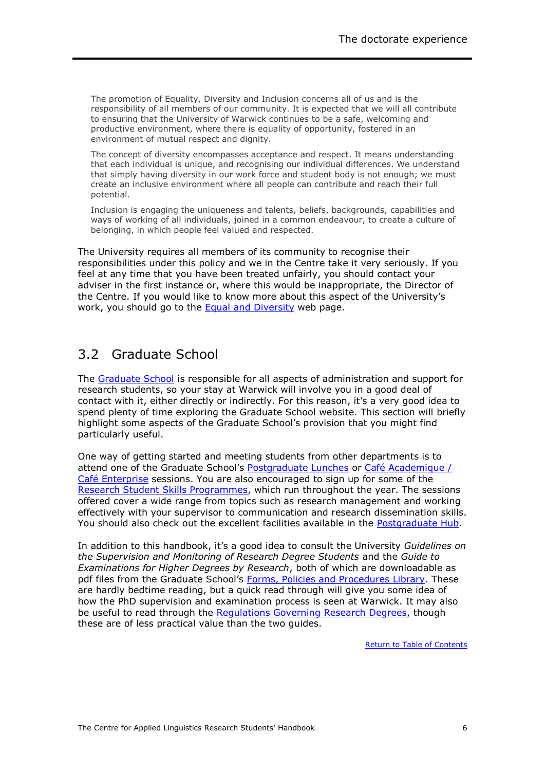> The promotion of Equality, Diversity and Inclusion concerns all of us and is the responsibility of all members of our community. It is expected that we will all contribute to ensuring that the University of Warwick continues to be a safe, welcoming and productive environment, where there is equality of opportunity, fostered in an environment of mutual respect and dignity.
>
> The concept of diversity encompasses acceptance and respect. It means understanding that each individual is unique, and recognising our individual differences. We understand that simply having diversity in our work force and student body is not enough; we must create an inclusive environment where all people can contribute and reach their full potential.
>
> Inclusion is engaging the uniqueness and talents, beliefs, backgrounds, capabilities and ways of working of all individuals, joined in a common endeavour, to create a culture of belonging, in which people feel valued and respected.

The University requires all members of its community to recognise their responsibilities under this policy and we in the Centre take it very seriously. If you feel at any time that you have been treated unfairly, you should contact your adviser in the first instance or, where this would be inappropriate, the Director of the Centre. If you would like to know more about this aspect of the University's work, you should go to the Equal and Diversity web page.

## 3.2 Graduate School

The Graduate School is responsible for all aspects of administration and support for research students, so your stay at Warwick will involve you in a good deal of contact with it, either directly or indirectly. For this reason, it's a very good idea to spend plenty of time exploring the Graduate School website. This section will briefly highlight some aspects of the Graduate School's provision that you might find particularly useful.

One way of getting started and meeting students from other departments is to attend one of the Graduate School's Postgraduate Lunches or Café Academique / Café Enterprise sessions. You are also encouraged to sign up for some of the Research Student Skills Programmes, which run throughout the year. The sessions offered cover a wide range from topics such as research management and working effectively with your supervisor to communication and research dissemination skills. You should also check out the excellent facilities available in the Postgraduate Hub.

In addition to this handbook, it's a good idea to consult the University *Guidelines on the Supervision and Monitoring of Research Degree Students* and the *Guide to Examinations for Higher Degrees by Research*, both of which are downloadable as pdf files from the Graduate School's Forms, Policies and Procedures Library. These are hardly bedtime reading, but a quick read through will give you some idea of how the PhD supervision and examination process is seen at Warwick. It may also be useful to read through the Regulations Governing Research Degrees, though these are of less practical value than the two guides.

Return to Table of Contents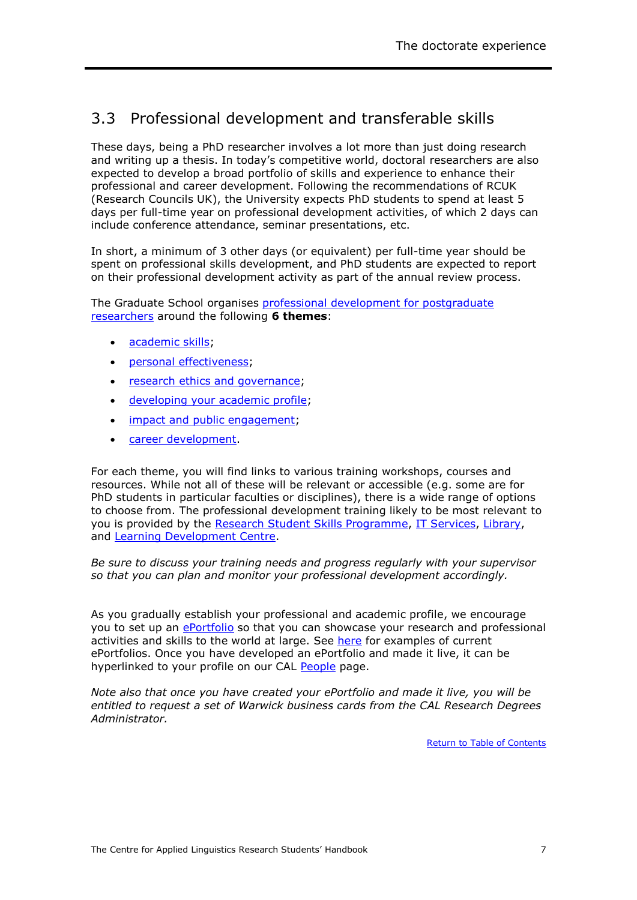## 3.3 Professional development and transferable skills

These days, being a PhD researcher involves a lot more than just doing research and writing up a thesis. In today's competitive world, doctoral researchers are also expected to develop a broad portfolio of skills and experience to enhance their professional and career development. Following the recommendations of RCUK (Research Councils UK), the University expects PhD students to spend at least 5 days per full-time year on professional development activities, of which 2 days can include conference attendance, seminar presentations, etc.

In short, a minimum of 3 other days (or equivalent) per full-time year should be spent on professional skills development, and PhD students are expected to report on their professional development activity as part of the annual review process.

The Graduate School organises professional development for postgraduate researchers around the following **6 themes**:

- academic skills;
- personal effectiveness;
- research ethics and governance;
- developing your academic profile;
- impact and public engagement;
- career development.

For each theme, you will find links to various training workshops, courses and resources. While not all of these will be relevant or accessible (e.g. some are for PhD students in particular faculties or disciplines), there is a wide range of options to choose from. The professional development training likely to be most relevant to you is provided by the Research Student Skills Programme, IT Services, Library, and Learning Development Centre.

*Be sure to discuss your training needs and progress regularly with your supervisor so that you can plan and monitor your professional development accordingly.*

As you gradually establish your professional and academic profile, we encourage you to set up an ePortfolio so that you can showcase your research and professional activities and skills to the world at large. See here for examples of current ePortfolios. Once you have developed an ePortfolio and made it live, it can be hyperlinked to your profile on our CAL People page.

*Note also that once you have created your ePortfolio and made it live, you will be entitled to request a set of Warwick business cards from the CAL Research Degrees Administrator.*

Return to Table of Contents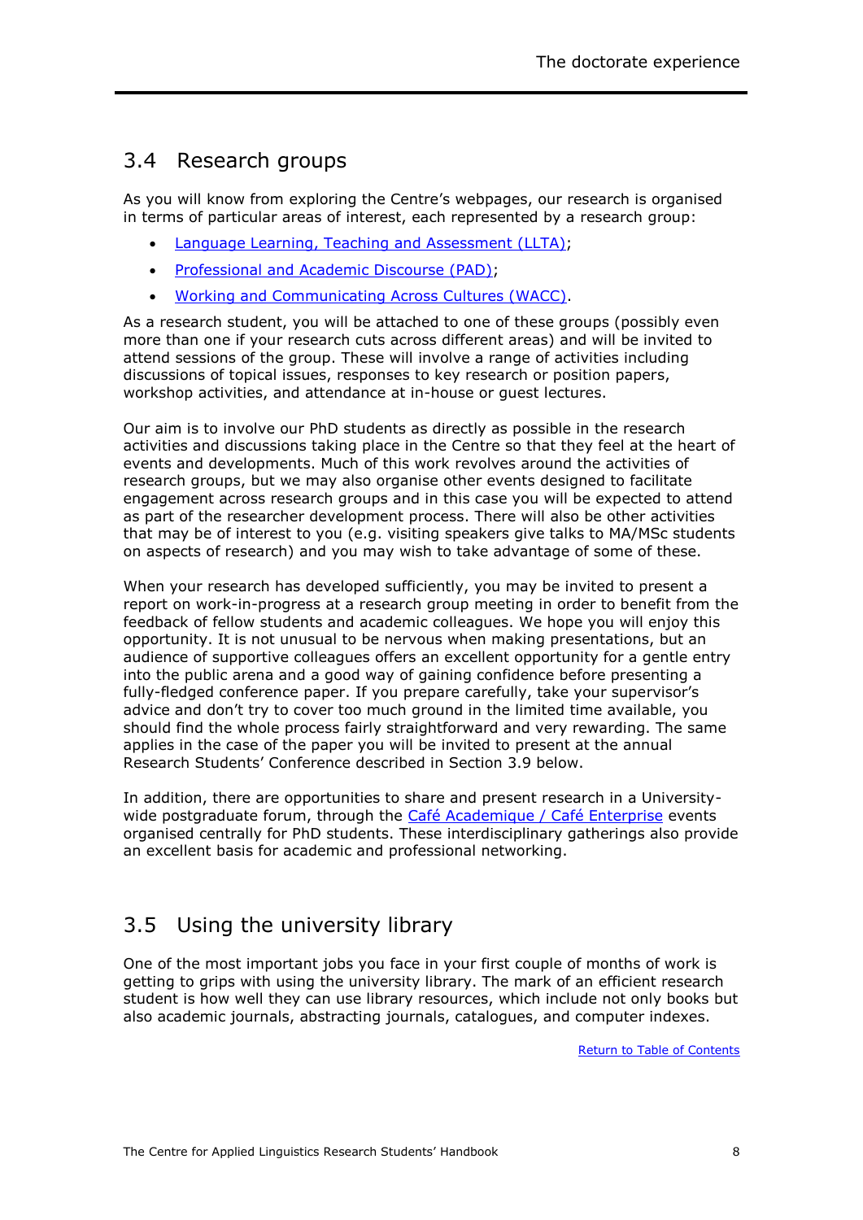## 3.4 Research groups

As you will know from exploring the Centre's webpages, our research is organised in terms of particular areas of interest, each represented by a research group:

- Language Learning, Teaching and Assessment (LLTA);
- Professional and Academic Discourse (PAD);
- Working and Communicating Across Cultures (WACC).

As a research student, you will be attached to one of these groups (possibly even more than one if your research cuts across different areas) and will be invited to attend sessions of the group. These will involve a range of activities including discussions of topical issues, responses to key research or position papers, workshop activities, and attendance at in-house or guest lectures.

Our aim is to involve our PhD students as directly as possible in the research activities and discussions taking place in the Centre so that they feel at the heart of events and developments. Much of this work revolves around the activities of research groups, but we may also organise other events designed to facilitate engagement across research groups and in this case you will be expected to attend as part of the researcher development process. There will also be other activities that may be of interest to you (e.g. visiting speakers give talks to MA/MSc students on aspects of research) and you may wish to take advantage of some of these.

When your research has developed sufficiently, you may be invited to present a report on work-in-progress at a research group meeting in order to benefit from the feedback of fellow students and academic colleagues. We hope you will enjoy this opportunity. It is not unusual to be nervous when making presentations, but an audience of supportive colleagues offers an excellent opportunity for a gentle entry into the public arena and a good way of gaining confidence before presenting a fully-fledged conference paper. If you prepare carefully, take your supervisor's advice and don't try to cover too much ground in the limited time available, you should find the whole process fairly straightforward and very rewarding. The same applies in the case of the paper you will be invited to present at the annual Research Students' Conference described in Section 3.9 below.

In addition, there are opportunities to share and present research in a University-wide postgraduate forum, through the Café Academique / Café Enterprise events organised centrally for PhD students. These interdisciplinary gatherings also provide an excellent basis for academic and professional networking.

## 3.5 Using the university library

One of the most important jobs you face in your first couple of months of work is getting to grips with using the university library. The mark of an efficient research student is how well they can use library resources, which include not only books but also academic journals, abstracting journals, catalogues, and computer indexes.

Return to Table of Contents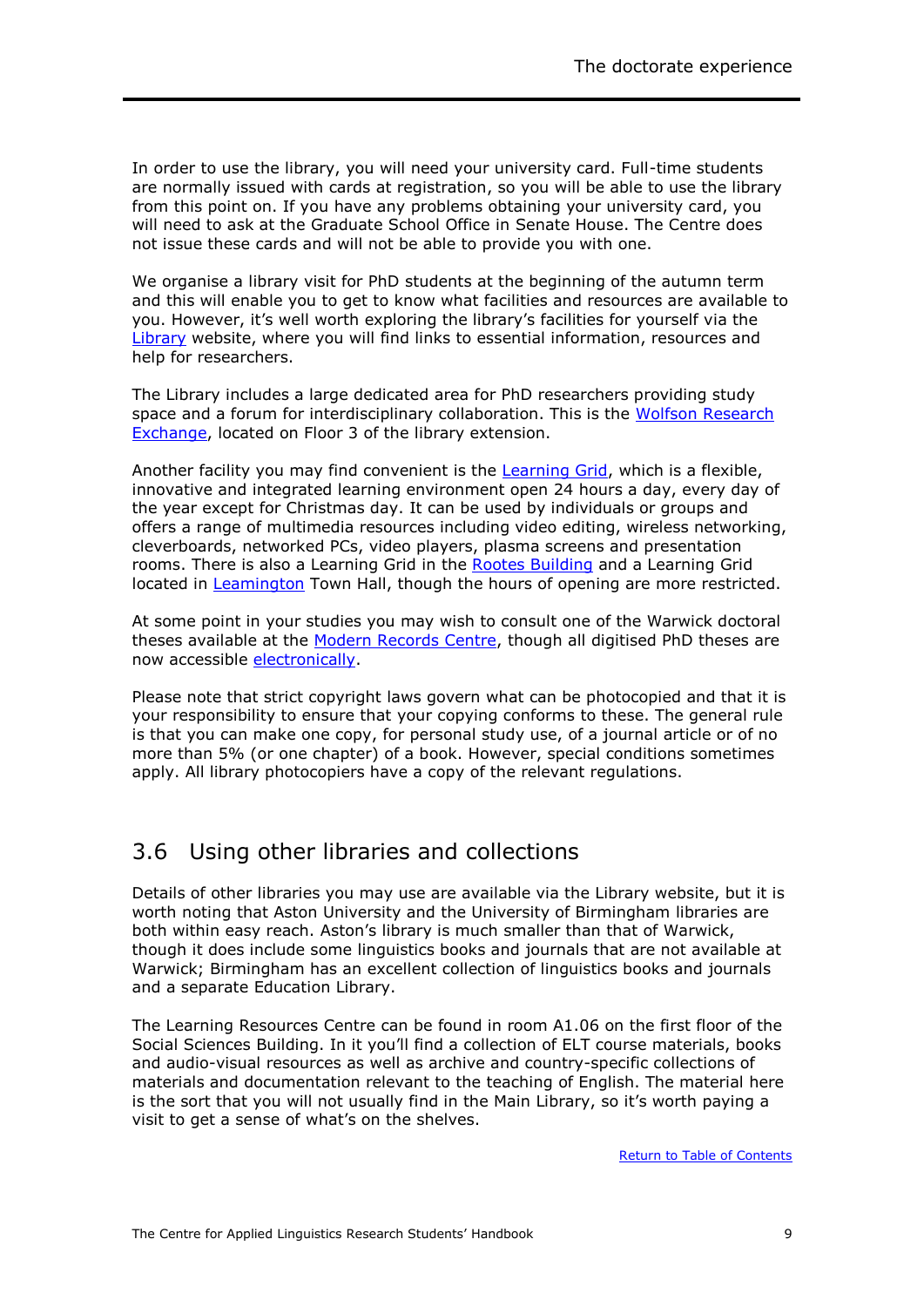In order to use the library, you will need your university card. Full-time students are normally issued with cards at registration, so you will be able to use the library from this point on. If you have any problems obtaining your university card, you will need to ask at the Graduate School Office in Senate House. The Centre does not issue these cards and will not be able to provide you with one.

We organise a library visit for PhD students at the beginning of the autumn term and this will enable you to get to know what facilities and resources are available to you. However, it's well worth exploring the library's facilities for yourself via the Library website, where you will find links to essential information, resources and help for researchers.

The Library includes a large dedicated area for PhD researchers providing study space and a forum for interdisciplinary collaboration. This is the Wolfson Research Exchange, located on Floor 3 of the library extension.

Another facility you may find convenient is the Learning Grid, which is a flexible, innovative and integrated learning environment open 24 hours a day, every day of the year except for Christmas day. It can be used by individuals or groups and offers a range of multimedia resources including video editing, wireless networking, cleverboards, networked PCs, video players, plasma screens and presentation rooms. There is also a Learning Grid in the Rootes Building and a Learning Grid located in Leamington Town Hall, though the hours of opening are more restricted.

At some point in your studies you may wish to consult one of the Warwick doctoral theses available at the Modern Records Centre, though all digitised PhD theses are now accessible electronically.

Please note that strict copyright laws govern what can be photocopied and that it is your responsibility to ensure that your copying conforms to these. The general rule is that you can make one copy, for personal study use, of a journal article or of no more than 5% (or one chapter) of a book. However, special conditions sometimes apply. All library photocopiers have a copy of the relevant regulations.

## 3.6 Using other libraries and collections

Details of other libraries you may use are available via the Library website, but it is worth noting that Aston University and the University of Birmingham libraries are both within easy reach. Aston's library is much smaller than that of Warwick, though it does include some linguistics books and journals that are not available at Warwick; Birmingham has an excellent collection of linguistics books and journals and a separate Education Library.

The Learning Resources Centre can be found in room A1.06 on the first floor of the Social Sciences Building. In it you'll find a collection of ELT course materials, books and audio-visual resources as well as archive and country-specific collections of materials and documentation relevant to the teaching of English. The material here is the sort that you will not usually find in the Main Library, so it's worth paying a visit to get a sense of what's on the shelves.

Return to Table of Contents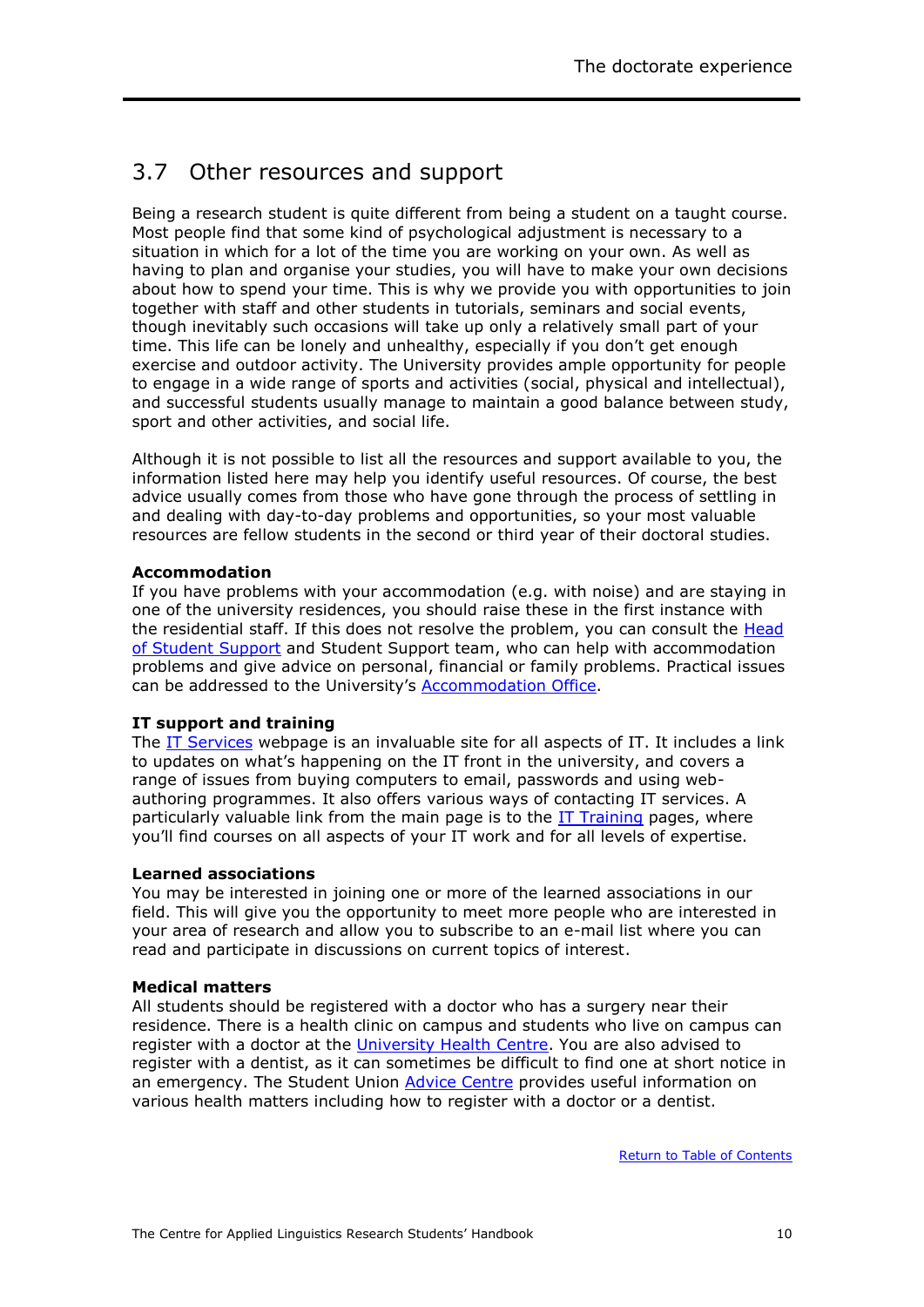## 3.7 Other resources and support

Being a research student is quite different from being a student on a taught course. Most people find that some kind of psychological adjustment is necessary to a situation in which for a lot of the time you are working on your own. As well as having to plan and organise your studies, you will have to make your own decisions about how to spend your time. This is why we provide you with opportunities to join together with staff and other students in tutorials, seminars and social events, though inevitably such occasions will take up only a relatively small part of your time. This life can be lonely and unhealthy, especially if you don't get enough exercise and outdoor activity. The University provides ample opportunity for people to engage in a wide range of sports and activities (social, physical and intellectual), and successful students usually manage to maintain a good balance between study, sport and other activities, and social life.

Although it is not possible to list all the resources and support available to you, the information listed here may help you identify useful resources. Of course, the best advice usually comes from those who have gone through the process of settling in and dealing with day-to-day problems and opportunities, so your most valuable resources are fellow students in the second or third year of their doctoral studies.

**Accommodation**

If you have problems with your accommodation (e.g. with noise) and are staying in one of the university residences, you should raise these in the first instance with the residential staff. If this does not resolve the problem, you can consult the Head of Student Support and Student Support team, who can help with accommodation problems and give advice on personal, financial or family problems. Practical issues can be addressed to the University's Accommodation Office.

**IT support and training**

The IT Services webpage is an invaluable site for all aspects of IT. It includes a link to updates on what's happening on the IT front in the university, and covers a range of issues from buying computers to email, passwords and using web-authoring programmes. It also offers various ways of contacting IT services. A particularly valuable link from the main page is to the IT Training pages, where you'll find courses on all aspects of your IT work and for all levels of expertise.

**Learned associations**

You may be interested in joining one or more of the learned associations in our field. This will give you the opportunity to meet more people who are interested in your area of research and allow you to subscribe to an e-mail list where you can read and participate in discussions on current topics of interest.

**Medical matters**

All students should be registered with a doctor who has a surgery near their residence. There is a health clinic on campus and students who live on campus can register with a doctor at the University Health Centre. You are also advised to register with a dentist, as it can sometimes be difficult to find one at short notice in an emergency. The Student Union Advice Centre provides useful information on various health matters including how to register with a doctor or a dentist.

Return to Table of Contents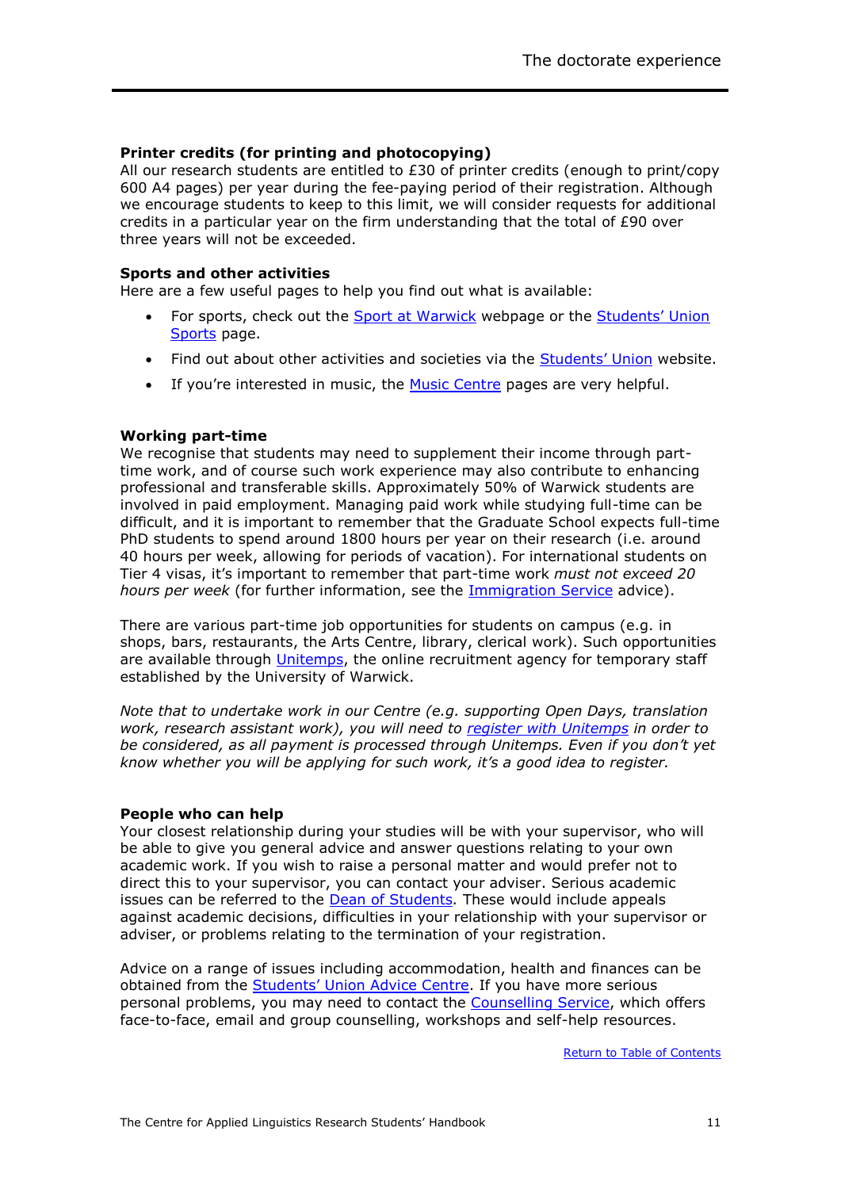**Printer credits (for printing and photocopying)**
All our research students are entitled to £30 of printer credits (enough to print/copy 600 A4 pages) per year during the fee-paying period of their registration. Although we encourage students to keep to this limit, we will consider requests for additional credits in a particular year on the firm understanding that the total of £90 over three years will not be exceeded.

**Sports and other activities**
Here are a few useful pages to help you find out what is available:

- For sports, check out the Sport at Warwick webpage or the Students' Union Sports page.
- Find out about other activities and societies via the Students' Union website.
- If you're interested in music, the Music Centre pages are very helpful.

**Working part-time**
We recognise that students may need to supplement their income through part-time work, and of course such work experience may also contribute to enhancing professional and transferable skills. Approximately 50% of Warwick students are involved in paid employment. Managing paid work while studying full-time can be difficult, and it is important to remember that the Graduate School expects full-time PhD students to spend around 1800 hours per year on their research (i.e. around 40 hours per week, allowing for periods of vacation). For international students on Tier 4 visas, it's important to remember that part-time work *must not exceed 20 hours per week* (for further information, see the Immigration Service advice).

There are various part-time job opportunities for students on campus (e.g. in shops, bars, restaurants, the Arts Centre, library, clerical work). Such opportunities are available through Unitemps, the online recruitment agency for temporary staff established by the University of Warwick.

*Note that to undertake work in our Centre (e.g. supporting Open Days, translation work, research assistant work), you will need to register with Unitemps in order to be considered, as all payment is processed through Unitemps. Even if you don't yet know whether you will be applying for such work, it's a good idea to register.*

**People who can help**
Your closest relationship during your studies will be with your supervisor, who will be able to give you general advice and answer questions relating to your own academic work. If you wish to raise a personal matter and would prefer not to direct this to your supervisor, you can contact your adviser. Serious academic issues can be referred to the Dean of Students. These would include appeals against academic decisions, difficulties in your relationship with your supervisor or adviser, or problems relating to the termination of your registration.

Advice on a range of issues including accommodation, health and finances can be obtained from the Students' Union Advice Centre. If you have more serious personal problems, you may need to contact the Counselling Service, which offers face-to-face, email and group counselling, workshops and self-help resources.

Return to Table of Contents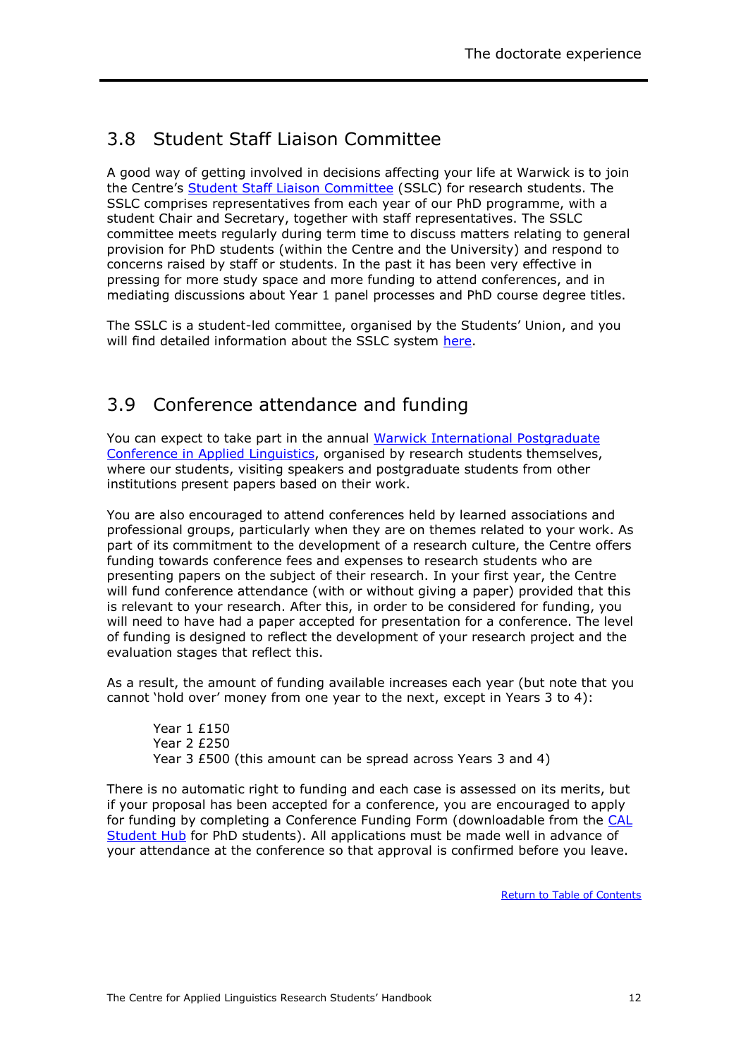## 3.8 Student Staff Liaison Committee

A good way of getting involved in decisions affecting your life at Warwick is to join the Centre's Student Staff Liaison Committee (SSLC) for research students. The SSLC comprises representatives from each year of our PhD programme, with a student Chair and Secretary, together with staff representatives. The SSLC committee meets regularly during term time to discuss matters relating to general provision for PhD students (within the Centre and the University) and respond to concerns raised by staff or students. In the past it has been very effective in pressing for more study space and more funding to attend conferences, and in mediating discussions about Year 1 panel processes and PhD course degree titles.

The SSLC is a student-led committee, organised by the Students' Union, and you will find detailed information about the SSLC system here.

## 3.9 Conference attendance and funding

You can expect to take part in the annual Warwick International Postgraduate Conference in Applied Linguistics, organised by research students themselves, where our students, visiting speakers and postgraduate students from other institutions present papers based on their work.

You are also encouraged to attend conferences held by learned associations and professional groups, particularly when they are on themes related to your work. As part of its commitment to the development of a research culture, the Centre offers funding towards conference fees and expenses to research students who are presenting papers on the subject of their research. In your first year, the Centre will fund conference attendance (with or without giving a paper) provided that this is relevant to your research. After this, in order to be considered for funding, you will need to have had a paper accepted for presentation for a conference. The level of funding is designed to reflect the development of your research project and the evaluation stages that reflect this.

As a result, the amount of funding available increases each year (but note that you cannot 'hold over' money from one year to the next, except in Years 3 to 4):

Year 1 £150
Year 2 £250
Year 3 £500 (this amount can be spread across Years 3 and 4)

There is no automatic right to funding and each case is assessed on its merits, but if your proposal has been accepted for a conference, you are encouraged to apply for funding by completing a Conference Funding Form (downloadable from the CAL Student Hub for PhD students). All applications must be made well in advance of your attendance at the conference so that approval is confirmed before you leave.

Return to Table of Contents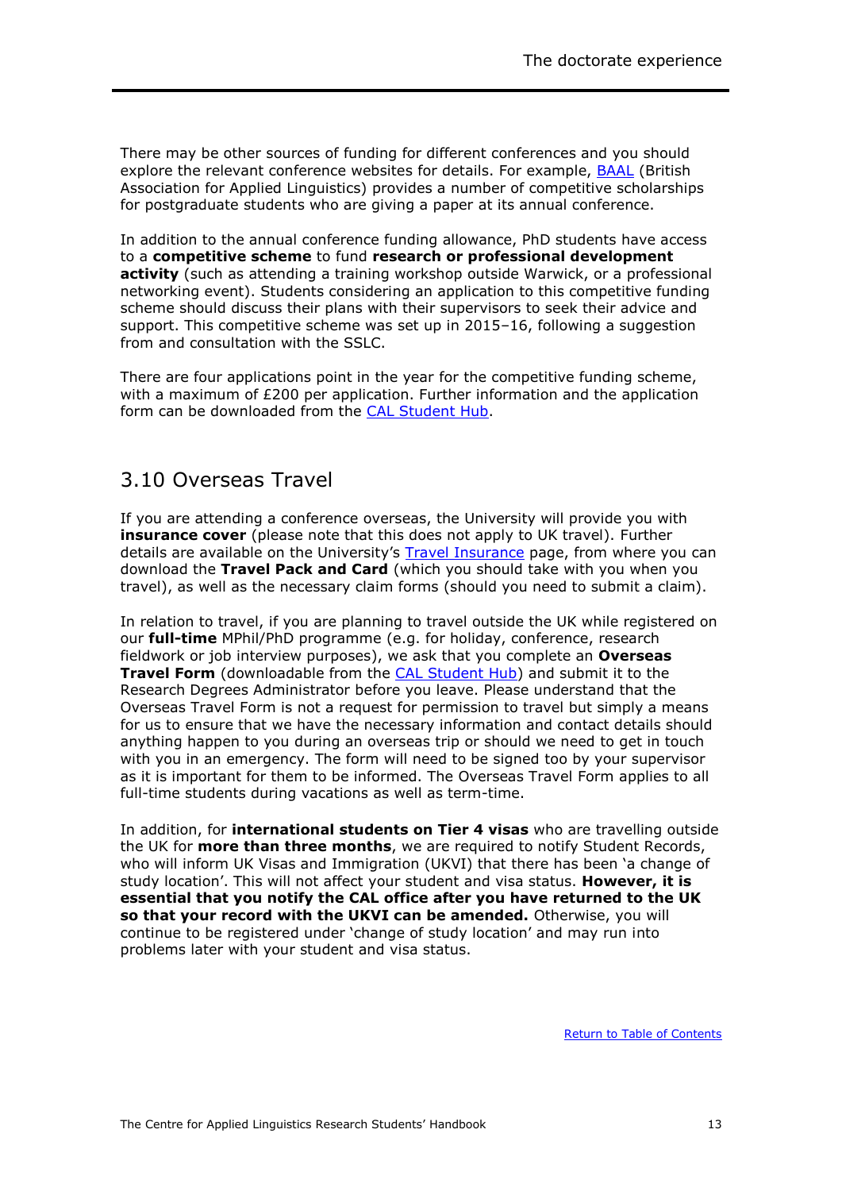There may be other sources of funding for different conferences and you should explore the relevant conference websites for details. For example, BAAL (British Association for Applied Linguistics) provides a number of competitive scholarships for postgraduate students who are giving a paper at its annual conference.

In addition to the annual conference funding allowance, PhD students have access to a **competitive scheme** to fund **research or professional development activity** (such as attending a training workshop outside Warwick, or a professional networking event). Students considering an application to this competitive funding scheme should discuss their plans with their supervisors to seek their advice and support. This competitive scheme was set up in 2015–16, following a suggestion from and consultation with the SSLC.

There are four applications point in the year for the competitive funding scheme, with a maximum of £200 per application. Further information and the application form can be downloaded from the CAL Student Hub.

## 3.10 Overseas Travel

If you are attending a conference overseas, the University will provide you with **insurance cover** (please note that this does not apply to UK travel). Further details are available on the University's Travel Insurance page, from where you can download the **Travel Pack and Card** (which you should take with you when you travel), as well as the necessary claim forms (should you need to submit a claim).

In relation to travel, if you are planning to travel outside the UK while registered on our **full-time** MPhil/PhD programme (e.g. for holiday, conference, research fieldwork or job interview purposes), we ask that you complete an **Overseas Travel Form** (downloadable from the CAL Student Hub) and submit it to the Research Degrees Administrator before you leave. Please understand that the Overseas Travel Form is not a request for permission to travel but simply a means for us to ensure that we have the necessary information and contact details should anything happen to you during an overseas trip or should we need to get in touch with you in an emergency. The form will need to be signed too by your supervisor as it is important for them to be informed. The Overseas Travel Form applies to all full-time students during vacations as well as term-time.

In addition, for **international students on Tier 4 visas** who are travelling outside the UK for **more than three months**, we are required to notify Student Records, who will inform UK Visas and Immigration (UKVI) that there has been 'a change of study location'. This will not affect your student and visa status. **However, it is essential that you notify the CAL office after you have returned to the UK so that your record with the UKVI can be amended.** Otherwise, you will continue to be registered under 'change of study location' and may run into problems later with your student and visa status.

Return to Table of Contents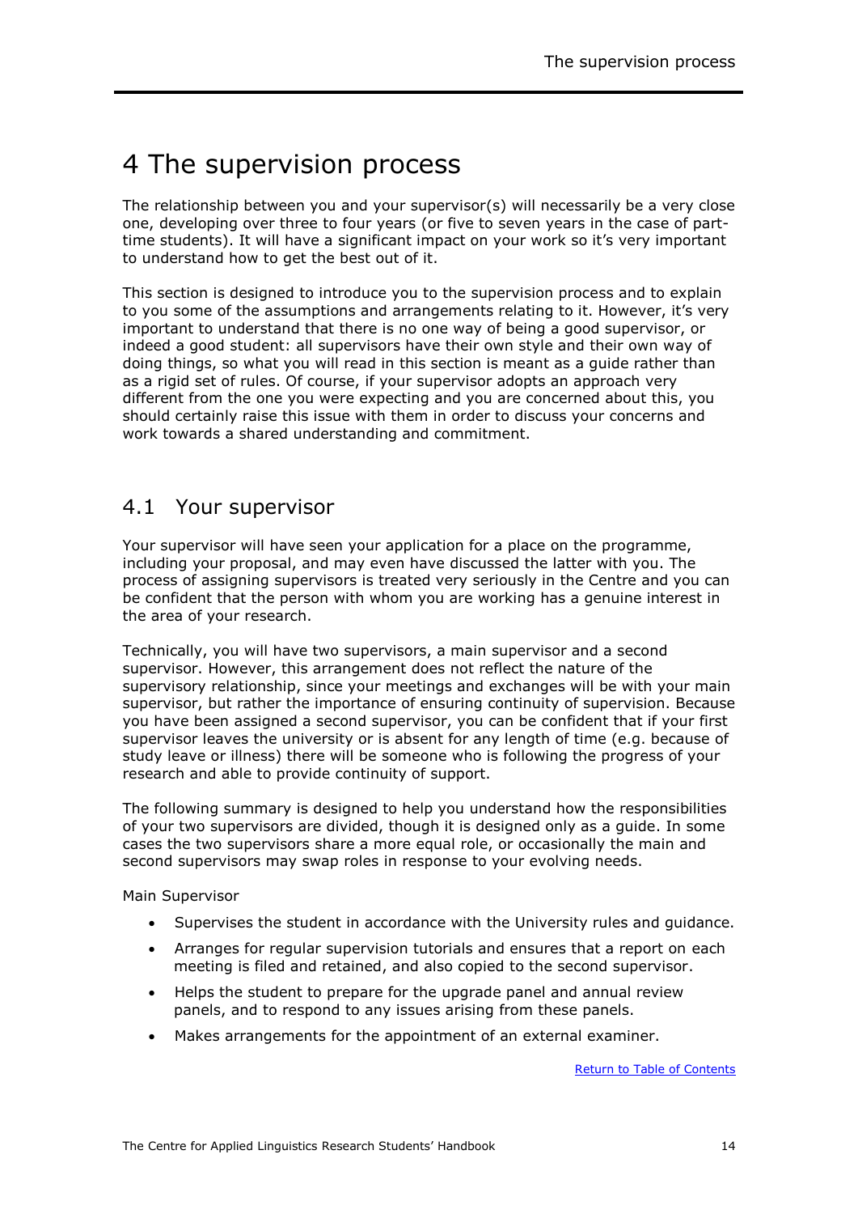# 4 The supervision process

The relationship between you and your supervisor(s) will necessarily be a very close one, developing over three to four years (or five to seven years in the case of part-time students). It will have a significant impact on your work so it's very important to understand how to get the best out of it.

This section is designed to introduce you to the supervision process and to explain to you some of the assumptions and arrangements relating to it. However, it's very important to understand that there is no one way of being a good supervisor, or indeed a good student: all supervisors have their own style and their own way of doing things, so what you will read in this section is meant as a guide rather than as a rigid set of rules. Of course, if your supervisor adopts an approach very different from the one you were expecting and you are concerned about this, you should certainly raise this issue with them in order to discuss your concerns and work towards a shared understanding and commitment.

## 4.1 Your supervisor

Your supervisor will have seen your application for a place on the programme, including your proposal, and may even have discussed the latter with you. The process of assigning supervisors is treated very seriously in the Centre and you can be confident that the person with whom you are working has a genuine interest in the area of your research.

Technically, you will have two supervisors, a main supervisor and a second supervisor. However, this arrangement does not reflect the nature of the supervisory relationship, since your meetings and exchanges will be with your main supervisor, but rather the importance of ensuring continuity of supervision. Because you have been assigned a second supervisor, you can be confident that if your first supervisor leaves the university or is absent for any length of time (e.g. because of study leave or illness) there will be someone who is following the progress of your research and able to provide continuity of support.

The following summary is designed to help you understand how the responsibilities of your two supervisors are divided, though it is designed only as a guide. In some cases the two supervisors share a more equal role, or occasionally the main and second supervisors may swap roles in response to your evolving needs.

Main Supervisor

- Supervises the student in accordance with the University rules and guidance.
- Arranges for regular supervision tutorials and ensures that a report on each meeting is filed and retained, and also copied to the second supervisor.
- Helps the student to prepare for the upgrade panel and annual review panels, and to respond to any issues arising from these panels.
- Makes arrangements for the appointment of an external examiner.

Return to Table of Contents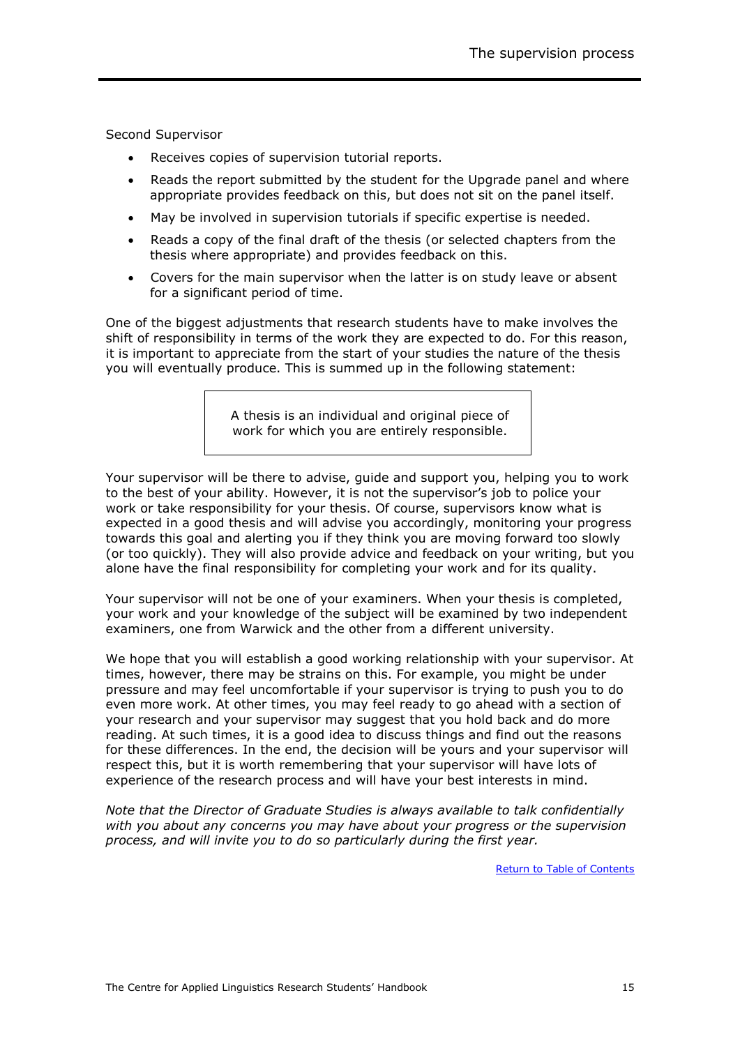Second Supervisor

- Receives copies of supervision tutorial reports.
- Reads the report submitted by the student for the Upgrade panel and where appropriate provides feedback on this, but does not sit on the panel itself.
- May be involved in supervision tutorials if specific expertise is needed.
- Reads a copy of the final draft of the thesis (or selected chapters from the thesis where appropriate) and provides feedback on this.
- Covers for the main supervisor when the latter is on study leave or absent for a significant period of time.

One of the biggest adjustments that research students have to make involves the shift of responsibility in terms of the work they are expected to do. For this reason, it is important to appreciate from the start of your studies the nature of the thesis you will eventually produce. This is summed up in the following statement:

> A thesis is an individual and original piece of work for which you are entirely responsible.

Your supervisor will be there to advise, guide and support you, helping you to work to the best of your ability. However, it is not the supervisor's job to police your work or take responsibility for your thesis. Of course, supervisors know what is expected in a good thesis and will advise you accordingly, monitoring your progress towards this goal and alerting you if they think you are moving forward too slowly (or too quickly). They will also provide advice and feedback on your writing, but you alone have the final responsibility for completing your work and for its quality.

Your supervisor will not be one of your examiners. When your thesis is completed, your work and your knowledge of the subject will be examined by two independent examiners, one from Warwick and the other from a different university.

We hope that you will establish a good working relationship with your supervisor. At times, however, there may be strains on this. For example, you might be under pressure and may feel uncomfortable if your supervisor is trying to push you to do even more work. At other times, you may feel ready to go ahead with a section of your research and your supervisor may suggest that you hold back and do more reading. At such times, it is a good idea to discuss things and find out the reasons for these differences. In the end, the decision will be yours and your supervisor will respect this, but it is worth remembering that your supervisor will have lots of experience of the research process and will have your best interests in mind.

*Note that the Director of Graduate Studies is always available to talk confidentially with you about any concerns you may have about your progress or the supervision process, and will invite you to do so particularly during the first year.*

Return to Table of Contents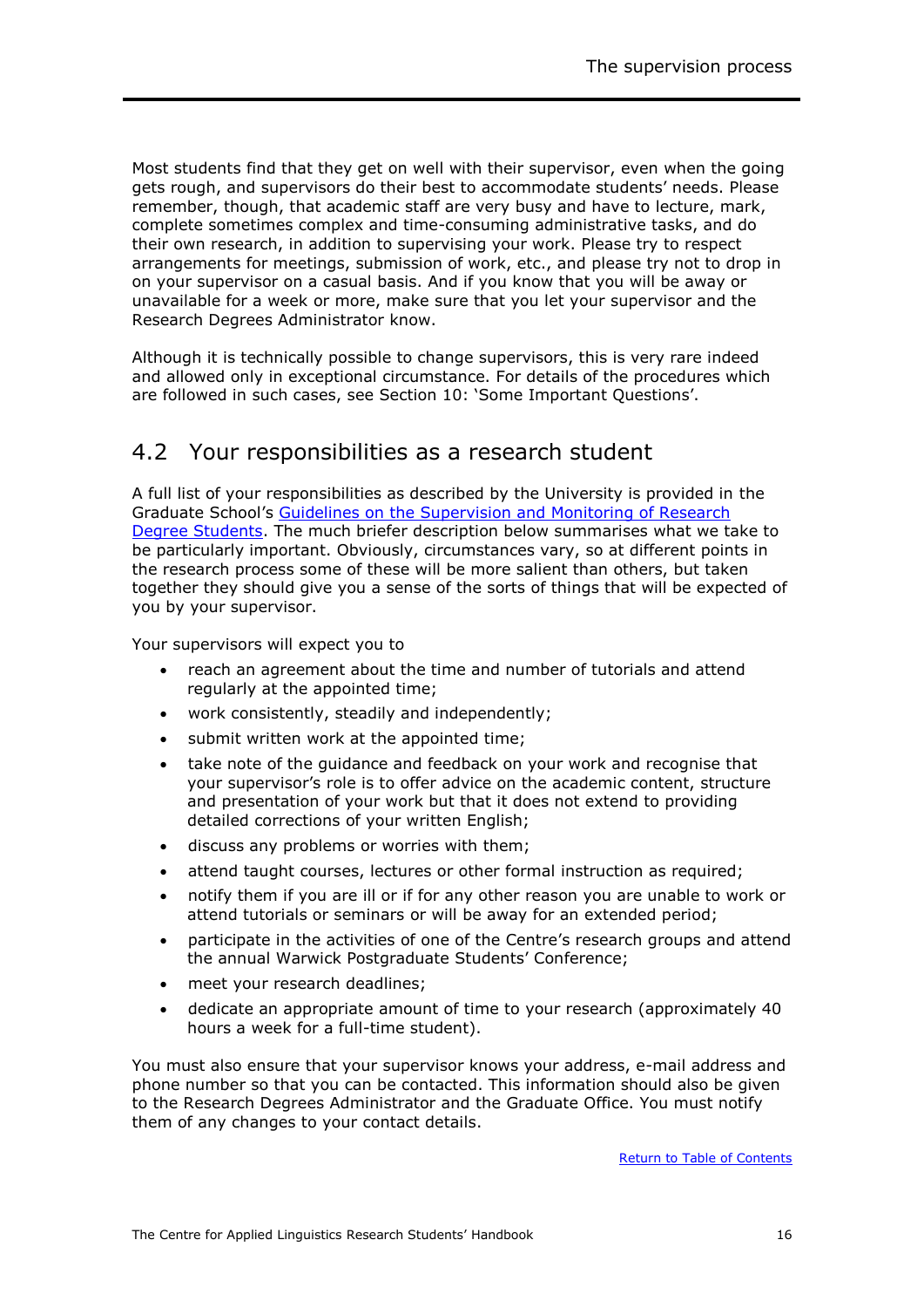Most students find that they get on well with their supervisor, even when the going gets rough, and supervisors do their best to accommodate students' needs. Please remember, though, that academic staff are very busy and have to lecture, mark, complete sometimes complex and time-consuming administrative tasks, and do their own research, in addition to supervising your work. Please try to respect arrangements for meetings, submission of work, etc., and please try not to drop in on your supervisor on a casual basis. And if you know that you will be away or unavailable for a week or more, make sure that you let your supervisor and the Research Degrees Administrator know.

Although it is technically possible to change supervisors, this is very rare indeed and allowed only in exceptional circumstance. For details of the procedures which are followed in such cases, see Section 10: 'Some Important Questions'.

## 4.2 Your responsibilities as a research student

A full list of your responsibilities as described by the University is provided in the Graduate School's Guidelines on the Supervision and Monitoring of Research Degree Students. The much briefer description below summarises what we take to be particularly important. Obviously, circumstances vary, so at different points in the research process some of these will be more salient than others, but taken together they should give you a sense of the sorts of things that will be expected of you by your supervisor.

Your supervisors will expect you to

- reach an agreement about the time and number of tutorials and attend regularly at the appointed time;
- work consistently, steadily and independently;
- submit written work at the appointed time;
- take note of the guidance and feedback on your work and recognise that your supervisor's role is to offer advice on the academic content, structure and presentation of your work but that it does not extend to providing detailed corrections of your written English;
- discuss any problems or worries with them;
- attend taught courses, lectures or other formal instruction as required;
- notify them if you are ill or if for any other reason you are unable to work or attend tutorials or seminars or will be away for an extended period;
- participate in the activities of one of the Centre's research groups and attend the annual Warwick Postgraduate Students' Conference;
- meet your research deadlines;
- dedicate an appropriate amount of time to your research (approximately 40 hours a week for a full-time student).

You must also ensure that your supervisor knows your address, e-mail address and phone number so that you can be contacted. This information should also be given to the Research Degrees Administrator and the Graduate Office. You must notify them of any changes to your contact details.

Return to Table of Contents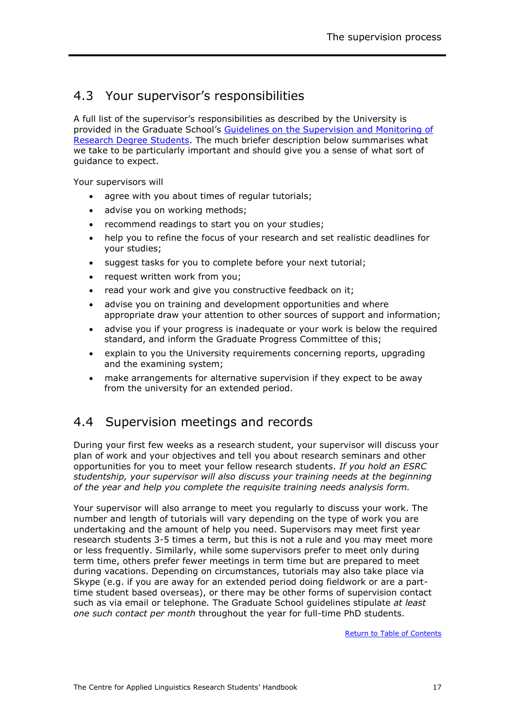## 4.3 Your supervisor's responsibilities

A full list of the supervisor's responsibilities as described by the University is provided in the Graduate School's Guidelines on the Supervision and Monitoring of Research Degree Students. The much briefer description below summarises what we take to be particularly important and should give you a sense of what sort of guidance to expect.

Your supervisors will

- agree with you about times of regular tutorials;
- advise you on working methods;
- recommend readings to start you on your studies;
- help you to refine the focus of your research and set realistic deadlines for your studies;
- suggest tasks for you to complete before your next tutorial;
- request written work from you;
- read your work and give you constructive feedback on it;
- advise you on training and development opportunities and where appropriate draw your attention to other sources of support and information;
- advise you if your progress is inadequate or your work is below the required standard, and inform the Graduate Progress Committee of this;
- explain to you the University requirements concerning reports, upgrading and the examining system;
- make arrangements for alternative supervision if they expect to be away from the university for an extended period.

## 4.4 Supervision meetings and records

During your first few weeks as a research student, your supervisor will discuss your plan of work and your objectives and tell you about research seminars and other opportunities for you to meet your fellow research students. *If you hold an ESRC studentship, your supervisor will also discuss your training needs at the beginning of the year and help you complete the requisite training needs analysis form.*

Your supervisor will also arrange to meet you regularly to discuss your work. The number and length of tutorials will vary depending on the type of work you are undertaking and the amount of help you need. Supervisors may meet first year research students 3-5 times a term, but this is not a rule and you may meet more or less frequently. Similarly, while some supervisors prefer to meet only during term time, others prefer fewer meetings in term time but are prepared to meet during vacations. Depending on circumstances, tutorials may also take place via Skype (e.g. if you are away for an extended period doing fieldwork or are a part-time student based overseas), or there may be other forms of supervision contact such as via email or telephone. The Graduate School guidelines stipulate *at least one such contact per month* throughout the year for full-time PhD students.

Return to Table of Contents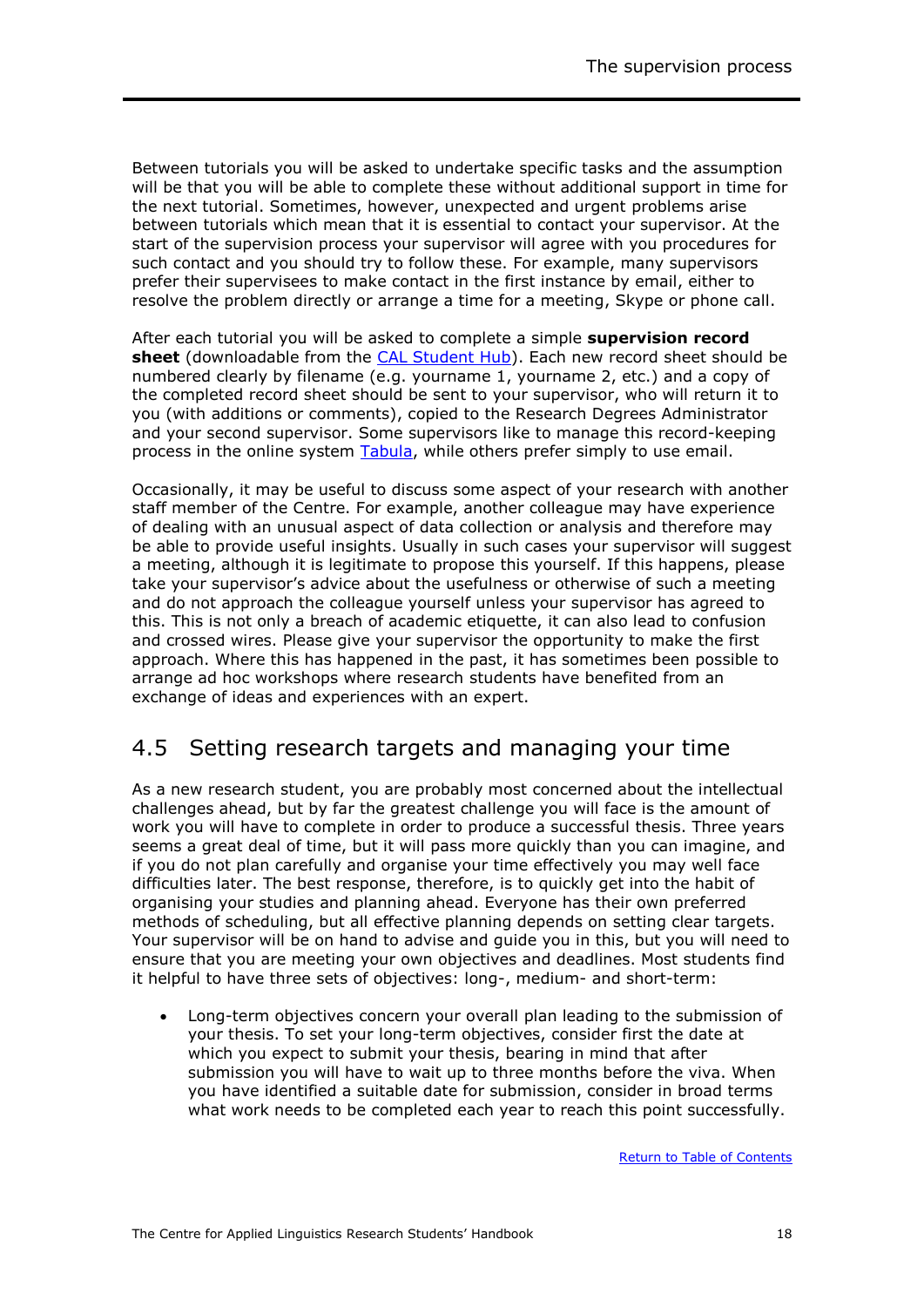Between tutorials you will be asked to undertake specific tasks and the assumption will be that you will be able to complete these without additional support in time for the next tutorial. Sometimes, however, unexpected and urgent problems arise between tutorials which mean that it is essential to contact your supervisor. At the start of the supervision process your supervisor will agree with you procedures for such contact and you should try to follow these. For example, many supervisors prefer their supervisees to make contact in the first instance by email, either to resolve the problem directly or arrange a time for a meeting, Skype or phone call.

After each tutorial you will be asked to complete a simple **supervision record sheet** (downloadable from the CAL Student Hub). Each new record sheet should be numbered clearly by filename (e.g. yourname 1, yourname 2, etc.) and a copy of the completed record sheet should be sent to your supervisor, who will return it to you (with additions or comments), copied to the Research Degrees Administrator and your second supervisor. Some supervisors like to manage this record-keeping process in the online system Tabula, while others prefer simply to use email.

Occasionally, it may be useful to discuss some aspect of your research with another staff member of the Centre. For example, another colleague may have experience of dealing with an unusual aspect of data collection or analysis and therefore may be able to provide useful insights. Usually in such cases your supervisor will suggest a meeting, although it is legitimate to propose this yourself. If this happens, please take your supervisor's advice about the usefulness or otherwise of such a meeting and do not approach the colleague yourself unless your supervisor has agreed to this. This is not only a breach of academic etiquette, it can also lead to confusion and crossed wires. Please give your supervisor the opportunity to make the first approach. Where this has happened in the past, it has sometimes been possible to arrange ad hoc workshops where research students have benefited from an exchange of ideas and experiences with an expert.

## 4.5 Setting research targets and managing your time

As a new research student, you are probably most concerned about the intellectual challenges ahead, but by far the greatest challenge you will face is the amount of work you will have to complete in order to produce a successful thesis. Three years seems a great deal of time, but it will pass more quickly than you can imagine, and if you do not plan carefully and organise your time effectively you may well face difficulties later. The best response, therefore, is to quickly get into the habit of organising your studies and planning ahead. Everyone has their own preferred methods of scheduling, but all effective planning depends on setting clear targets. Your supervisor will be on hand to advise and guide you in this, but you will need to ensure that you are meeting your own objectives and deadlines. Most students find it helpful to have three sets of objectives: long-, medium- and short-term:

- Long-term objectives concern your overall plan leading to the submission of your thesis. To set your long-term objectives, consider first the date at which you expect to submit your thesis, bearing in mind that after submission you will have to wait up to three months before the viva. When you have identified a suitable date for submission, consider in broad terms what work needs to be completed each year to reach this point successfully.

Return to Table of Contents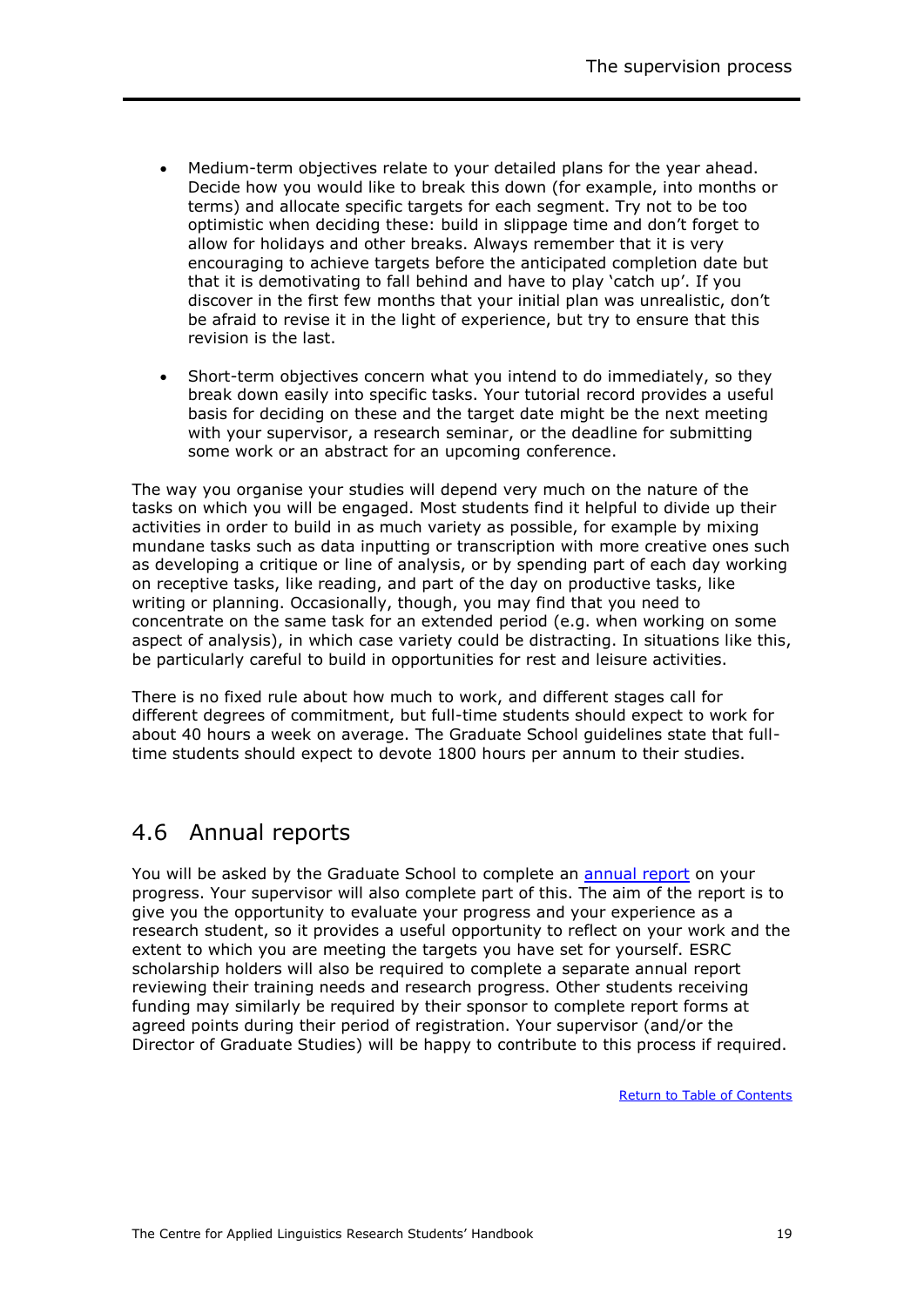- Medium-term objectives relate to your detailed plans for the year ahead. Decide how you would like to break this down (for example, into months or terms) and allocate specific targets for each segment. Try not to be too optimistic when deciding these: build in slippage time and don't forget to allow for holidays and other breaks. Always remember that it is very encouraging to achieve targets before the anticipated completion date but that it is demotivating to fall behind and have to play 'catch up'. If you discover in the first few months that your initial plan was unrealistic, don't be afraid to revise it in the light of experience, but try to ensure that this revision is the last.

- Short-term objectives concern what you intend to do immediately, so they break down easily into specific tasks. Your tutorial record provides a useful basis for deciding on these and the target date might be the next meeting with your supervisor, a research seminar, or the deadline for submitting some work or an abstract for an upcoming conference.

The way you organise your studies will depend very much on the nature of the tasks on which you will be engaged. Most students find it helpful to divide up their activities in order to build in as much variety as possible, for example by mixing mundane tasks such as data inputting or transcription with more creative ones such as developing a critique or line of analysis, or by spending part of each day working on receptive tasks, like reading, and part of the day on productive tasks, like writing or planning. Occasionally, though, you may find that you need to concentrate on the same task for an extended period (e.g. when working on some aspect of analysis), in which case variety could be distracting. In situations like this, be particularly careful to build in opportunities for rest and leisure activities.

There is no fixed rule about how much to work, and different stages call for different degrees of commitment, but full-time students should expect to work for about 40 hours a week on average. The Graduate School guidelines state that full-time students should expect to devote 1800 hours per annum to their studies.

## 4.6 Annual reports

You will be asked by the Graduate School to complete an annual report on your progress. Your supervisor will also complete part of this. The aim of the report is to give you the opportunity to evaluate your progress and your experience as a research student, so it provides a useful opportunity to reflect on your work and the extent to which you are meeting the targets you have set for yourself. ESRC scholarship holders will also be required to complete a separate annual report reviewing their training needs and research progress. Other students receiving funding may similarly be required by their sponsor to complete report forms at agreed points during their period of registration. Your supervisor (and/or the Director of Graduate Studies) will be happy to contribute to this process if required.

Return to Table of Contents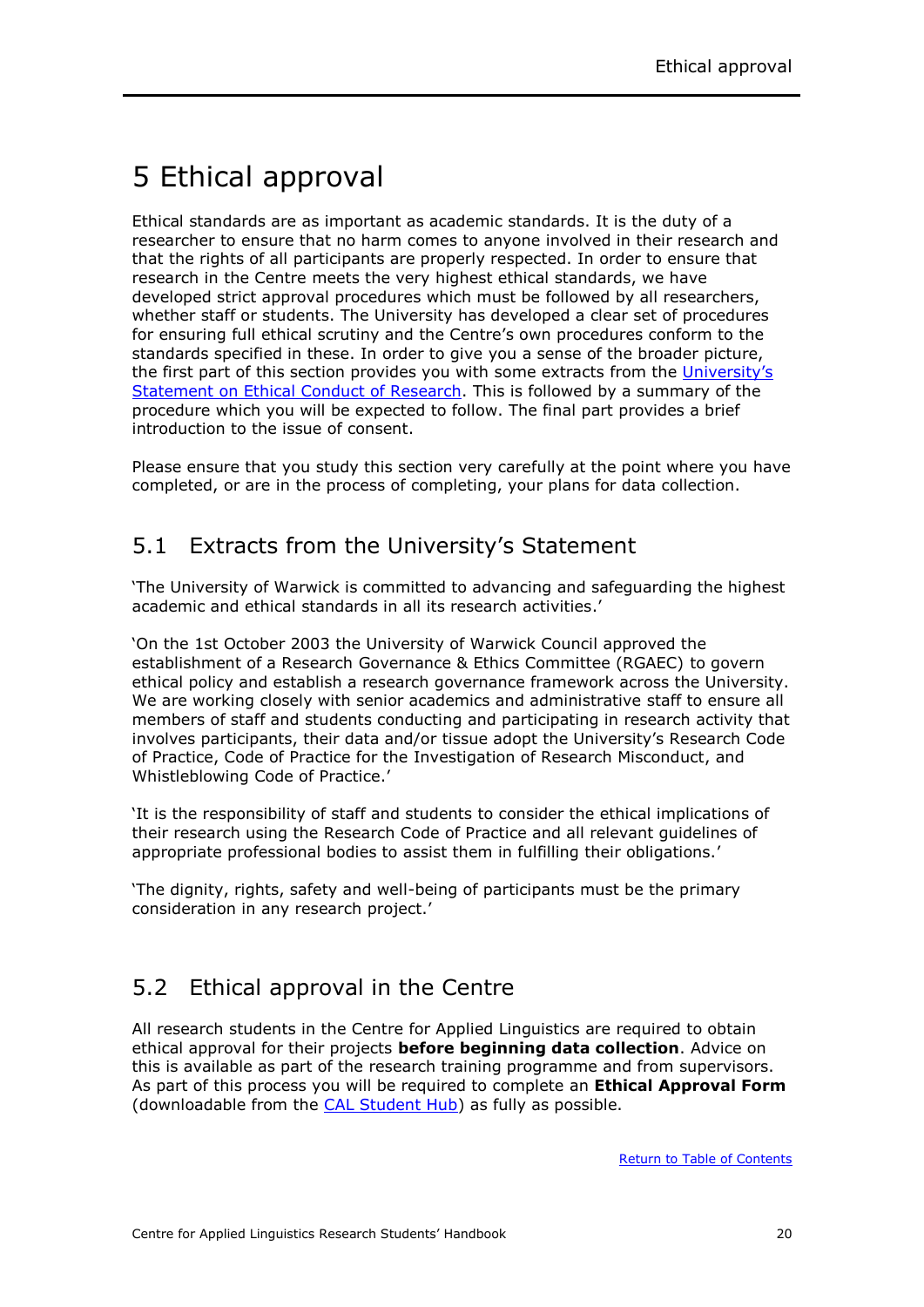# 5 Ethical approval

Ethical standards are as important as academic standards. It is the duty of a researcher to ensure that no harm comes to anyone involved in their research and that the rights of all participants are properly respected. In order to ensure that research in the Centre meets the very highest ethical standards, we have developed strict approval procedures which must be followed by all researchers, whether staff or students. The University has developed a clear set of procedures for ensuring full ethical scrutiny and the Centre's own procedures conform to the standards specified in these. In order to give you a sense of the broader picture, the first part of this section provides you with some extracts from the University's Statement on Ethical Conduct of Research. This is followed by a summary of the procedure which you will be expected to follow. The final part provides a brief introduction to the issue of consent.

Please ensure that you study this section very carefully at the point where you have completed, or are in the process of completing, your plans for data collection.

## 5.1 Extracts from the University's Statement

'The University of Warwick is committed to advancing and safeguarding the highest academic and ethical standards in all its research activities.'

'On the 1st October 2003 the University of Warwick Council approved the establishment of a Research Governance & Ethics Committee (RGAEC) to govern ethical policy and establish a research governance framework across the University. We are working closely with senior academics and administrative staff to ensure all members of staff and students conducting and participating in research activity that involves participants, their data and/or tissue adopt the University's Research Code of Practice, Code of Practice for the Investigation of Research Misconduct, and Whistleblowing Code of Practice.'

'It is the responsibility of staff and students to consider the ethical implications of their research using the Research Code of Practice and all relevant guidelines of appropriate professional bodies to assist them in fulfilling their obligations.'

'The dignity, rights, safety and well-being of participants must be the primary consideration in any research project.'

## 5.2 Ethical approval in the Centre

All research students in the Centre for Applied Linguistics are required to obtain ethical approval for their projects **before beginning data collection**. Advice on this is available as part of the research training programme and from supervisors. As part of this process you will be required to complete an **Ethical Approval Form** (downloadable from the CAL Student Hub) as fully as possible.

Return to Table of Contents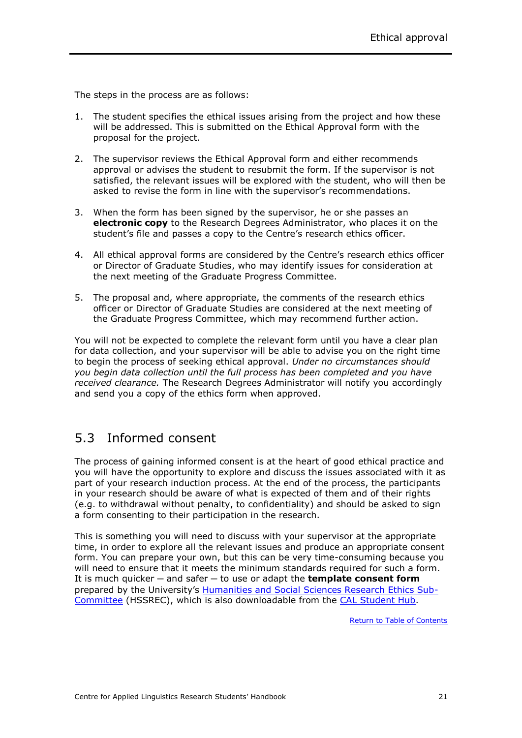The steps in the process are as follows:

1. The student specifies the ethical issues arising from the project and how these will be addressed. This is submitted on the Ethical Approval form with the proposal for the project.

2. The supervisor reviews the Ethical Approval form and either recommends approval or advises the student to resubmit the form. If the supervisor is not satisfied, the relevant issues will be explored with the student, who will then be asked to revise the form in line with the supervisor's recommendations.

3. When the form has been signed by the supervisor, he or she passes an **electronic copy** to the Research Degrees Administrator, who places it on the student's file and passes a copy to the Centre's research ethics officer.

4. All ethical approval forms are considered by the Centre's research ethics officer or Director of Graduate Studies, who may identify issues for consideration at the next meeting of the Graduate Progress Committee.

5. The proposal and, where appropriate, the comments of the research ethics officer or Director of Graduate Studies are considered at the next meeting of the Graduate Progress Committee, which may recommend further action.

You will not be expected to complete the relevant form until you have a clear plan for data collection, and your supervisor will be able to advise you on the right time to begin the process of seeking ethical approval. *Under no circumstances should you begin data collection until the full process has been completed and you have received clearance.* The Research Degrees Administrator will notify you accordingly and send you a copy of the ethics form when approved.

## 5.3 Informed consent

The process of gaining informed consent is at the heart of good ethical practice and you will have the opportunity to explore and discuss the issues associated with it as part of your research induction process. At the end of the process, the participants in your research should be aware of what is expected of them and of their rights (e.g. to withdrawal without penalty, to confidentiality) and should be asked to sign a form consenting to their participation in the research.

This is something you will need to discuss with your supervisor at the appropriate time, in order to explore all the relevant issues and produce an appropriate consent form. You can prepare your own, but this can be very time-consuming because you will need to ensure that it meets the minimum standards required for such a form. It is much quicker – and safer – to use or adapt the **template consent form** prepared by the University's Humanities and Social Sciences Research Ethics Sub-Committee (HSSREC), which is also downloadable from the CAL Student Hub.

Return to Table of Contents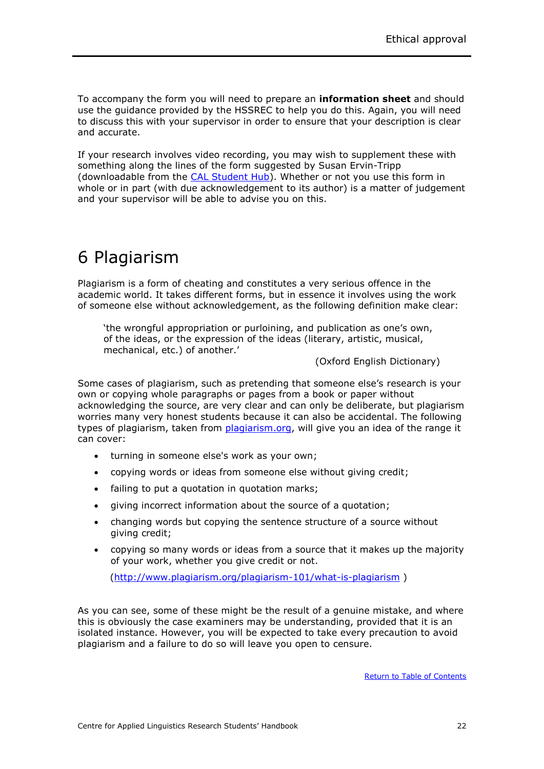To accompany the form you will need to prepare an **information sheet** and should use the guidance provided by the HSSREC to help you do this. Again, you will need to discuss this with your supervisor in order to ensure that your description is clear and accurate.

If your research involves video recording, you may wish to supplement these with something along the lines of the form suggested by Susan Ervin-Tripp (downloadable from the CAL Student Hub). Whether or not you use this form in whole or in part (with due acknowledgement to its author) is a matter of judgement and your supervisor will be able to advise you on this.

# 6 Plagiarism

Plagiarism is a form of cheating and constitutes a very serious offence in the academic world. It takes different forms, but in essence it involves using the work of someone else without acknowledgement, as the following definition make clear:

> 'the wrongful appropriation or purloining, and publication as one's own, of the ideas, or the expression of the ideas (literary, artistic, musical, mechanical, etc.) of another.'
>
> (Oxford English Dictionary)

Some cases of plagiarism, such as pretending that someone else's research is your own or copying whole paragraphs or pages from a book or paper without acknowledging the source, are very clear and can only be deliberate, but plagiarism worries many very honest students because it can also be accidental. The following types of plagiarism, taken from plagiarism.org, will give you an idea of the range it can cover:

- turning in someone else's work as your own;
- copying words or ideas from someone else without giving credit;
- failing to put a quotation in quotation marks;
- giving incorrect information about the source of a quotation;
- changing words but copying the sentence structure of a source without giving credit;
- copying so many words or ideas from a source that it makes up the majority of your work, whether you give credit or not.

  (http://www.plagiarism.org/plagiarism-101/what-is-plagiarism )

As you can see, some of these might be the result of a genuine mistake, and where this is obviously the case examiners may be understanding, provided that it is an isolated instance. However, you will be expected to take every precaution to avoid plagiarism and a failure to do so will leave you open to censure.

Return to Table of Contents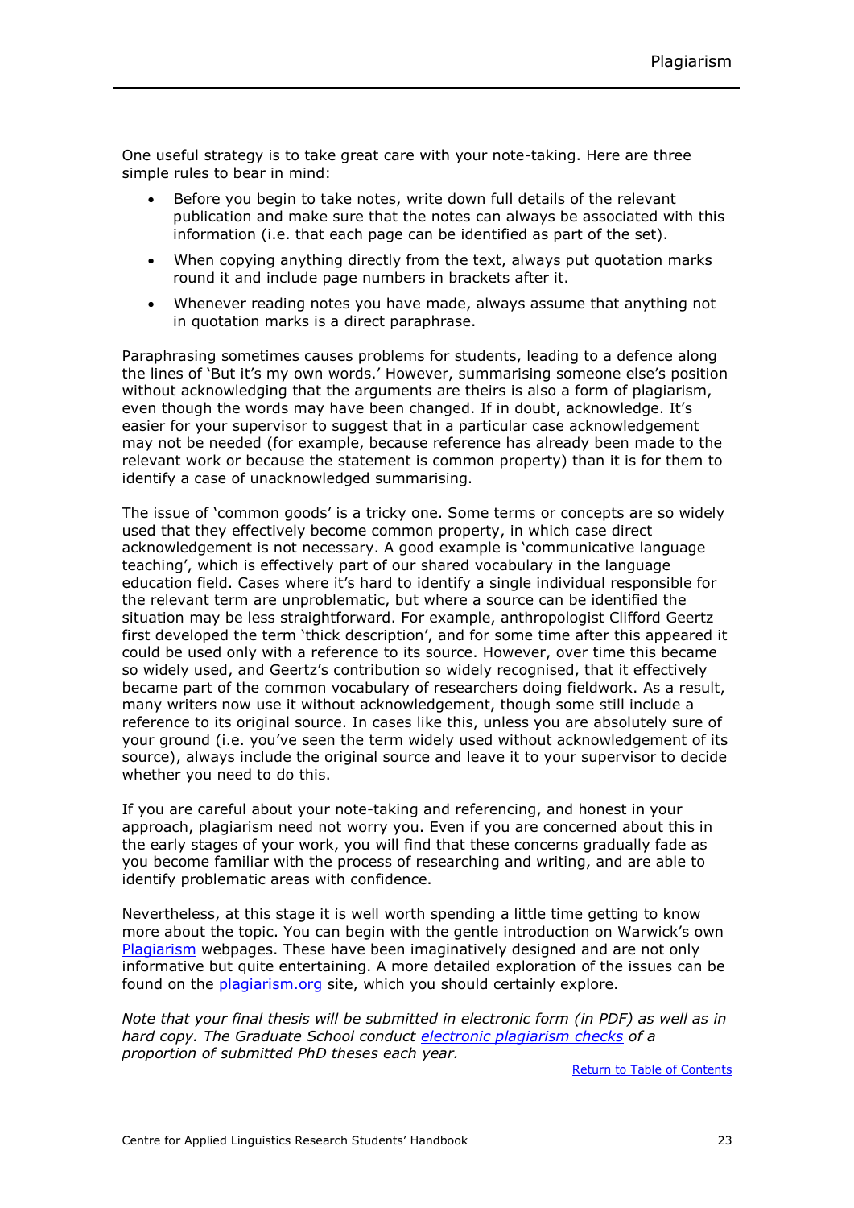One useful strategy is to take great care with your note-taking. Here are three simple rules to bear in mind:

- Before you begin to take notes, write down full details of the relevant publication and make sure that the notes can always be associated with this information (i.e. that each page can be identified as part of the set).
- When copying anything directly from the text, always put quotation marks round it and include page numbers in brackets after it.
- Whenever reading notes you have made, always assume that anything not in quotation marks is a direct paraphrase.

Paraphrasing sometimes causes problems for students, leading to a defence along the lines of 'But it's my own words.' However, summarising someone else's position without acknowledging that the arguments are theirs is also a form of plagiarism, even though the words may have been changed. If in doubt, acknowledge. It's easier for your supervisor to suggest that in a particular case acknowledgement may not be needed (for example, because reference has already been made to the relevant work or because the statement is common property) than it is for them to identify a case of unacknowledged summarising.

The issue of 'common goods' is a tricky one. Some terms or concepts are so widely used that they effectively become common property, in which case direct acknowledgement is not necessary. A good example is 'communicative language teaching', which is effectively part of our shared vocabulary in the language education field. Cases where it's hard to identify a single individual responsible for the relevant term are unproblematic, but where a source can be identified the situation may be less straightforward. For example, anthropologist Clifford Geertz first developed the term 'thick description', and for some time after this appeared it could be used only with a reference to its source. However, over time this became so widely used, and Geertz's contribution so widely recognised, that it effectively became part of the common vocabulary of researchers doing fieldwork. As a result, many writers now use it without acknowledgement, though some still include a reference to its original source. In cases like this, unless you are absolutely sure of your ground (i.e. you've seen the term widely used without acknowledgement of its source), always include the original source and leave it to your supervisor to decide whether you need to do this.

If you are careful about your note-taking and referencing, and honest in your approach, plagiarism need not worry you. Even if you are concerned about this in the early stages of your work, you will find that these concerns gradually fade as you become familiar with the process of researching and writing, and are able to identify problematic areas with confidence.

Nevertheless, at this stage it is well worth spending a little time getting to know more about the topic. You can begin with the gentle introduction on Warwick's own Plagiarism webpages. These have been imaginatively designed and are not only informative but quite entertaining. A more detailed exploration of the issues can be found on the plagiarism.org site, which you should certainly explore.

*Note that your final thesis will be submitted in electronic form (in PDF) as well as in hard copy. The Graduate School conduct electronic plagiarism checks of a proportion of submitted PhD theses each year.*

Return to Table of Contents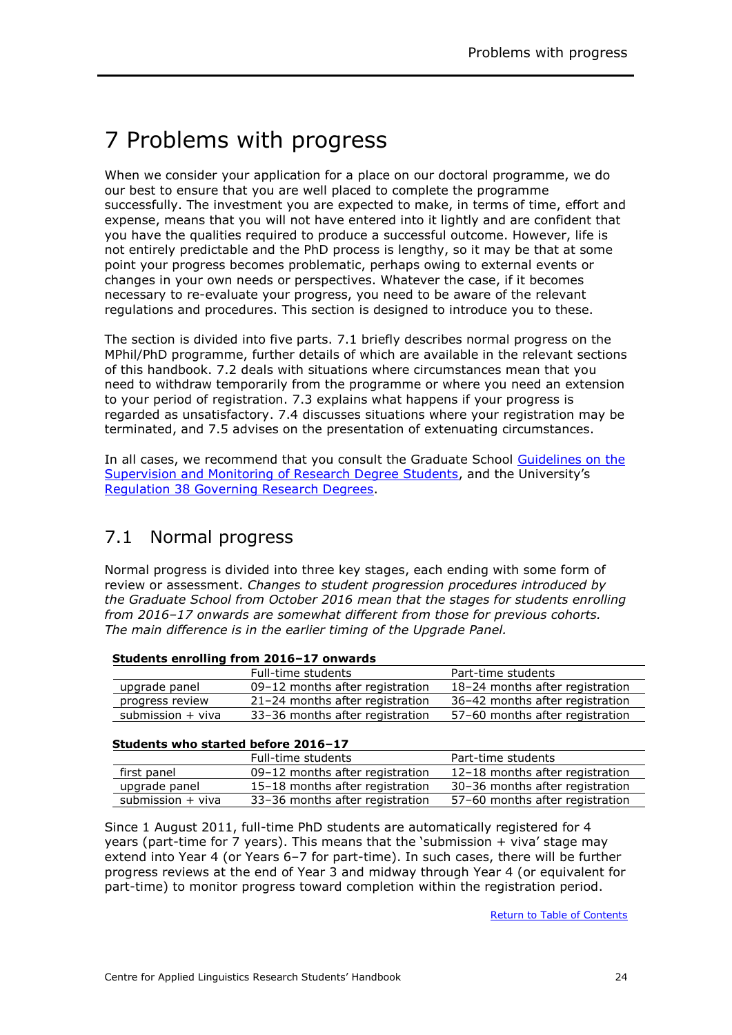# 7 Problems with progress

When we consider your application for a place on our doctoral programme, we do our best to ensure that you are well placed to complete the programme successfully. The investment you are expected to make, in terms of time, effort and expense, means that you will not have entered into it lightly and are confident that you have the qualities required to produce a successful outcome. However, life is not entirely predictable and the PhD process is lengthy, so it may be that at some point your progress becomes problematic, perhaps owing to external events or changes in your own needs or perspectives. Whatever the case, if it becomes necessary to re-evaluate your progress, you need to be aware of the relevant regulations and procedures. This section is designed to introduce you to these.

The section is divided into five parts. 7.1 briefly describes normal progress on the MPhil/PhD programme, further details of which are available in the relevant sections of this handbook. 7.2 deals with situations where circumstances mean that you need to withdraw temporarily from the programme or where you need an extension to your period of registration. 7.3 explains what happens if your progress is regarded as unsatisfactory. 7.4 discusses situations where your registration may be terminated, and 7.5 advises on the presentation of extenuating circumstances.

In all cases, we recommend that you consult the Graduate School [Guidelines on the Supervision and Monitoring of Research Degree Students](), and the University's [Regulation 38 Governing Research Degrees]().

## 7.1 Normal progress

Normal progress is divided into three key stages, each ending with some form of review or assessment. *Changes to student progression procedures introduced by the Graduate School from October 2016 mean that the stages for students enrolling from 2016–17 onwards are somewhat different from those for previous cohorts. The main difference is in the earlier timing of the Upgrade Panel.*

**Students enrolling from 2016–17 onwards**

| | Full-time students | Part-time students |
|---|---|---|
| upgrade panel | 09–12 months after registration | 18–24 months after registration |
| progress review | 21–24 months after registration | 36–42 months after registration |
| submission + viva | 33–36 months after registration | 57–60 months after registration |

**Students who started before 2016–17**

| | Full-time students | Part-time students |
|---|---|---|
| first panel | 09–12 months after registration | 12–18 months after registration |
| upgrade panel | 15–18 months after registration | 30–36 months after registration |
| submission + viva | 33–36 months after registration | 57–60 months after registration |

Since 1 August 2011, full-time PhD students are automatically registered for 4 years (part-time for 7 years). This means that the 'submission + viva' stage may extend into Year 4 (or Years 6–7 for part-time). In such cases, there will be further progress reviews at the end of Year 3 and midway through Year 4 (or equivalent for part-time) to monitor progress toward completion within the registration period.

[Return to Table of Contents]()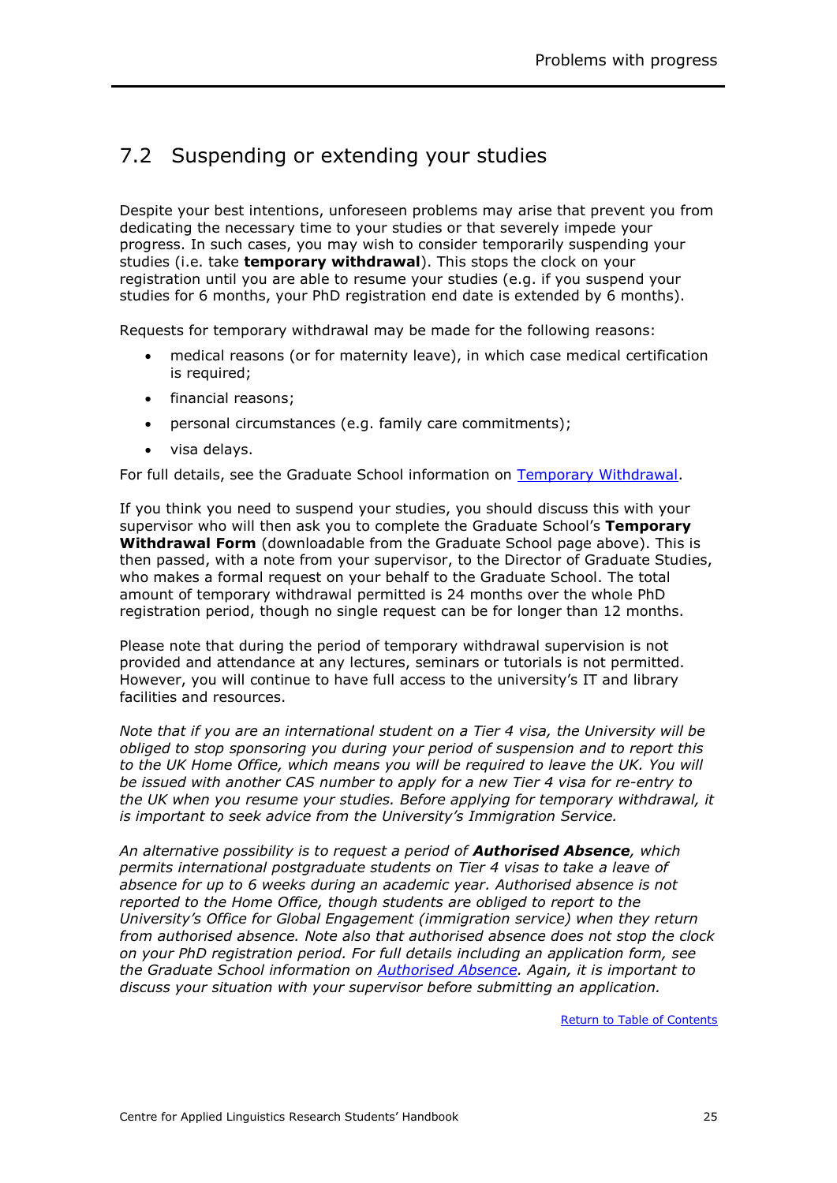## 7.2 Suspending or extending your studies

Despite your best intentions, unforeseen problems may arise that prevent you from dedicating the necessary time to your studies or that severely impede your progress. In such cases, you may wish to consider temporarily suspending your studies (i.e. take **temporary withdrawal**). This stops the clock on your registration until you are able to resume your studies (e.g. if you suspend your studies for 6 months, your PhD registration end date is extended by 6 months).

Requests for temporary withdrawal may be made for the following reasons:

- medical reasons (or for maternity leave), in which case medical certification is required;
- financial reasons;
- personal circumstances (e.g. family care commitments);
- visa delays.

For full details, see the Graduate School information on [Temporary Withdrawal](#).

If you think you need to suspend your studies, you should discuss this with your supervisor who will then ask you to complete the Graduate School's **Temporary Withdrawal Form** (downloadable from the Graduate School page above). This is then passed, with a note from your supervisor, to the Director of Graduate Studies, who makes a formal request on your behalf to the Graduate School. The total amount of temporary withdrawal permitted is 24 months over the whole PhD registration period, though no single request can be for longer than 12 months.

Please note that during the period of temporary withdrawal supervision is not provided and attendance at any lectures, seminars or tutorials is not permitted. However, you will continue to have full access to the university's IT and library facilities and resources.

*Note that if you are an international student on a Tier 4 visa, the University will be obliged to stop sponsoring you during your period of suspension and to report this to the UK Home Office, which means you will be required to leave the UK. You will be issued with another CAS number to apply for a new Tier 4 visa for re-entry to the UK when you resume your studies. Before applying for temporary withdrawal, it is important to seek advice from the University's Immigration Service.*

*An alternative possibility is to request a period of **Authorised Absence**, which permits international postgraduate students on Tier 4 visas to take a leave of absence for up to 6 weeks during an academic year. Authorised absence is not reported to the Home Office, though students are obliged to report to the University's Office for Global Engagement (immigration service) when they return from authorised absence. Note also that authorised absence does not stop the clock on your PhD registration period. For full details including an application form, see the Graduate School information on [Authorised Absence](#). Again, it is important to discuss your situation with your supervisor before submitting an application.*

[Return to Table of Contents](#)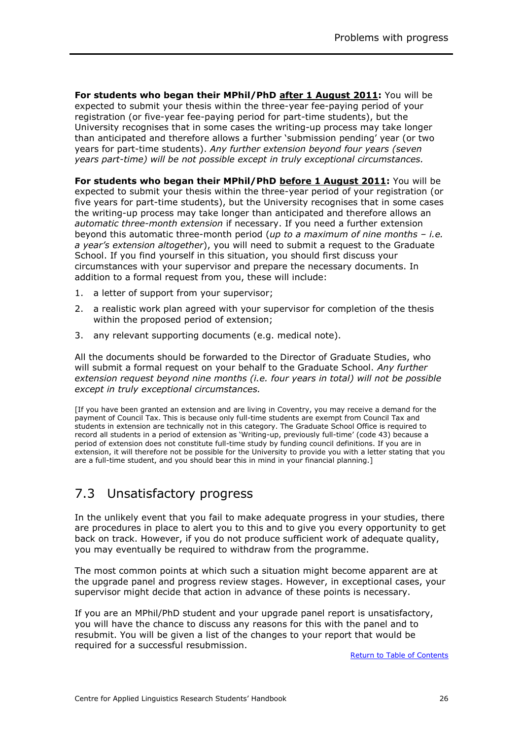**For students who began their MPhil/PhD <u>after 1 August 2011</u>:** You will be expected to submit your thesis within the three-year fee-paying period of your registration (or five-year fee-paying period for part-time students), but the University recognises that in some cases the writing-up process may take longer than anticipated and therefore allows a further 'submission pending' year (or two years for part-time students). *Any further extension beyond four years (seven years part-time) will be not possible except in truly exceptional circumstances.*

**For students who began their MPhil/PhD <u>before 1 August 2011</u>:** You will be expected to submit your thesis within the three-year period of your registration (or five years for part-time students), but the University recognises that in some cases the writing-up process may take longer than anticipated and therefore allows an *automatic three-month extension* if necessary. If you need a further extension beyond this automatic three-month period (*up to a maximum of nine months – i.e. a year's extension altogether*), you will need to submit a request to the Graduate School. If you find yourself in this situation, you should first discuss your circumstances with your supervisor and prepare the necessary documents. In addition to a formal request from you, these will include:

1. a letter of support from your supervisor;
2. a realistic work plan agreed with your supervisor for completion of the thesis within the proposed period of extension;
3. any relevant supporting documents (e.g. medical note).

All the documents should be forwarded to the Director of Graduate Studies, who will submit a formal request on your behalf to the Graduate School. *Any further extension request beyond nine months (i.e. four years in total) will not be possible except in truly exceptional circumstances.*

[If you have been granted an extension and are living in Coventry, you may receive a demand for the payment of Council Tax. This is because only full-time students are exempt from Council Tax and students in extension are technically not in this category. The Graduate School Office is required to record all students in a period of extension as 'Writing-up, previously full-time' (code 43) because a period of extension does not constitute full-time study by funding council definitions. If you are in extension, it will therefore not be possible for the University to provide you with a letter stating that you are a full-time student, and you should bear this in mind in your financial planning.]

## 7.3 Unsatisfactory progress

In the unlikely event that you fail to make adequate progress in your studies, there are procedures in place to alert you to this and to give you every opportunity to get back on track. However, if you do not produce sufficient work of adequate quality, you may eventually be required to withdraw from the programme.

The most common points at which such a situation might become apparent are at the upgrade panel and progress review stages. However, in exceptional cases, your supervisor might decide that action in advance of these points is necessary.

If you are an MPhil/PhD student and your upgrade panel report is unsatisfactory, you will have the chance to discuss any reasons for this with the panel and to resubmit. You will be given a list of the changes to your report that would be required for a successful resubmission.

Return to Table of Contents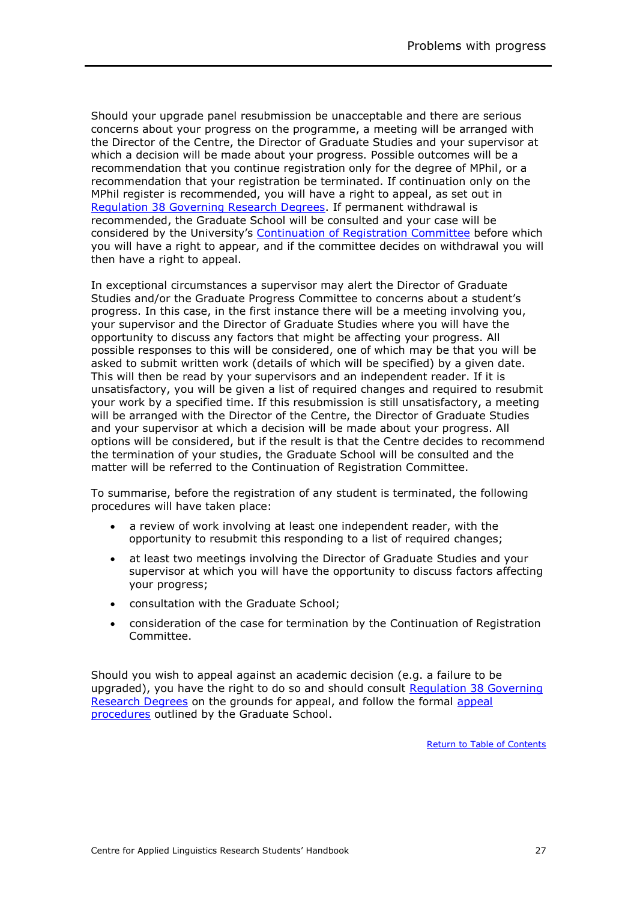Should your upgrade panel resubmission be unacceptable and there are serious concerns about your progress on the programme, a meeting will be arranged with the Director of the Centre, the Director of Graduate Studies and your supervisor at which a decision will be made about your progress. Possible outcomes will be a recommendation that you continue registration only for the degree of MPhil, or a recommendation that your registration be terminated. If continuation only on the MPhil register is recommended, you will have a right to appeal, as set out in [Regulation 38 Governing Research Degrees](). If permanent withdrawal is recommended, the Graduate School will be consulted and your case will be considered by the University's [Continuation of Registration Committee]() before which you will have a right to appear, and if the committee decides on withdrawal you will then have a right to appeal.

In exceptional circumstances a supervisor may alert the Director of Graduate Studies and/or the Graduate Progress Committee to concerns about a student's progress. In this case, in the first instance there will be a meeting involving you, your supervisor and the Director of Graduate Studies where you will have the opportunity to discuss any factors that might be affecting your progress. All possible responses to this will be considered, one of which may be that you will be asked to submit written work (details of which will be specified) by a given date. This will then be read by your supervisors and an independent reader. If it is unsatisfactory, you will be given a list of required changes and required to resubmit your work by a specified time. If this resubmission is still unsatisfactory, a meeting will be arranged with the Director of the Centre, the Director of Graduate Studies and your supervisor at which a decision will be made about your progress. All options will be considered, but if the result is that the Centre decides to recommend the termination of your studies, the Graduate School will be consulted and the matter will be referred to the Continuation of Registration Committee.

To summarise, before the registration of any student is terminated, the following procedures will have taken place:

- a review of work involving at least one independent reader, with the opportunity to resubmit this responding to a list of required changes;
- at least two meetings involving the Director of Graduate Studies and your supervisor at which you will have the opportunity to discuss factors affecting your progress;
- consultation with the Graduate School;
- consideration of the case for termination by the Continuation of Registration Committee.

Should you wish to appeal against an academic decision (e.g. a failure to be upgraded), you have the right to do so and should consult [Regulation 38 Governing Research Degrees]() on the grounds for appeal, and follow the formal [appeal procedures]() outlined by the Graduate School.

[Return to Table of Contents]()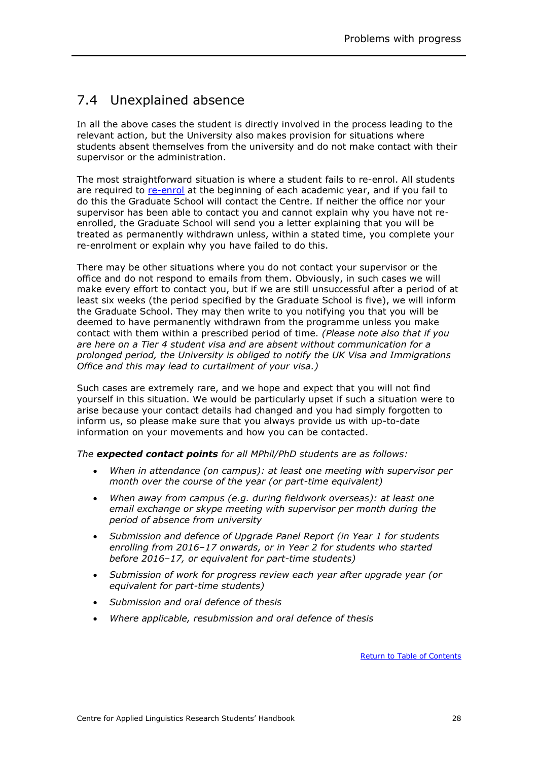## 7.4 Unexplained absence

In all the above cases the student is directly involved in the process leading to the relevant action, but the University also makes provision for situations where students absent themselves from the university and do not make contact with their supervisor or the administration.

The most straightforward situation is where a student fails to re-enrol. All students are required to [re-enrol](re-enrol) at the beginning of each academic year, and if you fail to do this the Graduate School will contact the Centre. If neither the office nor your supervisor has been able to contact you and cannot explain why you have not re-enrolled, the Graduate School will send you a letter explaining that you will be treated as permanently withdrawn unless, within a stated time, you complete your re-enrolment or explain why you have failed to do this.

There may be other situations where you do not contact your supervisor or the office and do not respond to emails from them. Obviously, in such cases we will make every effort to contact you, but if we are still unsuccessful after a period of at least six weeks (the period specified by the Graduate School is five), we will inform the Graduate School. They may then write to you notifying you that you will be deemed to have permanently withdrawn from the programme unless you make contact with them within a prescribed period of time. *(Please note also that if you are here on a Tier 4 student visa and are absent without communication for a prolonged period, the University is obliged to notify the UK Visa and Immigrations Office and this may lead to curtailment of your visa.)*

Such cases are extremely rare, and we hope and expect that you will not find yourself in this situation. We would be particularly upset if such a situation were to arise because your contact details had changed and you had simply forgotten to inform us, so please make sure that you always provide us with up-to-date information on your movements and how you can be contacted.

*The **expected contact points** for all MPhil/PhD students are as follows:*

- *When in attendance (on campus): at least one meeting with supervisor per month over the course of the year (or part-time equivalent)*
- *When away from campus (e.g. during fieldwork overseas): at least one email exchange or skype meeting with supervisor per month during the period of absence from university*
- *Submission and defence of Upgrade Panel Report (in Year 1 for students enrolling from 2016–17 onwards, or in Year 2 for students who started before 2016–17, or equivalent for part-time students)*
- *Submission of work for progress review each year after upgrade year (or equivalent for part-time students)*
- *Submission and oral defence of thesis*
- *Where applicable, resubmission and oral defence of thesis*

Return to Table of Contents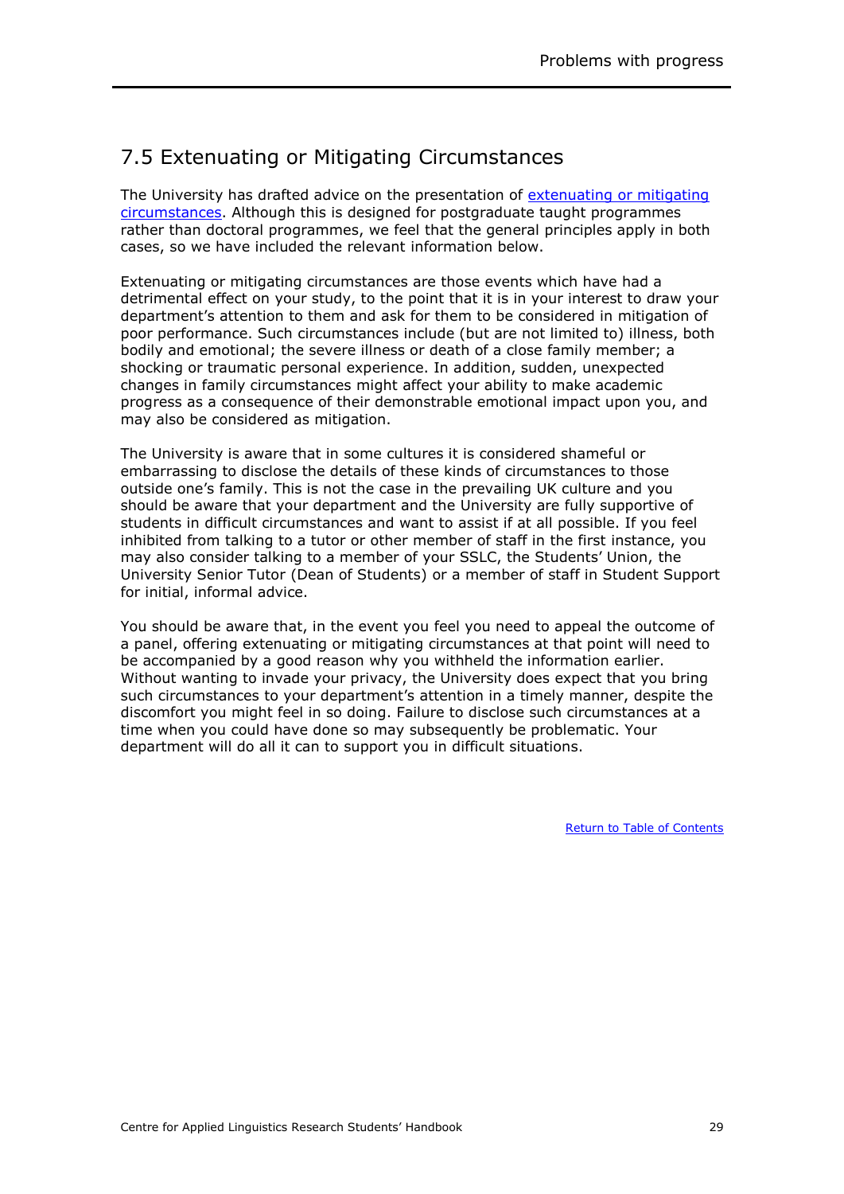## 7.5 Extenuating or Mitigating Circumstances

The University has drafted advice on the presentation of extenuating or mitigating circumstances. Although this is designed for postgraduate taught programmes rather than doctoral programmes, we feel that the general principles apply in both cases, so we have included the relevant information below.

Extenuating or mitigating circumstances are those events which have had a detrimental effect on your study, to the point that it is in your interest to draw your department's attention to them and ask for them to be considered in mitigation of poor performance. Such circumstances include (but are not limited to) illness, both bodily and emotional; the severe illness or death of a close family member; a shocking or traumatic personal experience. In addition, sudden, unexpected changes in family circumstances might affect your ability to make academic progress as a consequence of their demonstrable emotional impact upon you, and may also be considered as mitigation.

The University is aware that in some cultures it is considered shameful or embarrassing to disclose the details of these kinds of circumstances to those outside one's family. This is not the case in the prevailing UK culture and you should be aware that your department and the University are fully supportive of students in difficult circumstances and want to assist if at all possible. If you feel inhibited from talking to a tutor or other member of staff in the first instance, you may also consider talking to a member of your SSLC, the Students' Union, the University Senior Tutor (Dean of Students) or a member of staff in Student Support for initial, informal advice.

You should be aware that, in the event you feel you need to appeal the outcome of a panel, offering extenuating or mitigating circumstances at that point will need to be accompanied by a good reason why you withheld the information earlier. Without wanting to invade your privacy, the University does expect that you bring such circumstances to your department's attention in a timely manner, despite the discomfort you might feel in so doing. Failure to disclose such circumstances at a time when you could have done so may subsequently be problematic. Your department will do all it can to support you in difficult situations.

Return to Table of Contents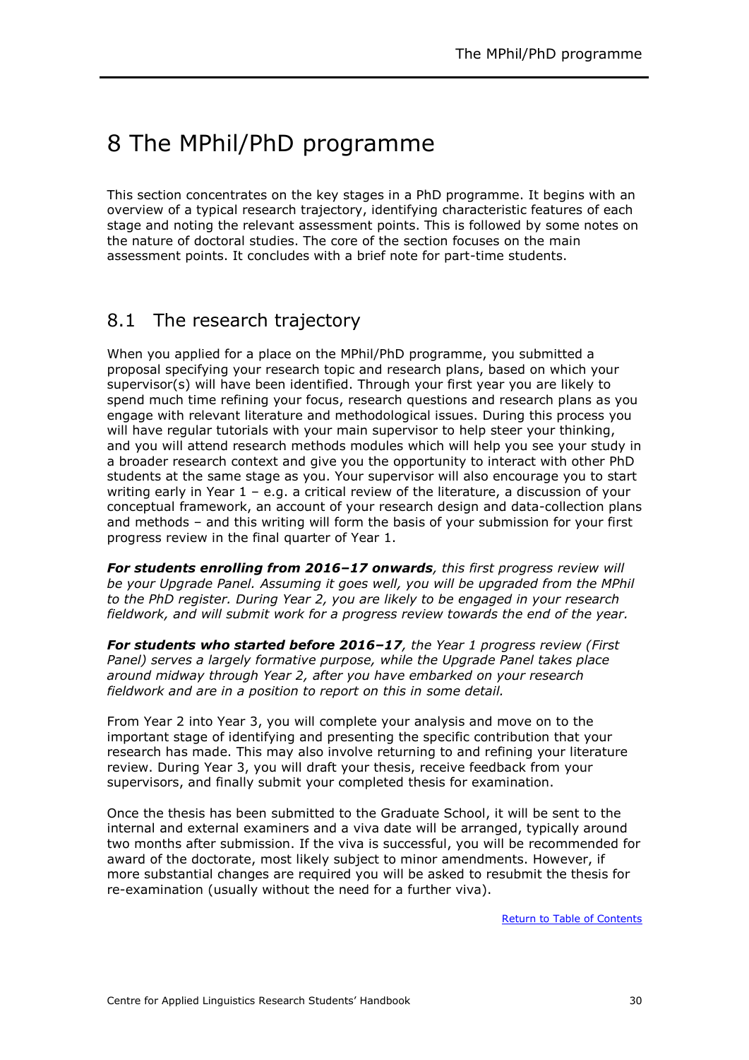# 8 The MPhil/PhD programme

This section concentrates on the key stages in a PhD programme. It begins with an overview of a typical research trajectory, identifying characteristic features of each stage and noting the relevant assessment points. This is followed by some notes on the nature of doctoral studies. The core of the section focuses on the main assessment points. It concludes with a brief note for part-time students.

## 8.1 The research trajectory

When you applied for a place on the MPhil/PhD programme, you submitted a proposal specifying your research topic and research plans, based on which your supervisor(s) will have been identified. Through your first year you are likely to spend much time refining your focus, research questions and research plans as you engage with relevant literature and methodological issues. During this process you will have regular tutorials with your main supervisor to help steer your thinking, and you will attend research methods modules which will help you see your study in a broader research context and give you the opportunity to interact with other PhD students at the same stage as you. Your supervisor will also encourage you to start writing early in Year 1 – e.g. a critical review of the literature, a discussion of your conceptual framework, an account of your research design and data-collection plans and methods – and this writing will form the basis of your submission for your first progress review in the final quarter of Year 1.

***For students enrolling from 2016–17 onwards****, this first progress review will be your Upgrade Panel. Assuming it goes well, you will be upgraded from the MPhil to the PhD register. During Year 2, you are likely to be engaged in your research fieldwork, and will submit work for a progress review towards the end of the year.*

***For students who started before 2016–17****, the Year 1 progress review (First Panel) serves a largely formative purpose, while the Upgrade Panel takes place around midway through Year 2, after you have embarked on your research fieldwork and are in a position to report on this in some detail.*

From Year 2 into Year 3, you will complete your analysis and move on to the important stage of identifying and presenting the specific contribution that your research has made. This may also involve returning to and refining your literature review. During Year 3, you will draft your thesis, receive feedback from your supervisors, and finally submit your completed thesis for examination.

Once the thesis has been submitted to the Graduate School, it will be sent to the internal and external examiners and a viva date will be arranged, typically around two months after submission. If the viva is successful, you will be recommended for award of the doctorate, most likely subject to minor amendments. However, if more substantial changes are required you will be asked to resubmit the thesis for re-examination (usually without the need for a further viva).

Return to Table of Contents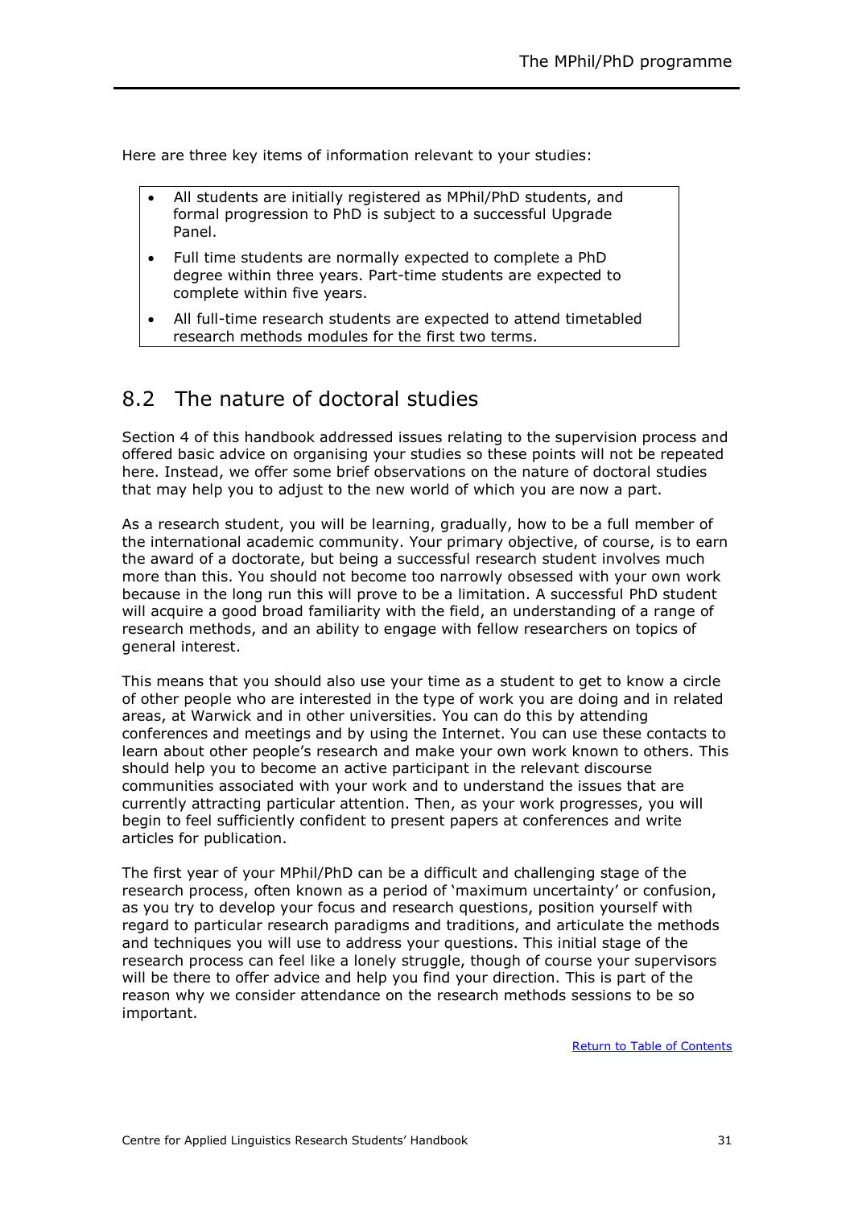Here are three key items of information relevant to your studies:

- All students are initially registered as MPhil/PhD students, and formal progression to PhD is subject to a successful Upgrade Panel.
- Full time students are normally expected to complete a PhD degree within three years. Part-time students are expected to complete within five years.
- All full-time research students are expected to attend timetabled research methods modules for the first two terms.

## 8.2 The nature of doctoral studies

Section 4 of this handbook addressed issues relating to the supervision process and offered basic advice on organising your studies so these points will not be repeated here. Instead, we offer some brief observations on the nature of doctoral studies that may help you to adjust to the new world of which you are now a part.

As a research student, you will be learning, gradually, how to be a full member of the international academic community. Your primary objective, of course, is to earn the award of a doctorate, but being a successful research student involves much more than this. You should not become too narrowly obsessed with your own work because in the long run this will prove to be a limitation. A successful PhD student will acquire a good broad familiarity with the field, an understanding of a range of research methods, and an ability to engage with fellow researchers on topics of general interest.

This means that you should also use your time as a student to get to know a circle of other people who are interested in the type of work you are doing and in related areas, at Warwick and in other universities. You can do this by attending conferences and meetings and by using the Internet. You can use these contacts to learn about other people's research and make your own work known to others. This should help you to become an active participant in the relevant discourse communities associated with your work and to understand the issues that are currently attracting particular attention. Then, as your work progresses, you will begin to feel sufficiently confident to present papers at conferences and write articles for publication.

The first year of your MPhil/PhD can be a difficult and challenging stage of the research process, often known as a period of 'maximum uncertainty' or confusion, as you try to develop your focus and research questions, position yourself with regard to particular research paradigms and traditions, and articulate the methods and techniques you will use to address your questions. This initial stage of the research process can feel like a lonely struggle, though of course your supervisors will be there to offer advice and help you find your direction. This is part of the reason why we consider attendance on the research methods sessions to be so important.

Return to Table of Contents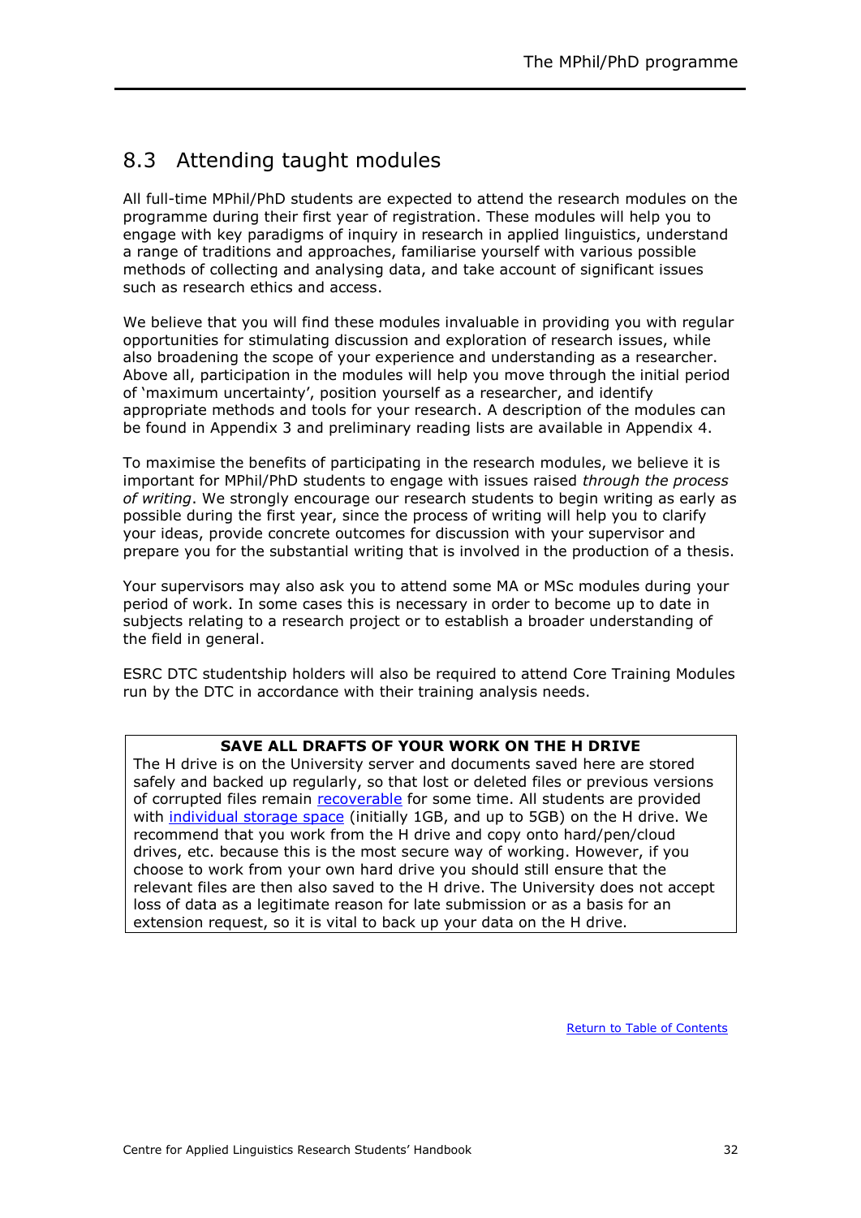## 8.3 Attending taught modules

All full-time MPhil/PhD students are expected to attend the research modules on the programme during their first year of registration. These modules will help you to engage with key paradigms of inquiry in research in applied linguistics, understand a range of traditions and approaches, familiarise yourself with various possible methods of collecting and analysing data, and take account of significant issues such as research ethics and access.

We believe that you will find these modules invaluable in providing you with regular opportunities for stimulating discussion and exploration of research issues, while also broadening the scope of your experience and understanding as a researcher. Above all, participation in the modules will help you move through the initial period of 'maximum uncertainty', position yourself as a researcher, and identify appropriate methods and tools for your research. A description of the modules can be found in Appendix 3 and preliminary reading lists are available in Appendix 4.

To maximise the benefits of participating in the research modules, we believe it is important for MPhil/PhD students to engage with issues raised *through the process of writing*. We strongly encourage our research students to begin writing as early as possible during the first year, since the process of writing will help you to clarify your ideas, provide concrete outcomes for discussion with your supervisor and prepare you for the substantial writing that is involved in the production of a thesis.

Your supervisors may also ask you to attend some MA or MSc modules during your period of work. In some cases this is necessary in order to become up to date in subjects relating to a research project or to establish a broader understanding of the field in general.

ESRC DTC studentship holders will also be required to attend Core Training Modules run by the DTC in accordance with their training analysis needs.

**SAVE ALL DRAFTS OF YOUR WORK ON THE H DRIVE**

The H drive is on the University server and documents saved here are stored safely and backed up regularly, so that lost or deleted files or previous versions of corrupted files remain recoverable for some time. All students are provided with individual storage space (initially 1GB, and up to 5GB) on the H drive. We recommend that you work from the H drive and copy onto hard/pen/cloud drives, etc. because this is the most secure way of working. However, if you choose to work from your own hard drive you should still ensure that the relevant files are then also saved to the H drive. The University does not accept loss of data as a legitimate reason for late submission or as a basis for an extension request, so it is vital to back up your data on the H drive.

Return to Table of Contents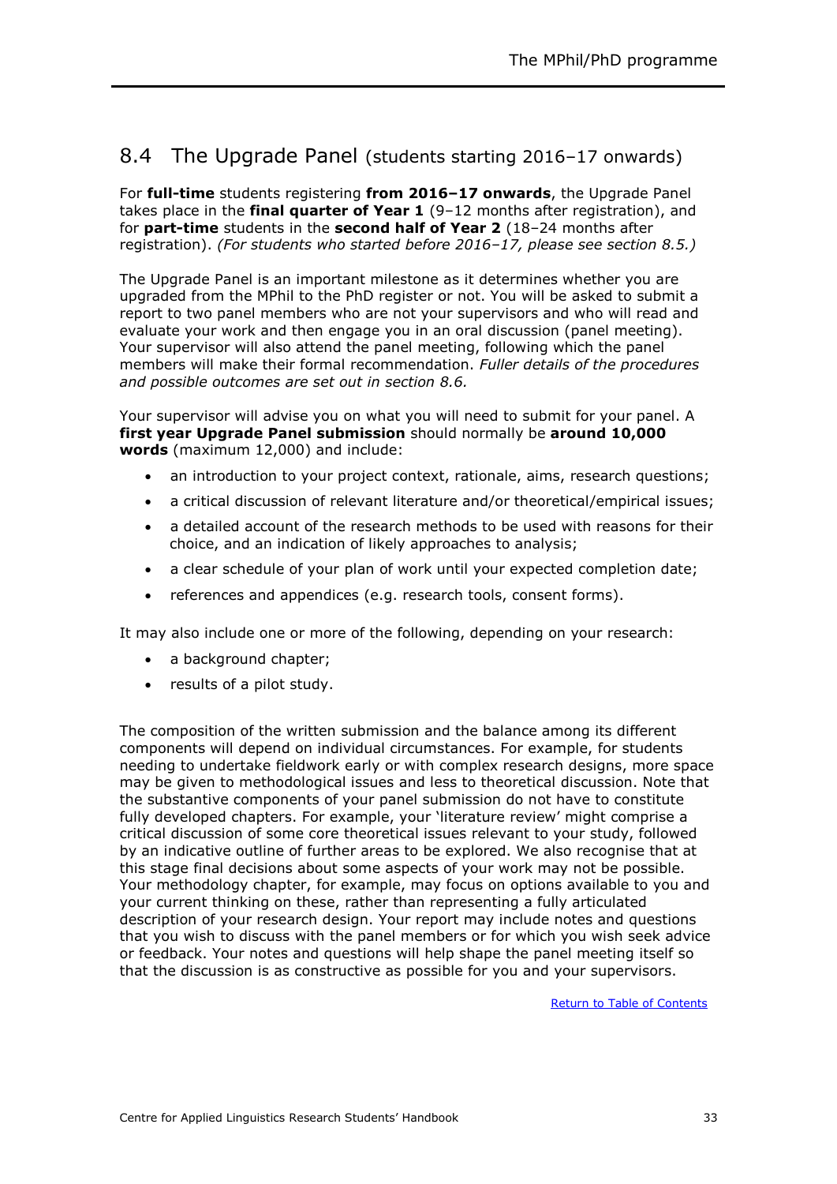## 8.4 The Upgrade Panel (students starting 2016–17 onwards)

For **full-time** students registering **from 2016–17 onwards**, the Upgrade Panel takes place in the **final quarter of Year 1** (9–12 months after registration), and for **part-time** students in the **second half of Year 2** (18–24 months after registration). *(For students who started before 2016–17, please see section 8.5.)*

The Upgrade Panel is an important milestone as it determines whether you are upgraded from the MPhil to the PhD register or not. You will be asked to submit a report to two panel members who are not your supervisors and who will read and evaluate your work and then engage you in an oral discussion (panel meeting). Your supervisor will also attend the panel meeting, following which the panel members will make their formal recommendation. *Fuller details of the procedures and possible outcomes are set out in section 8.6.*

Your supervisor will advise you on what you will need to submit for your panel. A **first year Upgrade Panel submission** should normally be **around 10,000 words** (maximum 12,000) and include:

- an introduction to your project context, rationale, aims, research questions;
- a critical discussion of relevant literature and/or theoretical/empirical issues;
- a detailed account of the research methods to be used with reasons for their choice, and an indication of likely approaches to analysis;
- a clear schedule of your plan of work until your expected completion date;
- references and appendices (e.g. research tools, consent forms).

It may also include one or more of the following, depending on your research:

- a background chapter;
- results of a pilot study.

The composition of the written submission and the balance among its different components will depend on individual circumstances. For example, for students needing to undertake fieldwork early or with complex research designs, more space may be given to methodological issues and less to theoretical discussion. Note that the substantive components of your panel submission do not have to constitute fully developed chapters. For example, your 'literature review' might comprise a critical discussion of some core theoretical issues relevant to your study, followed by an indicative outline of further areas to be explored. We also recognise that at this stage final decisions about some aspects of your work may not be possible. Your methodology chapter, for example, may focus on options available to you and your current thinking on these, rather than representing a fully articulated description of your research design. Your report may include notes and questions that you wish to discuss with the panel members or for which you wish seek advice or feedback. Your notes and questions will help shape the panel meeting itself so that the discussion is as constructive as possible for you and your supervisors.

Return to Table of Contents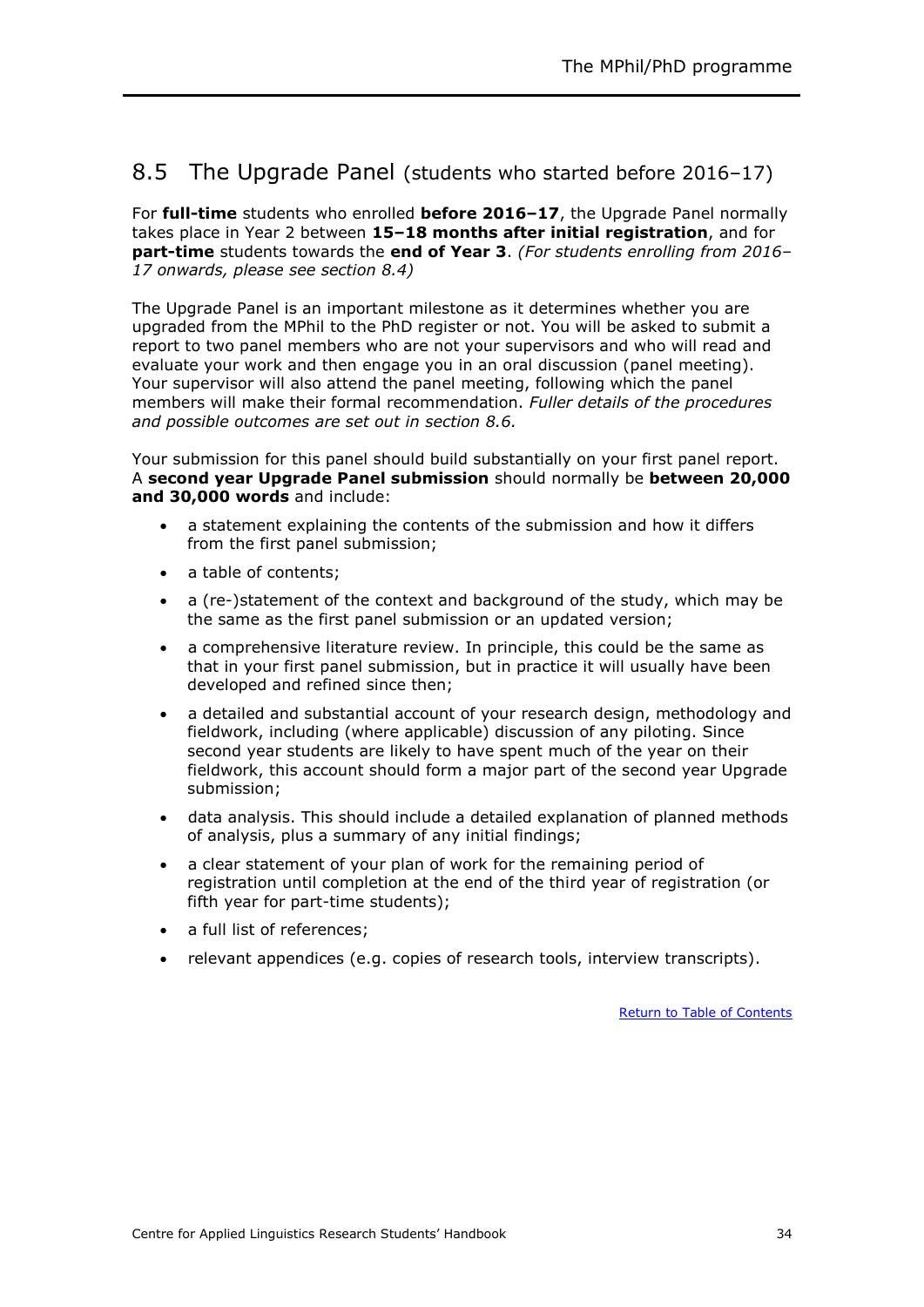## 8.5 The Upgrade Panel (students who started before 2016–17)

For **full-time** students who enrolled **before 2016–17**, the Upgrade Panel normally takes place in Year 2 between **15–18 months after initial registration**, and for **part-time** students towards the **end of Year 3**. *(For students enrolling from 2016–17 onwards, please see section 8.4)*

The Upgrade Panel is an important milestone as it determines whether you are upgraded from the MPhil to the PhD register or not. You will be asked to submit a report to two panel members who are not your supervisors and who will read and evaluate your work and then engage you in an oral discussion (panel meeting). Your supervisor will also attend the panel meeting, following which the panel members will make their formal recommendation. *Fuller details of the procedures and possible outcomes are set out in section 8.6.*

Your submission for this panel should build substantially on your first panel report. A **second year Upgrade Panel submission** should normally be **between 20,000 and 30,000 words** and include:

- a statement explaining the contents of the submission and how it differs from the first panel submission;
- a table of contents;
- a (re-)statement of the context and background of the study, which may be the same as the first panel submission or an updated version;
- a comprehensive literature review. In principle, this could be the same as that in your first panel submission, but in practice it will usually have been developed and refined since then;
- a detailed and substantial account of your research design, methodology and fieldwork, including (where applicable) discussion of any piloting. Since second year students are likely to have spent much of the year on their fieldwork, this account should form a major part of the second year Upgrade submission;
- data analysis. This should include a detailed explanation of planned methods of analysis, plus a summary of any initial findings;
- a clear statement of your plan of work for the remaining period of registration until completion at the end of the third year of registration (or fifth year for part-time students);
- a full list of references;
- relevant appendices (e.g. copies of research tools, interview transcripts).

Return to Table of Contents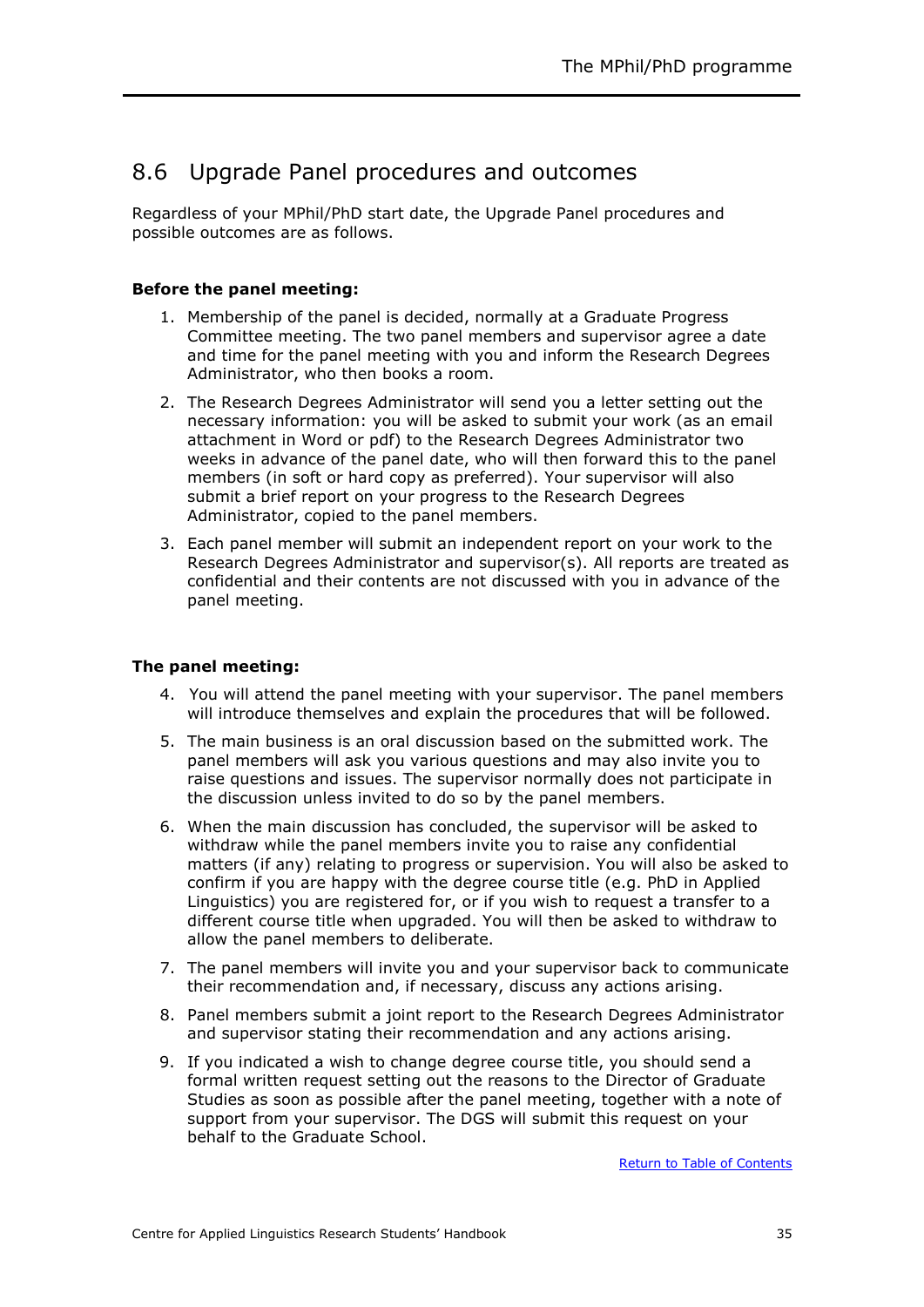## 8.6 Upgrade Panel procedures and outcomes

Regardless of your MPhil/PhD start date, the Upgrade Panel procedures and possible outcomes are as follows.

**Before the panel meeting:**

1. Membership of the panel is decided, normally at a Graduate Progress Committee meeting. The two panel members and supervisor agree a date and time for the panel meeting with you and inform the Research Degrees Administrator, who then books a room.
2. The Research Degrees Administrator will send you a letter setting out the necessary information: you will be asked to submit your work (as an email attachment in Word or pdf) to the Research Degrees Administrator two weeks in advance of the panel date, who will then forward this to the panel members (in soft or hard copy as preferred). Your supervisor will also submit a brief report on your progress to the Research Degrees Administrator, copied to the panel members.
3. Each panel member will submit an independent report on your work to the Research Degrees Administrator and supervisor(s). All reports are treated as confidential and their contents are not discussed with you in advance of the panel meeting.

**The panel meeting:**

4. You will attend the panel meeting with your supervisor. The panel members will introduce themselves and explain the procedures that will be followed.
5. The main business is an oral discussion based on the submitted work. The panel members will ask you various questions and may also invite you to raise questions and issues. The supervisor normally does not participate in the discussion unless invited to do so by the panel members.
6. When the main discussion has concluded, the supervisor will be asked to withdraw while the panel members invite you to raise any confidential matters (if any) relating to progress or supervision. You will also be asked to confirm if you are happy with the degree course title (e.g. PhD in Applied Linguistics) you are registered for, or if you wish to request a transfer to a different course title when upgraded. You will then be asked to withdraw to allow the panel members to deliberate.
7. The panel members will invite you and your supervisor back to communicate their recommendation and, if necessary, discuss any actions arising.
8. Panel members submit a joint report to the Research Degrees Administrator and supervisor stating their recommendation and any actions arising.
9. If you indicated a wish to change degree course title, you should send a formal written request setting out the reasons to the Director of Graduate Studies as soon as possible after the panel meeting, together with a note of support from your supervisor. The DGS will submit this request on your behalf to the Graduate School.

Return to Table of Contents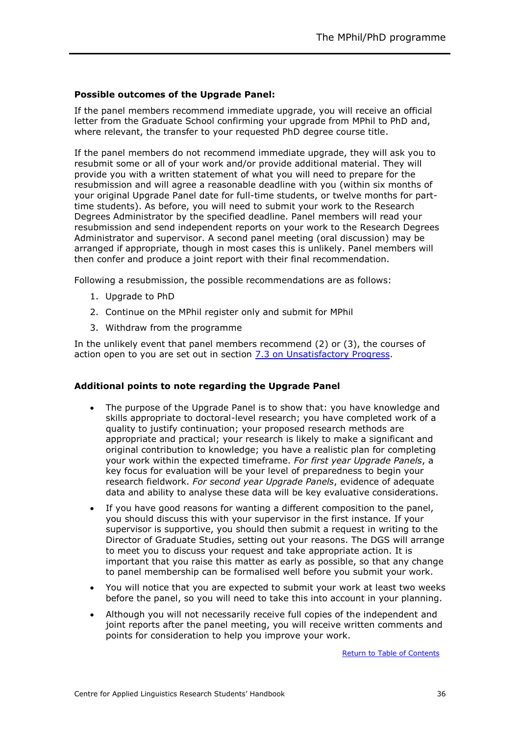**Possible outcomes of the Upgrade Panel:**

If the panel members recommend immediate upgrade, you will receive an official letter from the Graduate School confirming your upgrade from MPhil to PhD and, where relevant, the transfer to your requested PhD degree course title.

If the panel members do not recommend immediate upgrade, they will ask you to resubmit some or all of your work and/or provide additional material. They will provide you with a written statement of what you will need to prepare for the resubmission and will agree a reasonable deadline with you (within six months of your original Upgrade Panel date for full-time students, or twelve months for part-time students). As before, you will need to submit your work to the Research Degrees Administrator by the specified deadline. Panel members will read your resubmission and send independent reports on your work to the Research Degrees Administrator and supervisor. A second panel meeting (oral discussion) may be arranged if appropriate, though in most cases this is unlikely. Panel members will then confer and produce a joint report with their final recommendation.

Following a resubmission, the possible recommendations are as follows:

1. Upgrade to PhD
2. Continue on the MPhil register only and submit for MPhil
3. Withdraw from the programme

In the unlikely event that panel members recommend (2) or (3), the courses of action open to you are set out in section 7.3 on Unsatisfactory Progress.

**Additional points to note regarding the Upgrade Panel**

- The purpose of the Upgrade Panel is to show that: you have knowledge and skills appropriate to doctoral-level research; you have completed work of a quality to justify continuation; your proposed research methods are appropriate and practical; your research is likely to make a significant and original contribution to knowledge; you have a realistic plan for completing your work within the expected timeframe. *For first year Upgrade Panels*, a key focus for evaluation will be your level of preparedness to begin your research fieldwork. *For second year Upgrade Panels*, evidence of adequate data and ability to analyse these data will be key evaluative considerations.
- If you have good reasons for wanting a different composition to the panel, you should discuss this with your supervisor in the first instance. If your supervisor is supportive, you should then submit a request in writing to the Director of Graduate Studies, setting out your reasons. The DGS will arrange to meet you to discuss your request and take appropriate action. It is important that you raise this matter as early as possible, so that any change to panel membership can be formalised well before you submit your work.
- You will notice that you are expected to submit your work at least two weeks before the panel, so you will need to take this into account in your planning.
- Although you will not necessarily receive full copies of the independent and joint reports after the panel meeting, you will receive written comments and points for consideration to help you improve your work.

Return to Table of Contents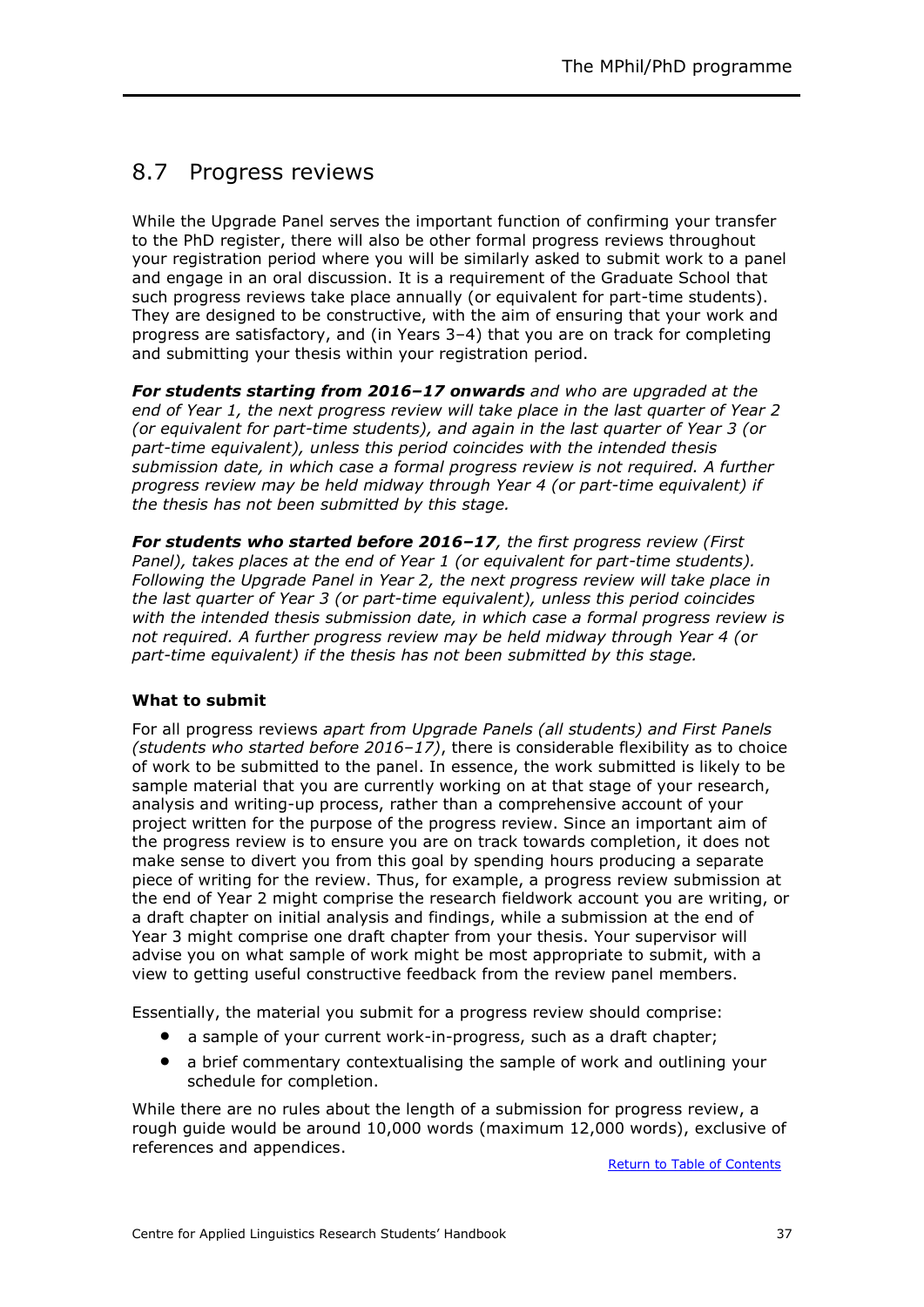## 8.7 Progress reviews

While the Upgrade Panel serves the important function of confirming your transfer to the PhD register, there will also be other formal progress reviews throughout your registration period where you will be similarly asked to submit work to a panel and engage in an oral discussion. It is a requirement of the Graduate School that such progress reviews take place annually (or equivalent for part-time students). They are designed to be constructive, with the aim of ensuring that your work and progress are satisfactory, and (in Years 3–4) that you are on track for completing and submitting your thesis within your registration period.

***For students starting from 2016–17 onwards*** *and who are upgraded at the end of Year 1, the next progress review will take place in the last quarter of Year 2 (or equivalent for part-time students), and again in the last quarter of Year 3 (or part-time equivalent), unless this period coincides with the intended thesis submission date, in which case a formal progress review is not required. A further progress review may be held midway through Year 4 (or part-time equivalent) if the thesis has not been submitted by this stage.*

***For students who started before 2016–17****, the first progress review (First Panel), takes places at the end of Year 1 (or equivalent for part-time students). Following the Upgrade Panel in Year 2, the next progress review will take place in the last quarter of Year 3 (or part-time equivalent), unless this period coincides with the intended thesis submission date, in which case a formal progress review is not required. A further progress review may be held midway through Year 4 (or part-time equivalent) if the thesis has not been submitted by this stage.*

**What to submit**

For all progress reviews *apart from Upgrade Panels (all students) and First Panels (students who started before 2016–17)*, there is considerable flexibility as to choice of work to be submitted to the panel. In essence, the work submitted is likely to be sample material that you are currently working on at that stage of your research, analysis and writing-up process, rather than a comprehensive account of your project written for the purpose of the progress review. Since an important aim of the progress review is to ensure you are on track towards completion, it does not make sense to divert you from this goal by spending hours producing a separate piece of writing for the review. Thus, for example, a progress review submission at the end of Year 2 might comprise the research fieldwork account you are writing, or a draft chapter on initial analysis and findings, while a submission at the end of Year 3 might comprise one draft chapter from your thesis. Your supervisor will advise you on what sample of work might be most appropriate to submit, with a view to getting useful constructive feedback from the review panel members.

Essentially, the material you submit for a progress review should comprise:

- a sample of your current work-in-progress, such as a draft chapter;
- a brief commentary contextualising the sample of work and outlining your schedule for completion.

While there are no rules about the length of a submission for progress review, a rough guide would be around 10,000 words (maximum 12,000 words), exclusive of references and appendices.

Return to Table of Contents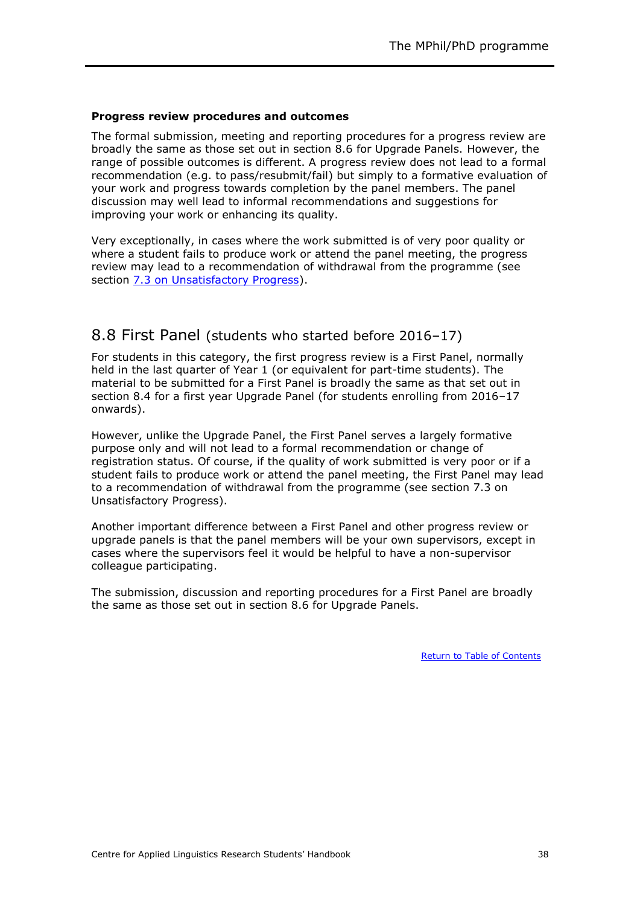**Progress review procedures and outcomes**

The formal submission, meeting and reporting procedures for a progress review are broadly the same as those set out in section 8.6 for Upgrade Panels. However, the range of possible outcomes is different. A progress review does not lead to a formal recommendation (e.g. to pass/resubmit/fail) but simply to a formative evaluation of your work and progress towards completion by the panel members. The panel discussion may well lead to informal recommendations and suggestions for improving your work or enhancing its quality.

Very exceptionally, in cases where the work submitted is of very poor quality or where a student fails to produce work or attend the panel meeting, the progress review may lead to a recommendation of withdrawal from the programme (see section 7.3 on Unsatisfactory Progress).

## 8.8 First Panel (students who started before 2016–17)

For students in this category, the first progress review is a First Panel, normally held in the last quarter of Year 1 (or equivalent for part-time students). The material to be submitted for a First Panel is broadly the same as that set out in section 8.4 for a first year Upgrade Panel (for students enrolling from 2016–17 onwards).

However, unlike the Upgrade Panel, the First Panel serves a largely formative purpose only and will not lead to a formal recommendation or change of registration status. Of course, if the quality of work submitted is very poor or if a student fails to produce work or attend the panel meeting, the First Panel may lead to a recommendation of withdrawal from the programme (see section 7.3 on Unsatisfactory Progress).

Another important difference between a First Panel and other progress review or upgrade panels is that the panel members will be your own supervisors, except in cases where the supervisors feel it would be helpful to have a non-supervisor colleague participating.

The submission, discussion and reporting procedures for a First Panel are broadly the same as those set out in section 8.6 for Upgrade Panels.

Return to Table of Contents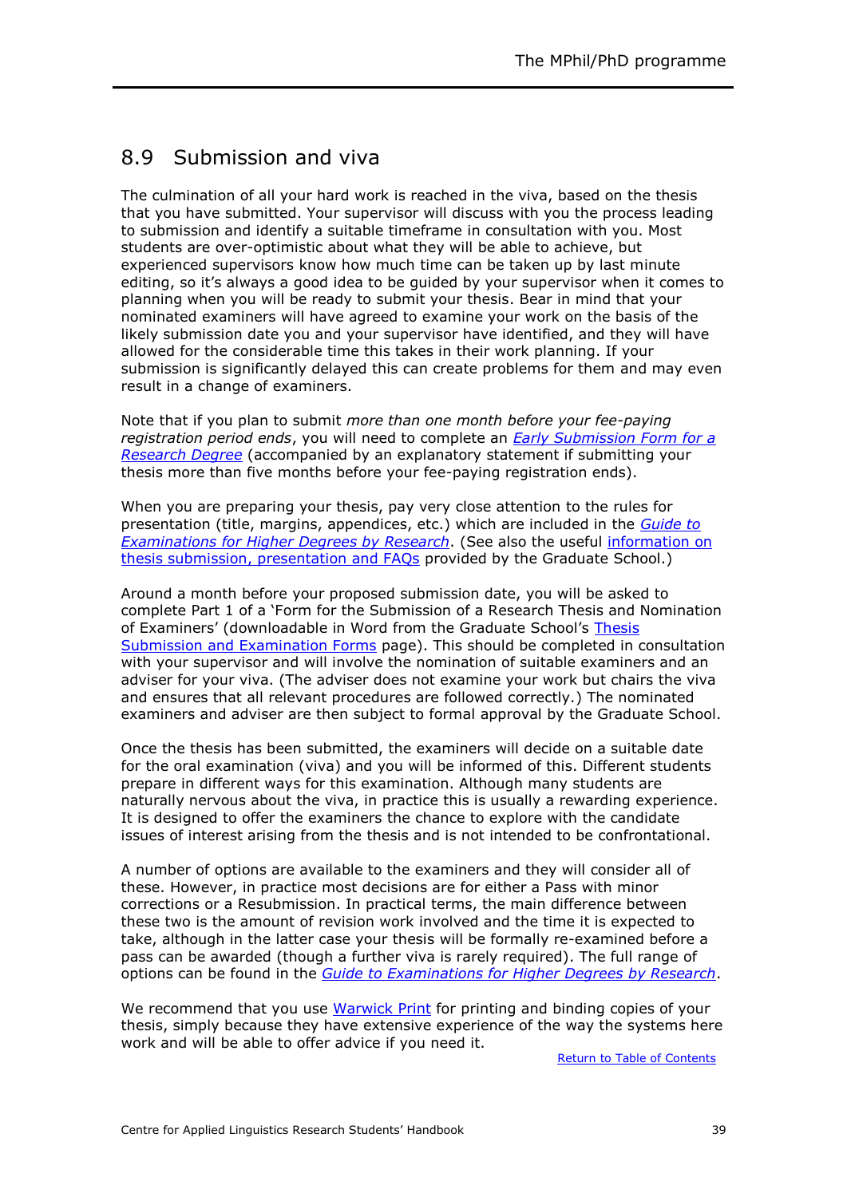## 8.9 Submission and viva

The culmination of all your hard work is reached in the viva, based on the thesis that you have submitted. Your supervisor will discuss with you the process leading to submission and identify a suitable timeframe in consultation with you. Most students are over-optimistic about what they will be able to achieve, but experienced supervisors know how much time can be taken up by last minute editing, so it's always a good idea to be guided by your supervisor when it comes to planning when you will be ready to submit your thesis. Bear in mind that your nominated examiners will have agreed to examine your work on the basis of the likely submission date you and your supervisor have identified, and they will have allowed for the considerable time this takes in their work planning. If your submission is significantly delayed this can create problems for them and may even result in a change of examiners.

Note that if you plan to submit *more than one month before your fee-paying registration period ends*, you will need to complete an *Early Submission Form for a Research Degree* (accompanied by an explanatory statement if submitting your thesis more than five months before your fee-paying registration ends).

When you are preparing your thesis, pay very close attention to the rules for presentation (title, margins, appendices, etc.) which are included in the *Guide to Examinations for Higher Degrees by Research*. (See also the useful information on thesis submission, presentation and FAQs provided by the Graduate School.)

Around a month before your proposed submission date, you will be asked to complete Part 1 of a 'Form for the Submission of a Research Thesis and Nomination of Examiners' (downloadable in Word from the Graduate School's Thesis Submission and Examination Forms page). This should be completed in consultation with your supervisor and will involve the nomination of suitable examiners and an adviser for your viva. (The adviser does not examine your work but chairs the viva and ensures that all relevant procedures are followed correctly.) The nominated examiners and adviser are then subject to formal approval by the Graduate School.

Once the thesis has been submitted, the examiners will decide on a suitable date for the oral examination (viva) and you will be informed of this. Different students prepare in different ways for this examination. Although many students are naturally nervous about the viva, in practice this is usually a rewarding experience. It is designed to offer the examiners the chance to explore with the candidate issues of interest arising from the thesis and is not intended to be confrontational.

A number of options are available to the examiners and they will consider all of these. However, in practice most decisions are for either a Pass with minor corrections or a Resubmission. In practical terms, the main difference between these two is the amount of revision work involved and the time it is expected to take, although in the latter case your thesis will be formally re-examined before a pass can be awarded (though a further viva is rarely required). The full range of options can be found in the *Guide to Examinations for Higher Degrees by Research*.

We recommend that you use Warwick Print for printing and binding copies of your thesis, simply because they have extensive experience of the way the systems here work and will be able to offer advice if you need it.

Return to Table of Contents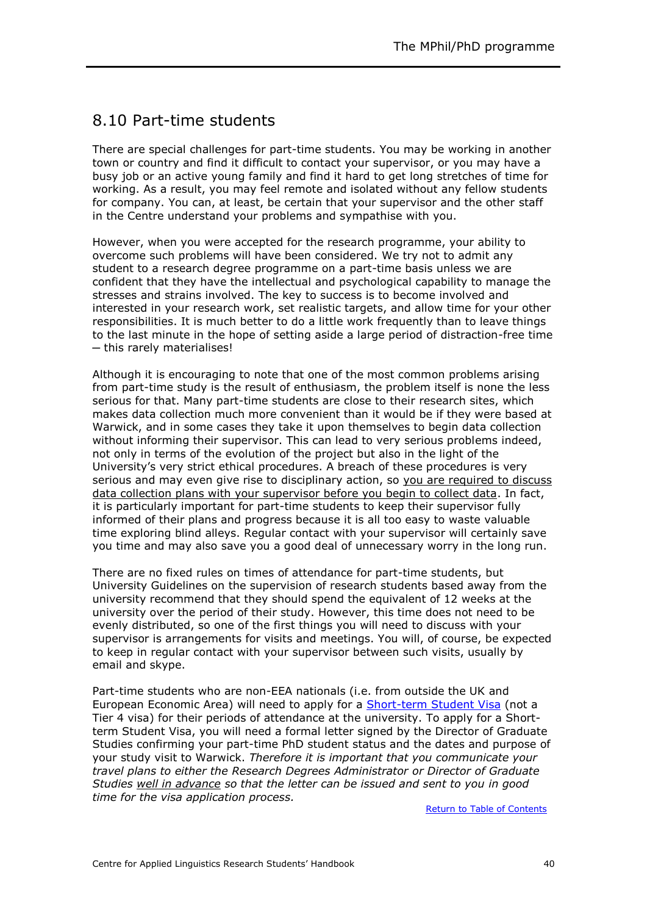## 8.10 Part-time students

There are special challenges for part-time students. You may be working in another town or country and find it difficult to contact your supervisor, or you may have a busy job or an active young family and find it hard to get long stretches of time for working. As a result, you may feel remote and isolated without any fellow students for company. You can, at least, be certain that your supervisor and the other staff in the Centre understand your problems and sympathise with you.

However, when you were accepted for the research programme, your ability to overcome such problems will have been considered. We try not to admit any student to a research degree programme on a part-time basis unless we are confident that they have the intellectual and psychological capability to manage the stresses and strains involved. The key to success is to become involved and interested in your research work, set realistic targets, and allow time for your other responsibilities. It is much better to do a little work frequently than to leave things to the last minute in the hope of setting aside a large period of distraction-free time – this rarely materialises!

Although it is encouraging to note that one of the most common problems arising from part-time study is the result of enthusiasm, the problem itself is none the less serious for that. Many part-time students are close to their research sites, which makes data collection much more convenient than it would be if they were based at Warwick, and in some cases they take it upon themselves to begin data collection without informing their supervisor. This can lead to very serious problems indeed, not only in terms of the evolution of the project but also in the light of the University's very strict ethical procedures. A breach of these procedures is very serious and may even give rise to disciplinary action, so <u>you are required to discuss data collection plans with your supervisor before you begin to collect data</u>. In fact, it is particularly important for part-time students to keep their supervisor fully informed of their plans and progress because it is all too easy to waste valuable time exploring blind alleys. Regular contact with your supervisor will certainly save you time and may also save you a good deal of unnecessary worry in the long run.

There are no fixed rules on times of attendance for part-time students, but University Guidelines on the supervision of research students based away from the university recommend that they should spend the equivalent of 12 weeks at the university over the period of their study. However, this time does not need to be evenly distributed, so one of the first things you will need to discuss with your supervisor is arrangements for visits and meetings. You will, of course, be expected to keep in regular contact with your supervisor between such visits, usually by email and skype.

Part-time students who are non-EEA nationals (i.e. from outside the UK and European Economic Area) will need to apply for a [Short-term Student Visa] (not a Tier 4 visa) for their periods of attendance at the university. To apply for a Short-term Student Visa, you will need a formal letter signed by the Director of Graduate Studies confirming your part-time PhD student status and the dates and purpose of your study visit to Warwick. *Therefore it is important that you communicate your travel plans to either the Research Degrees Administrator or Director of Graduate Studies <u>well in advance</u> so that the letter can be issued and sent to you in good time for the visa application process.*

Return to Table of Contents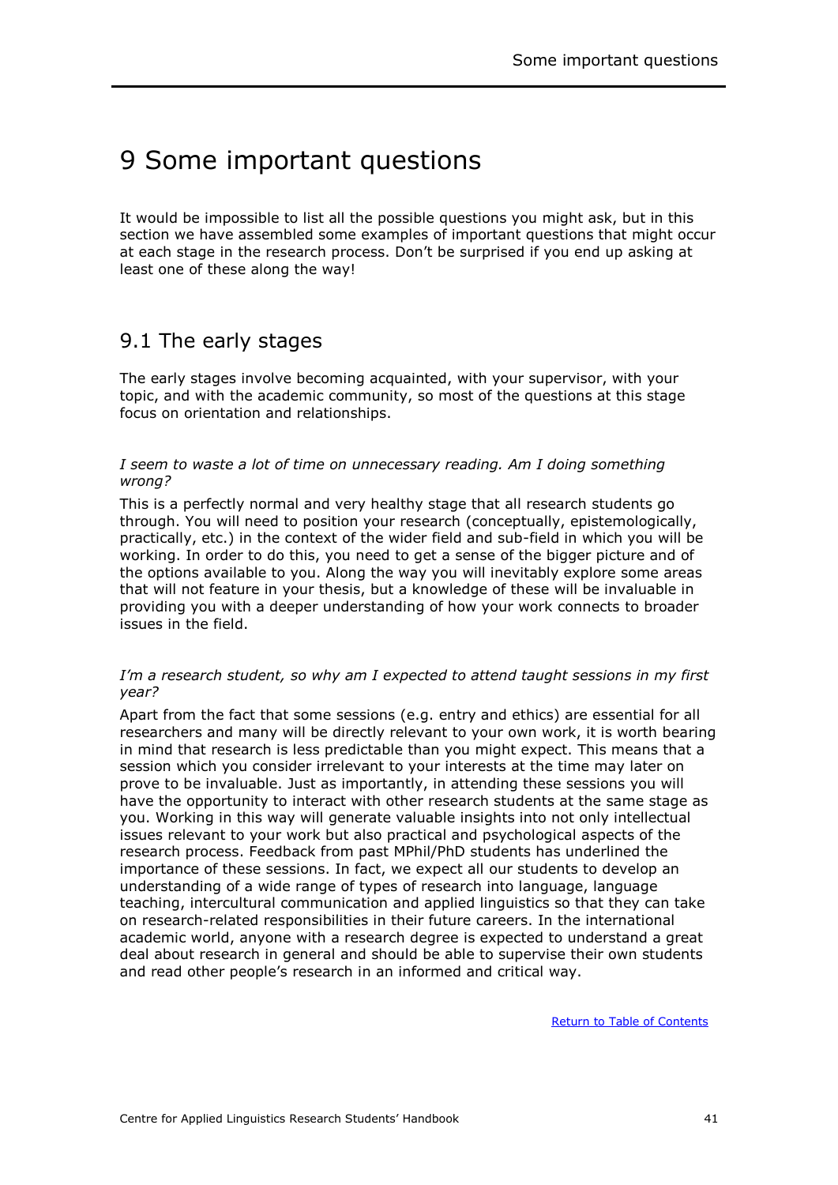# 9 Some important questions

It would be impossible to list all the possible questions you might ask, but in this section we have assembled some examples of important questions that might occur at each stage in the research process. Don't be surprised if you end up asking at least one of these along the way!

## 9.1 The early stages

The early stages involve becoming acquainted, with your supervisor, with your topic, and with the academic community, so most of the questions at this stage focus on orientation and relationships.

*I seem to waste a lot of time on unnecessary reading. Am I doing something wrong?*

This is a perfectly normal and very healthy stage that all research students go through. You will need to position your research (conceptually, epistemologically, practically, etc.) in the context of the wider field and sub-field in which you will be working. In order to do this, you need to get a sense of the bigger picture and of the options available to you. Along the way you will inevitably explore some areas that will not feature in your thesis, but a knowledge of these will be invaluable in providing you with a deeper understanding of how your work connects to broader issues in the field.

*I'm a research student, so why am I expected to attend taught sessions in my first year?*

Apart from the fact that some sessions (e.g. entry and ethics) are essential for all researchers and many will be directly relevant to your own work, it is worth bearing in mind that research is less predictable than you might expect. This means that a session which you consider irrelevant to your interests at the time may later on prove to be invaluable. Just as importantly, in attending these sessions you will have the opportunity to interact with other research students at the same stage as you. Working in this way will generate valuable insights into not only intellectual issues relevant to your work but also practical and psychological aspects of the research process. Feedback from past MPhil/PhD students has underlined the importance of these sessions. In fact, we expect all our students to develop an understanding of a wide range of types of research into language, language teaching, intercultural communication and applied linguistics so that they can take on research-related responsibilities in their future careers. In the international academic world, anyone with a research degree is expected to understand a great deal about research in general and should be able to supervise their own students and read other people's research in an informed and critical way.

Return to Table of Contents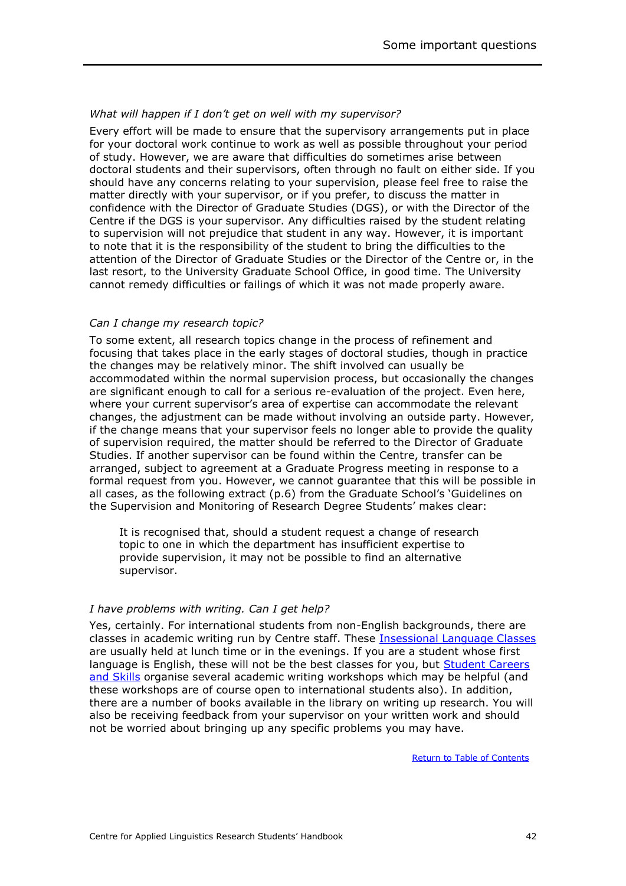*What will happen if I don't get on well with my supervisor?*

Every effort will be made to ensure that the supervisory arrangements put in place for your doctoral work continue to work as well as possible throughout your period of study. However, we are aware that difficulties do sometimes arise between doctoral students and their supervisors, often through no fault on either side. If you should have any concerns relating to your supervision, please feel free to raise the matter directly with your supervisor, or if you prefer, to discuss the matter in confidence with the Director of Graduate Studies (DGS), or with the Director of the Centre if the DGS is your supervisor. Any difficulties raised by the student relating to supervision will not prejudice that student in any way. However, it is important to note that it is the responsibility of the student to bring the difficulties to the attention of the Director of Graduate Studies or the Director of the Centre or, in the last resort, to the University Graduate School Office, in good time. The University cannot remedy difficulties or failings of which it was not made properly aware.

*Can I change my research topic?*

To some extent, all research topics change in the process of refinement and focusing that takes place in the early stages of doctoral studies, though in practice the changes may be relatively minor. The shift involved can usually be accommodated within the normal supervision process, but occasionally the changes are significant enough to call for a serious re-evaluation of the project. Even here, where your current supervisor's area of expertise can accommodate the relevant changes, the adjustment can be made without involving an outside party. However, if the change means that your supervisor feels no longer able to provide the quality of supervision required, the matter should be referred to the Director of Graduate Studies. If another supervisor can be found within the Centre, transfer can be arranged, subject to agreement at a Graduate Progress meeting in response to a formal request from you. However, we cannot guarantee that this will be possible in all cases, as the following extract (p.6) from the Graduate School's 'Guidelines on the Supervision and Monitoring of Research Degree Students' makes clear:

> It is recognised that, should a student request a change of research topic to one in which the department has insufficient expertise to provide supervision, it may not be possible to find an alternative supervisor.

*I have problems with writing. Can I get help?*

Yes, certainly. For international students from non-English backgrounds, there are classes in academic writing run by Centre staff. These Insessional Language Classes are usually held at lunch time or in the evenings. If you are a student whose first language is English, these will not be the best classes for you, but Student Careers and Skills organise several academic writing workshops which may be helpful (and these workshops are of course open to international students also). In addition, there are a number of books available in the library on writing up research. You will also be receiving feedback from your supervisor on your written work and should not be worried about bringing up any specific problems you may have.

Return to Table of Contents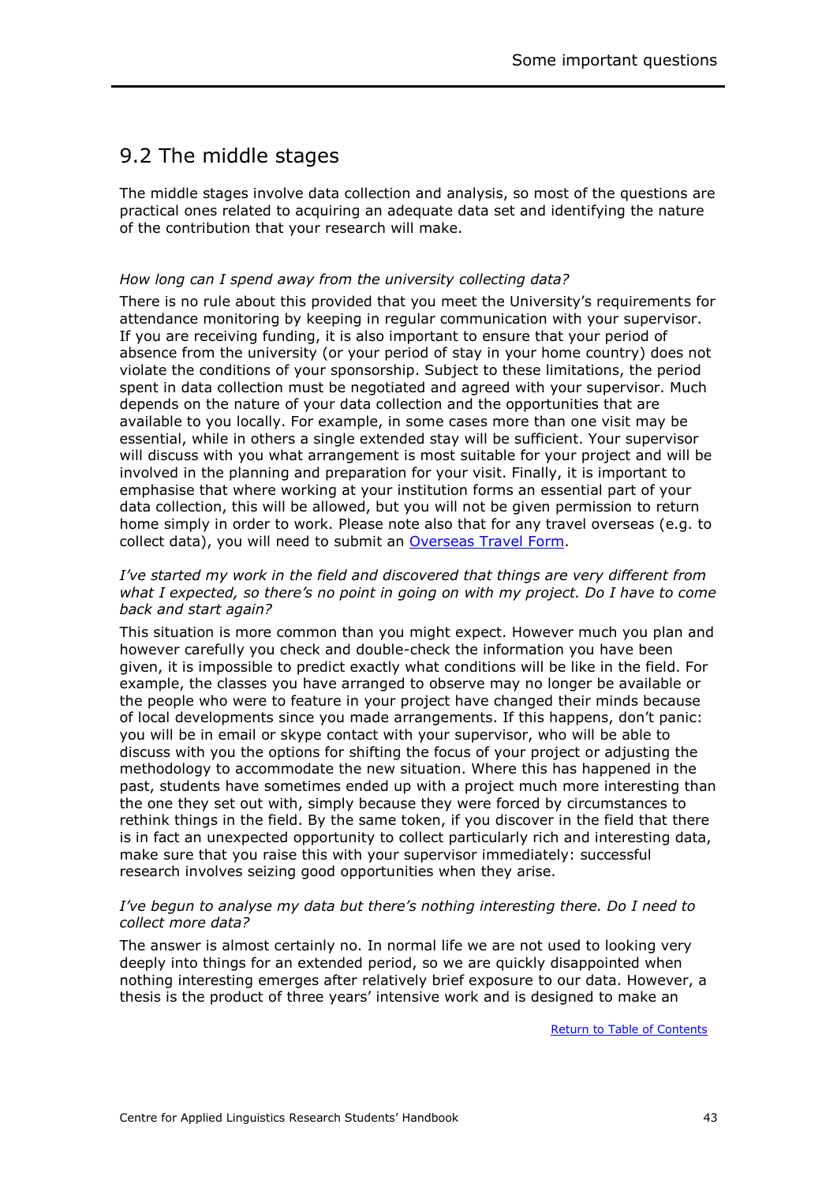## 9.2 The middle stages

The middle stages involve data collection and analysis, so most of the questions are practical ones related to acquiring an adequate data set and identifying the nature of the contribution that your research will make.

*How long can I spend away from the university collecting data?*

There is no rule about this provided that you meet the University's requirements for attendance monitoring by keeping in regular communication with your supervisor. If you are receiving funding, it is also important to ensure that your period of absence from the university (or your period of stay in your home country) does not violate the conditions of your sponsorship. Subject to these limitations, the period spent in data collection must be negotiated and agreed with your supervisor. Much depends on the nature of your data collection and the opportunities that are available to you locally. For example, in some cases more than one visit may be essential, while in others a single extended stay will be sufficient. Your supervisor will discuss with you what arrangement is most suitable for your project and will be involved in the planning and preparation for your visit. Finally, it is important to emphasise that where working at your institution forms an essential part of your data collection, this will be allowed, but you will not be given permission to return home simply in order to work. Please note also that for any travel overseas (e.g. to collect data), you will need to submit an Overseas Travel Form.

*I've started my work in the field and discovered that things are very different from what I expected, so there's no point in going on with my project. Do I have to come back and start again?*

This situation is more common than you might expect. However much you plan and however carefully you check and double-check the information you have been given, it is impossible to predict exactly what conditions will be like in the field. For example, the classes you have arranged to observe may no longer be available or the people who were to feature in your project have changed their minds because of local developments since you made arrangements. If this happens, don't panic: you will be in email or skype contact with your supervisor, who will be able to discuss with you the options for shifting the focus of your project or adjusting the methodology to accommodate the new situation. Where this has happened in the past, students have sometimes ended up with a project much more interesting than the one they set out with, simply because they were forced by circumstances to rethink things in the field. By the same token, if you discover in the field that there is in fact an unexpected opportunity to collect particularly rich and interesting data, make sure that you raise this with your supervisor immediately: successful research involves seizing good opportunities when they arise.

*I've begun to analyse my data but there's nothing interesting there. Do I need to collect more data?*

The answer is almost certainly no. In normal life we are not used to looking very deeply into things for an extended period, so we are quickly disappointed when nothing interesting emerges after relatively brief exposure to our data. However, a thesis is the product of three years' intensive work and is designed to make an

Return to Table of Contents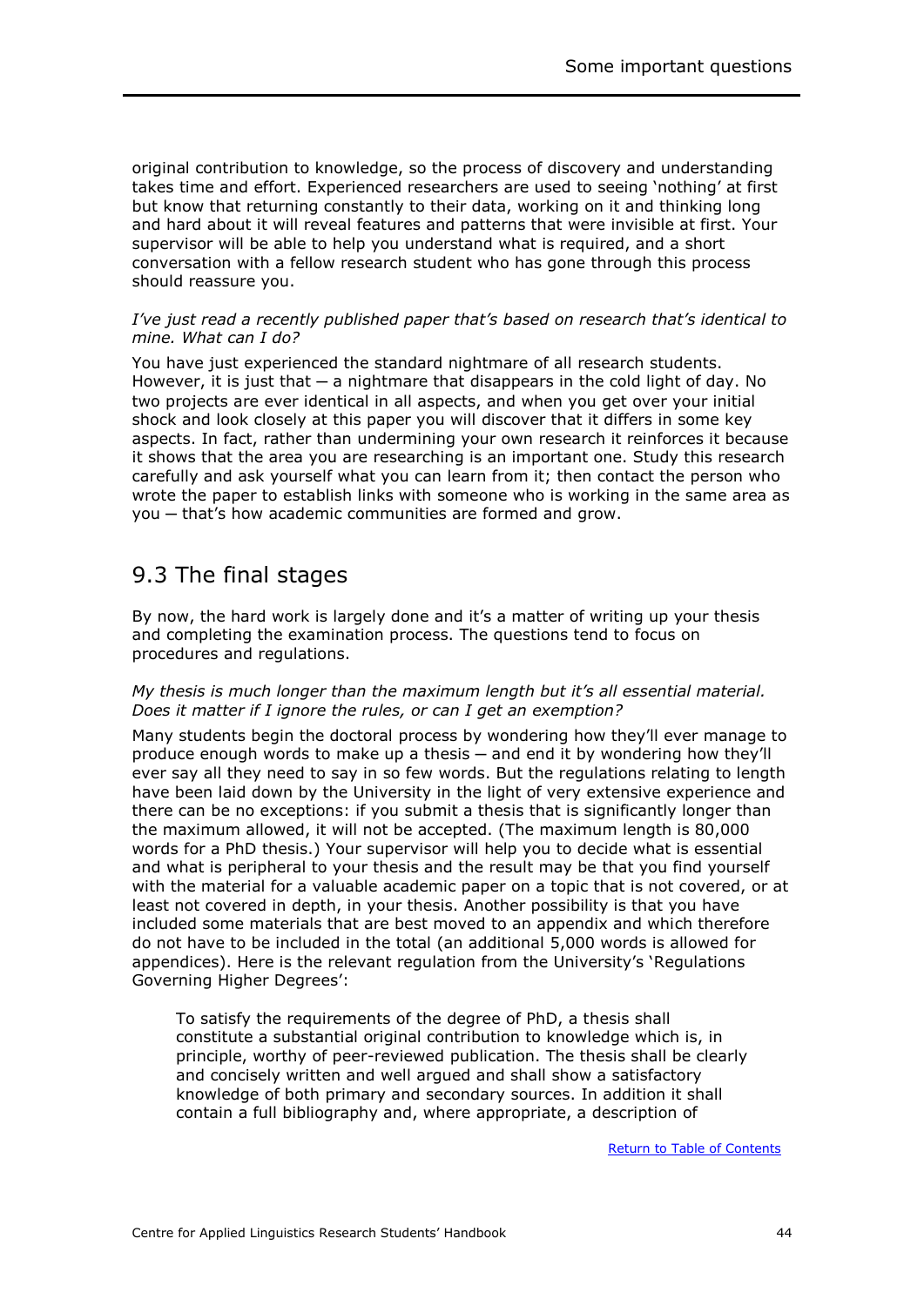original contribution to knowledge, so the process of discovery and understanding takes time and effort. Experienced researchers are used to seeing 'nothing' at first but know that returning constantly to their data, working on it and thinking long and hard about it will reveal features and patterns that were invisible at first. Your supervisor will be able to help you understand what is required, and a short conversation with a fellow research student who has gone through this process should reassure you.

*I've just read a recently published paper that's based on research that's identical to mine. What can I do?*

You have just experienced the standard nightmare of all research students. However, it is just that — a nightmare that disappears in the cold light of day. No two projects are ever identical in all aspects, and when you get over your initial shock and look closely at this paper you will discover that it differs in some key aspects. In fact, rather than undermining your own research it reinforces it because it shows that the area you are researching is an important one. Study this research carefully and ask yourself what you can learn from it; then contact the person who wrote the paper to establish links with someone who is working in the same area as you — that's how academic communities are formed and grow.

## 9.3 The final stages

By now, the hard work is largely done and it's a matter of writing up your thesis and completing the examination process. The questions tend to focus on procedures and regulations.

*My thesis is much longer than the maximum length but it's all essential material. Does it matter if I ignore the rules, or can I get an exemption?*

Many students begin the doctoral process by wondering how they'll ever manage to produce enough words to make up a thesis — and end it by wondering how they'll ever say all they need to say in so few words. But the regulations relating to length have been laid down by the University in the light of very extensive experience and there can be no exceptions: if you submit a thesis that is significantly longer than the maximum allowed, it will not be accepted. (The maximum length is 80,000 words for a PhD thesis.) Your supervisor will help you to decide what is essential and what is peripheral to your thesis and the result may be that you find yourself with the material for a valuable academic paper on a topic that is not covered, or at least not covered in depth, in your thesis. Another possibility is that you have included some materials that are best moved to an appendix and which therefore do not have to be included in the total (an additional 5,000 words is allowed for appendices). Here is the relevant regulation from the University's 'Regulations Governing Higher Degrees':

> To satisfy the requirements of the degree of PhD, a thesis shall constitute a substantial original contribution to knowledge which is, in principle, worthy of peer-reviewed publication. The thesis shall be clearly and concisely written and well argued and shall show a satisfactory knowledge of both primary and secondary sources. In addition it shall contain a full bibliography and, where appropriate, a description of

Return to Table of Contents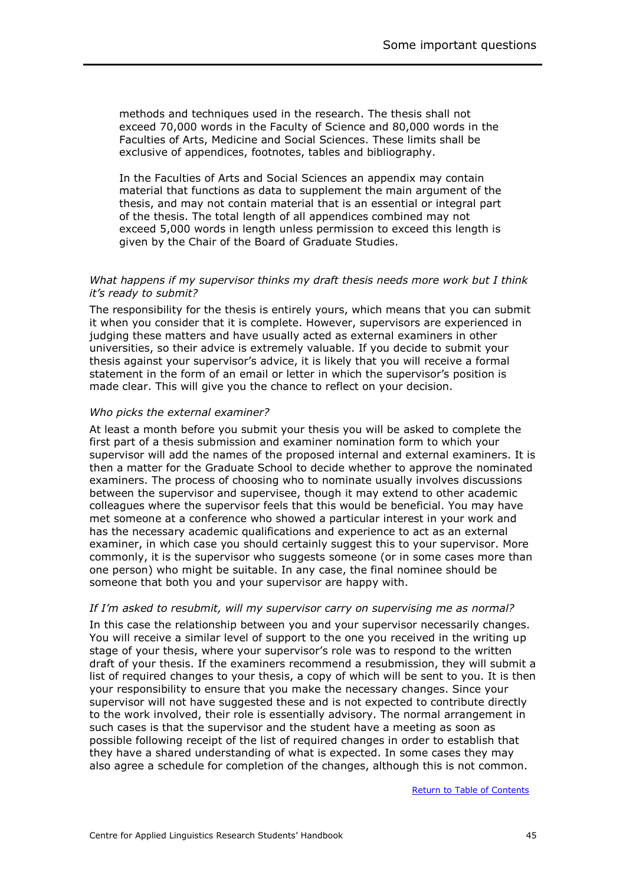methods and techniques used in the research. The thesis shall not exceed 70,000 words in the Faculty of Science and 80,000 words in the Faculties of Arts, Medicine and Social Sciences. These limits shall be exclusive of appendices, footnotes, tables and bibliography.

In the Faculties of Arts and Social Sciences an appendix may contain material that functions as data to supplement the main argument of the thesis, and may not contain material that is an essential or integral part of the thesis. The total length of all appendices combined may not exceed 5,000 words in length unless permission to exceed this length is given by the Chair of the Board of Graduate Studies.

*What happens if my supervisor thinks my draft thesis needs more work but I think it's ready to submit?*

The responsibility for the thesis is entirely yours, which means that you can submit it when you consider that it is complete. However, supervisors are experienced in judging these matters and have usually acted as external examiners in other universities, so their advice is extremely valuable. If you decide to submit your thesis against your supervisor's advice, it is likely that you will receive a formal statement in the form of an email or letter in which the supervisor's position is made clear. This will give you the chance to reflect on your decision.

*Who picks the external examiner?*

At least a month before you submit your thesis you will be asked to complete the first part of a thesis submission and examiner nomination form to which your supervisor will add the names of the proposed internal and external examiners. It is then a matter for the Graduate School to decide whether to approve the nominated examiners. The process of choosing who to nominate usually involves discussions between the supervisor and supervisee, though it may extend to other academic colleagues where the supervisor feels that this would be beneficial. You may have met someone at a conference who showed a particular interest in your work and has the necessary academic qualifications and experience to act as an external examiner, in which case you should certainly suggest this to your supervisor. More commonly, it is the supervisor who suggests someone (or in some cases more than one person) who might be suitable. In any case, the final nominee should be someone that both you and your supervisor are happy with.

*If I'm asked to resubmit, will my supervisor carry on supervising me as normal?*

In this case the relationship between you and your supervisor necessarily changes. You will receive a similar level of support to the one you received in the writing up stage of your thesis, where your supervisor's role was to respond to the written draft of your thesis. If the examiners recommend a resubmission, they will submit a list of required changes to your thesis, a copy of which will be sent to you. It is then your responsibility to ensure that you make the necessary changes. Since your supervisor will not have suggested these and is not expected to contribute directly to the work involved, their role is essentially advisory. The normal arrangement in such cases is that the supervisor and the student have a meeting as soon as possible following receipt of the list of required changes in order to establish that they have a shared understanding of what is expected. In some cases they may also agree a schedule for completion of the changes, although this is not common.

Return to Table of Contents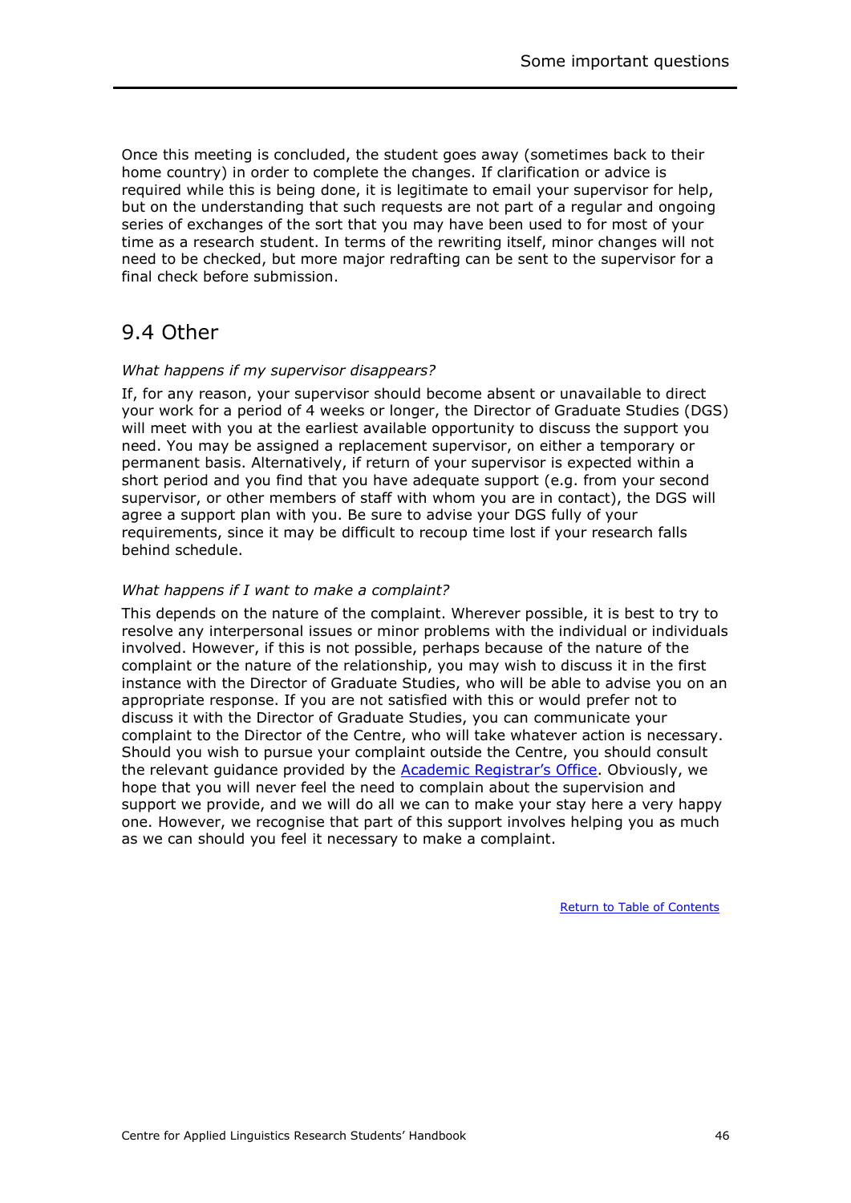Once this meeting is concluded, the student goes away (sometimes back to their home country) in order to complete the changes. If clarification or advice is required while this is being done, it is legitimate to email your supervisor for help, but on the understanding that such requests are not part of a regular and ongoing series of exchanges of the sort that you may have been used to for most of your time as a research student. In terms of the rewriting itself, minor changes will not need to be checked, but more major redrafting can be sent to the supervisor for a final check before submission.

## 9.4 Other

*What happens if my supervisor disappears?*

If, for any reason, your supervisor should become absent or unavailable to direct your work for a period of 4 weeks or longer, the Director of Graduate Studies (DGS) will meet with you at the earliest available opportunity to discuss the support you need. You may be assigned a replacement supervisor, on either a temporary or permanent basis. Alternatively, if return of your supervisor is expected within a short period and you find that you have adequate support (e.g. from your second supervisor, or other members of staff with whom you are in contact), the DGS will agree a support plan with you. Be sure to advise your DGS fully of your requirements, since it may be difficult to recoup time lost if your research falls behind schedule.

*What happens if I want to make a complaint?*

This depends on the nature of the complaint. Wherever possible, it is best to try to resolve any interpersonal issues or minor problems with the individual or individuals involved. However, if this is not possible, perhaps because of the nature of the complaint or the nature of the relationship, you may wish to discuss it in the first instance with the Director of Graduate Studies, who will be able to advise you on an appropriate response. If you are not satisfied with this or would prefer not to discuss it with the Director of Graduate Studies, you can communicate your complaint to the Director of the Centre, who will take whatever action is necessary. Should you wish to pursue your complaint outside the Centre, you should consult the relevant guidance provided by the Academic Registrar's Office. Obviously, we hope that you will never feel the need to complain about the supervision and support we provide, and we will do all we can to make your stay here a very happy one. However, we recognise that part of this support involves helping you as much as we can should you feel it necessary to make a complaint.

Return to Table of Contents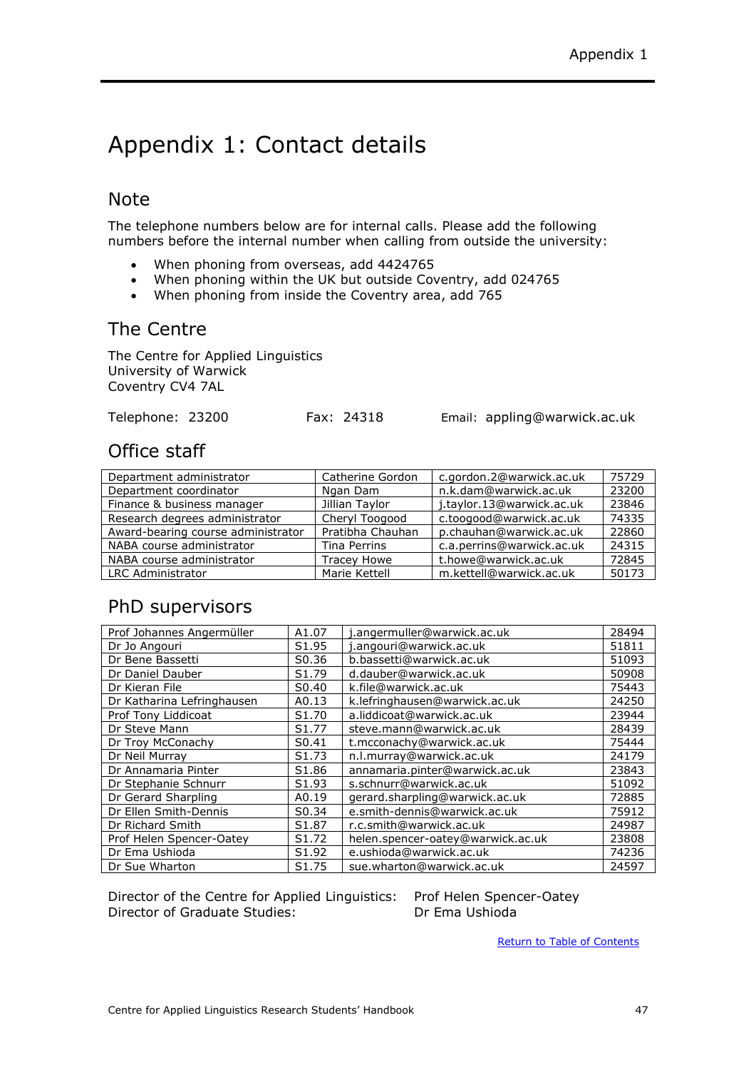# Appendix 1: Contact details

## Note

The telephone numbers below are for internal calls. Please add the following numbers before the internal number when calling from outside the university:

- When phoning from overseas, add 4424765
- When phoning within the UK but outside Coventry, add 024765
- When phoning from inside the Coventry area, add 765

## The Centre

The Centre for Applied Linguistics
University of Warwick
Coventry CV4 7AL

Telephone: 23200 Fax: 24318 Email: appling@warwick.ac.uk

## Office staff

| Department administrator | Catherine Gordon | c.gordon.2@warwick.ac.uk | 75729 |
|---|---|---|---|
| Department coordinator | Ngan Dam | n.k.dam@warwick.ac.uk | 23200 |
| Finance & business manager | Jillian Taylor | j.taylor.13@warwick.ac.uk | 23846 |
| Research degrees administrator | Cheryl Toogood | c.toogood@warwick.ac.uk | 74335 |
| Award-bearing course administrator | Pratibha Chauhan | p.chauhan@warwick.ac.uk | 22860 |
| NABA course administrator | Tina Perrins | c.a.perrins@warwick.ac.uk | 24315 |
| NABA course administrator | Tracey Howe | t.howe@warwick.ac.uk | 72845 |
| LRC Administrator | Marie Kettell | m.kettell@warwick.ac.uk | 50173 |

## PhD supervisors

| Prof Johannes Angermüller | A1.07 | j.angermuller@warwick.ac.uk | 28494 |
|---|---|---|---|
| Dr Jo Angouri | S1.95 | j.angouri@warwick.ac.uk | 51811 |
| Dr Bene Bassetti | S0.36 | b.bassetti@warwick.ac.uk | 51093 |
| Dr Daniel Dauber | S1.79 | d.dauber@warwick.ac.uk | 50908 |
| Dr Kieran File | S0.40 | k.file@warwick.ac.uk | 75443 |
| Dr Katharina Lefringhausen | A0.13 | k.lefringhausen@warwick.ac.uk | 24250 |
| Prof Tony Liddicoat | S1.70 | a.liddicoat@warwick.ac.uk | 23944 |
| Dr Steve Mann | S1.77 | steve.mann@warwick.ac.uk | 28439 |
| Dr Troy McConachy | S0.41 | t.mcconachy@warwick.ac.uk | 75444 |
| Dr Neil Murray | S1.73 | n.l.murray@warwick.ac.uk | 24179 |
| Dr Annamaria Pinter | S1.86 | annamaria.pinter@warwick.ac.uk | 23843 |
| Dr Stephanie Schnurr | S1.93 | s.schnurr@warwick.ac.uk | 51092 |
| Dr Gerard Sharpling | A0.19 | gerard.sharpling@warwick.ac.uk | 72885 |
| Dr Ellen Smith-Dennis | S0.34 | e.smith-dennis@warwick.ac.uk | 75912 |
| Dr Richard Smith | S1.87 | r.c.smith@warwick.ac.uk | 24987 |
| Prof Helen Spencer-Oatey | S1.72 | helen.spencer-oatey@warwick.ac.uk | 23808 |
| Dr Ema Ushioda | S1.92 | e.ushioda@warwick.ac.uk | 74236 |
| Dr Sue Wharton | S1.75 | sue.wharton@warwick.ac.uk | 24597 |

Director of the Centre for Applied Linguistics: Prof Helen Spencer-Oatey
Director of Graduate Studies: Dr Ema Ushioda

Return to Table of Contents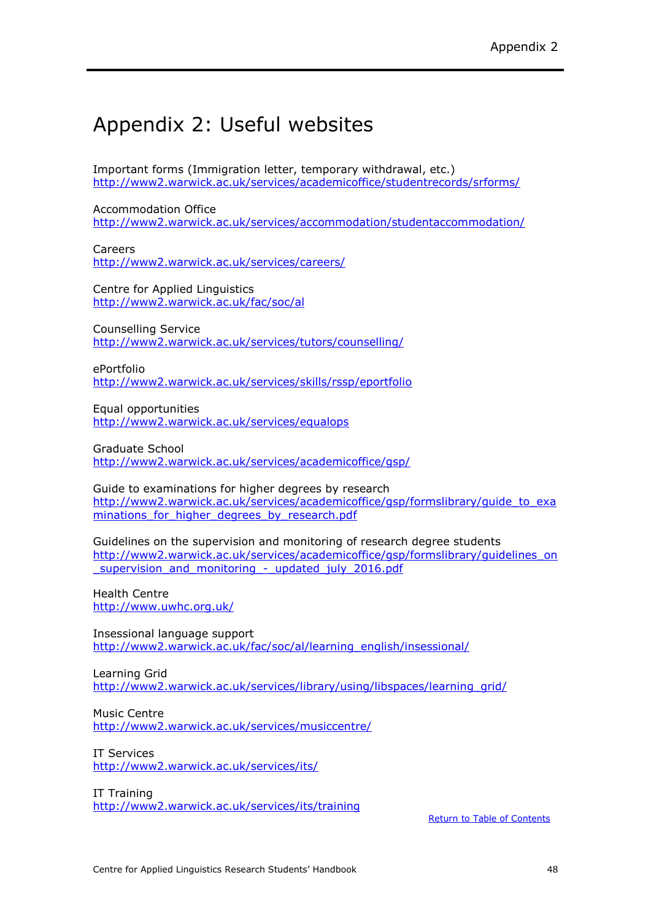# Appendix 2: Useful websites

Important forms (Immigration letter, temporary withdrawal, etc.)
http://www2.warwick.ac.uk/services/academicoffice/studentrecords/srforms/

Accommodation Office
http://www2.warwick.ac.uk/services/accommodation/studentaccommodation/

Careers
http://www2.warwick.ac.uk/services/careers/

Centre for Applied Linguistics
http://www2.warwick.ac.uk/fac/soc/al

Counselling Service
http://www2.warwick.ac.uk/services/tutors/counselling/

ePortfolio
http://www2.warwick.ac.uk/services/skills/rssp/eportfolio

Equal opportunities
http://www2.warwick.ac.uk/services/equalops

Graduate School
http://www2.warwick.ac.uk/services/academicoffice/gsp/

Guide to examinations for higher degrees by research
http://www2.warwick.ac.uk/services/academicoffice/gsp/formslibrary/guide_to_examinations_for_higher_degrees_by_research.pdf

Guidelines on the supervision and monitoring of research degree students
http://www2.warwick.ac.uk/services/academicoffice/gsp/formslibrary/guidelines_on_supervision_and_monitoring_-_updated_july_2016.pdf

Health Centre
http://www.uwhc.org.uk/

Insessional language support
http://www2.warwick.ac.uk/fac/soc/al/learning_english/insessional/

Learning Grid
http://www2.warwick.ac.uk/services/library/using/libspaces/learning_grid/

Music Centre
http://www2.warwick.ac.uk/services/musiccentre/

IT Services
http://www2.warwick.ac.uk/services/its/

IT Training
http://www2.warwick.ac.uk/services/its/training

Return to Table of Contents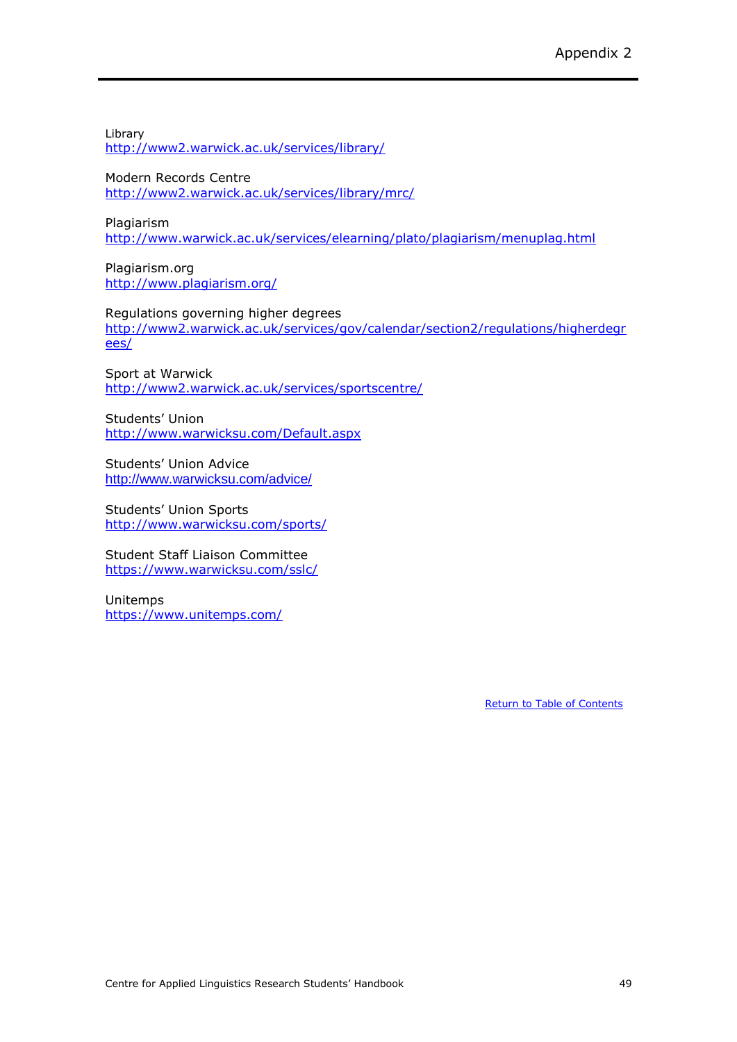Library
[http://www2.warwick.ac.uk/services/library/](http://www2.warwick.ac.uk/services/library/)

Modern Records Centre
[http://www2.warwick.ac.uk/services/library/mrc/](http://www2.warwick.ac.uk/services/library/mrc/)

Plagiarism
[http://www.warwick.ac.uk/services/elearning/plato/plagiarism/menuplag.html](http://www.warwick.ac.uk/services/elearning/plato/plagiarism/menuplag.html)

Plagiarism.org
[http://www.plagiarism.org/](http://www.plagiarism.org/)

Regulations governing higher degrees
[http://www2.warwick.ac.uk/services/gov/calendar/section2/regulations/higherdegrees/](http://www2.warwick.ac.uk/services/gov/calendar/section2/regulations/higherdegrees/)

Sport at Warwick
[http://www2.warwick.ac.uk/services/sportscentre/](http://www2.warwick.ac.uk/services/sportscentre/)

Students' Union
[http://www.warwicksu.com/Default.aspx](http://www.warwicksu.com/Default.aspx)

Students' Union Advice
[http://www.warwicksu.com/advice/](http://www.warwicksu.com/advice/)

Students' Union Sports
[http://www.warwicksu.com/sports/](http://www.warwicksu.com/sports/)

Student Staff Liaison Committee
[https://www.warwicksu.com/sslc/](https://www.warwicksu.com/sslc/)

Unitemps
[https://www.unitemps.com/](https://www.unitemps.com/)

Return to Table of Contents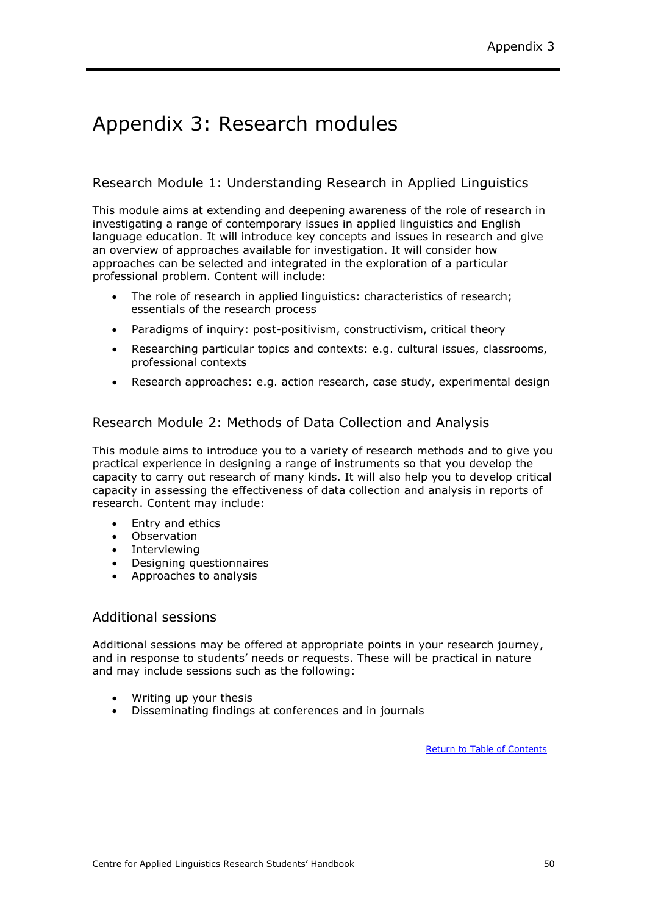# Appendix 3: Research modules

## Research Module 1: Understanding Research in Applied Linguistics

This module aims at extending and deepening awareness of the role of research in investigating a range of contemporary issues in applied linguistics and English language education. It will introduce key concepts and issues in research and give an overview of approaches available for investigation. It will consider how approaches can be selected and integrated in the exploration of a particular professional problem. Content will include:

- The role of research in applied linguistics: characteristics of research; essentials of the research process
- Paradigms of inquiry: post-positivism, constructivism, critical theory
- Researching particular topics and contexts: e.g. cultural issues, classrooms, professional contexts
- Research approaches: e.g. action research, case study, experimental design

## Research Module 2: Methods of Data Collection and Analysis

This module aims to introduce you to a variety of research methods and to give you practical experience in designing a range of instruments so that you develop the capacity to carry out research of many kinds. It will also help you to develop critical capacity in assessing the effectiveness of data collection and analysis in reports of research. Content may include:

- Entry and ethics
- Observation
- Interviewing
- Designing questionnaires
- Approaches to analysis

## Additional sessions

Additional sessions may be offered at appropriate points in your research journey, and in response to students' needs or requests. These will be practical in nature and may include sessions such as the following:

- Writing up your thesis
- Disseminating findings at conferences and in journals

Return to Table of Contents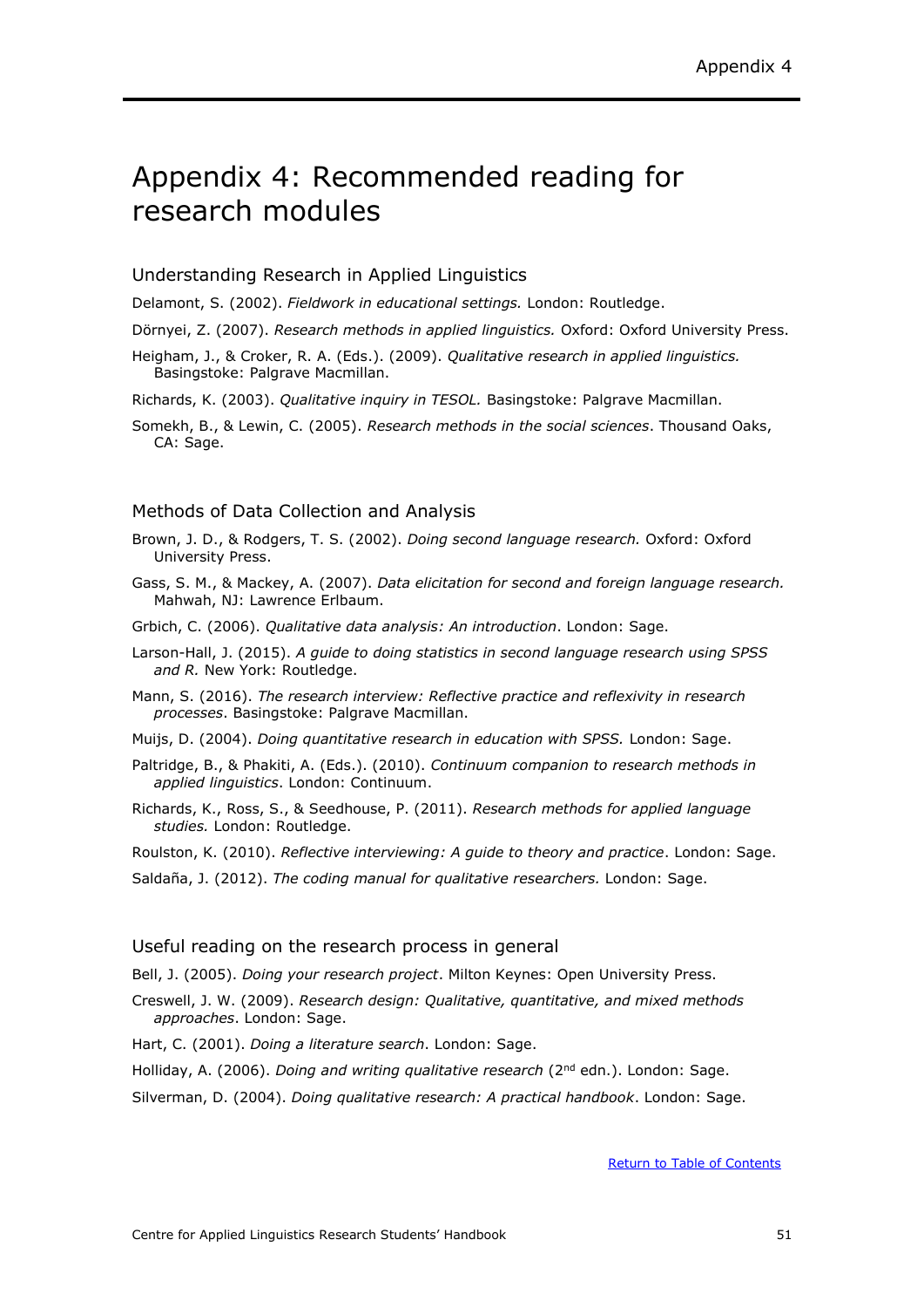# Appendix 4: Recommended reading for research modules

## Understanding Research in Applied Linguistics

Delamont, S. (2002). *Fieldwork in educational settings.* London: Routledge.

Dörnyei, Z. (2007). *Research methods in applied linguistics.* Oxford: Oxford University Press.

Heigham, J., & Croker, R. A. (Eds.). (2009). *Qualitative research in applied linguistics.* Basingstoke: Palgrave Macmillan.

Richards, K. (2003). *Qualitative inquiry in TESOL.* Basingstoke: Palgrave Macmillan.

Somekh, B., & Lewin, C. (2005). *Research methods in the social sciences*. Thousand Oaks, CA: Sage.

## Methods of Data Collection and Analysis

Brown, J. D., & Rodgers, T. S. (2002). *Doing second language research.* Oxford: Oxford University Press.

Gass, S. M., & Mackey, A. (2007). *Data elicitation for second and foreign language research.* Mahwah, NJ: Lawrence Erlbaum.

Grbich, C. (2006). *Qualitative data analysis: An introduction*. London: Sage.

Larson-Hall, J. (2015). *A guide to doing statistics in second language research using SPSS and R.* New York: Routledge.

Mann, S. (2016). *The research interview: Reflective practice and reflexivity in research processes*. Basingstoke: Palgrave Macmillan.

Muijs, D. (2004). *Doing quantitative research in education with SPSS.* London: Sage.

Paltridge, B., & Phakiti, A. (Eds.). (2010). *Continuum companion to research methods in applied linguistics*. London: Continuum.

Richards, K., Ross, S., & Seedhouse, P. (2011). *Research methods for applied language studies.* London: Routledge.

Roulston, K. (2010). *Reflective interviewing: A guide to theory and practice*. London: Sage.

Saldaña, J. (2012). *The coding manual for qualitative researchers.* London: Sage.

## Useful reading on the research process in general

Bell, J. (2005). *Doing your research project*. Milton Keynes: Open University Press.

Creswell, J. W. (2009). *Research design: Qualitative, quantitative, and mixed methods approaches*. London: Sage.

Hart, C. (2001). *Doing a literature search*. London: Sage.

Holliday, A. (2006). *Doing and writing qualitative research* (2nd edn.). London: Sage.

Silverman, D. (2004). *Doing qualitative research: A practical handbook*. London: Sage.

Return to Table of Contents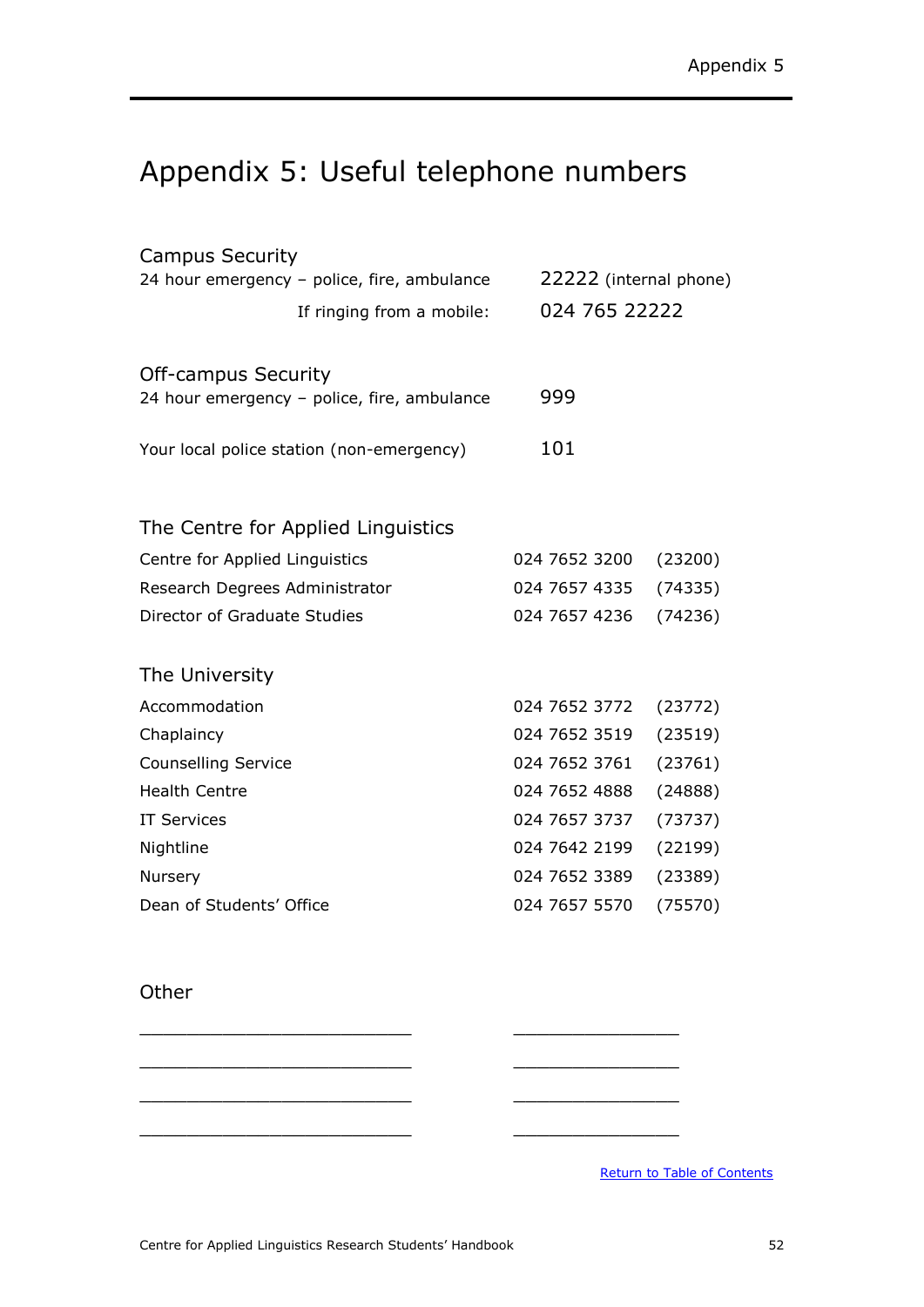# Appendix 5: Useful telephone numbers

## Campus Security

| | |
|---|---|
| 24 hour emergency – police, fire, ambulance | 22222 (internal phone) |
| If ringing from a mobile: | 024 765 22222 |

## Off-campus Security

| | |
|---|---|
| 24 hour emergency – police, fire, ambulance | 999 |
| Your local police station (non-emergency) | 101 |

## The Centre for Applied Linguistics

| | | |
|---|---|---|
| Centre for Applied Linguistics | 024 7652 3200 | (23200) |
| Research Degrees Administrator | 024 7657 4335 | (74335) |
| Director of Graduate Studies | 024 7657 4236 | (74236) |

## The University

| | | |
|---|---|---|
| Accommodation | 024 7652 3772 | (23772) |
| Chaplaincy | 024 7652 3519 | (23519) |
| Counselling Service | 024 7652 3761 | (23761) |
| Health Centre | 024 7652 4888 | (24888) |
| IT Services | 024 7657 3737 | (73737) |
| Nightline | 024 7642 2199 | (22199) |
| Nursery | 024 7652 3389 | (23389) |
| Dean of Students' Office | 024 7657 5570 | (75570) |

## Other

| | |
|---|---|
| ___________________________ | ________________ |
| ___________________________ | ________________ |
| ___________________________ | ________________ |
| ___________________________ | ________________ |

Return to Table of Contents